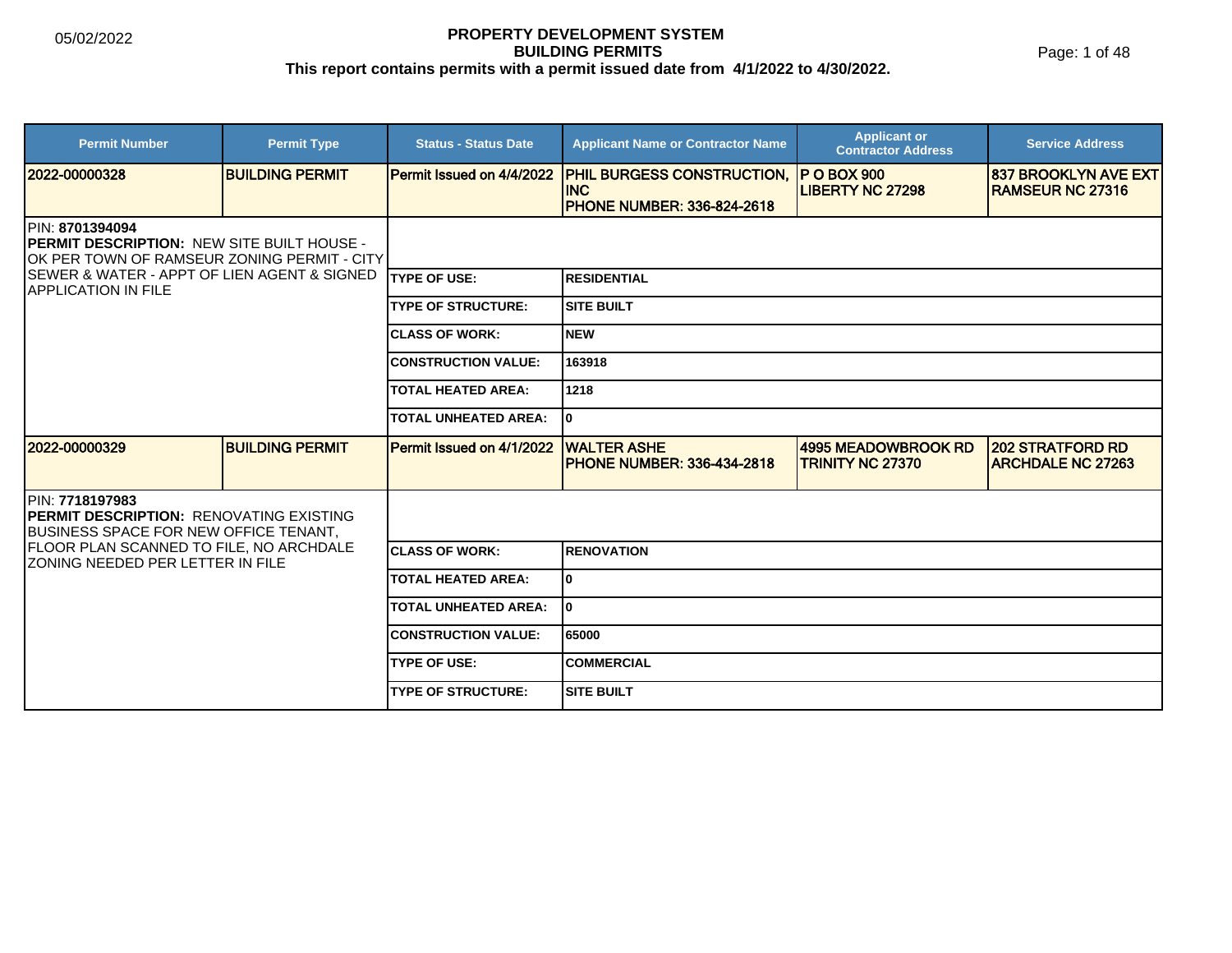05/02/2022

# PROPERTY DEVELOPMENT SYSTEM
## BUILDING PERMITS
### This report contains permits with a permit issued date from 4/1/2022 to 4/30/2022.

| Permit Number | Permit Type | Status - Status Date | Applicant Name or Contractor Name | Applicant or Contractor Address | Service Address |
|---|---|---|---|---|---|
| 2022-00000328 | BUILDING PERMIT | Permit Issued on 4/4/2022 | PHIL BURGESS CONSTRUCTION, INC<br>PHONE NUMBER: 336-824-2618 | P O BOX 900<br>LIBERTY NC 27298 | 837 BROOKLYN AVE EXT<br>RAMSEUR NC 27316 |

PIN: **8701394094**

**PERMIT DESCRIPTION:** NEW SITE BUILT HOUSE - OK PER TOWN OF RAMSEUR ZONING PERMIT - CITY SEWER & WATER - APPT OF LIEN AGENT & SIGNED APPLICATION IN FILE

| | |
|---|---|
| TYPE OF USE: | RESIDENTIAL |
| TYPE OF STRUCTURE: | SITE BUILT |
| CLASS OF WORK: | NEW |
| CONSTRUCTION VALUE: | 163918 |
| TOTAL HEATED AREA: | 1218 |
| TOTAL UNHEATED AREA: | 0 |

| Permit Number | Permit Type | Status - Status Date | Applicant Name or Contractor Name | Applicant or Contractor Address | Service Address |
|---|---|---|---|---|---|
| 2022-00000329 | BUILDING PERMIT | Permit Issued on 4/1/2022 | WALTER ASHE<br>PHONE NUMBER: 336-434-2818 | 4995 MEADOWBROOK RD<br>TRINITY NC 27370 | 202 STRATFORD RD<br>ARCHDALE NC 27263 |

PIN: **7718197983**

**PERMIT DESCRIPTION:** RENOVATING EXISTING BUSINESS SPACE FOR NEW OFFICE TENANT, FLOOR PLAN SCANNED TO FILE, NO ARCHDALE ZONING NEEDED PER LETTER IN FILE

| | |
|---|---|
| CLASS OF WORK: | RENOVATION |
| TOTAL HEATED AREA: | 0 |
| TOTAL UNHEATED AREA: | 0 |
| CONSTRUCTION VALUE: | 65000 |
| TYPE OF USE: | COMMERCIAL |
| TYPE OF STRUCTURE: | SITE BUILT |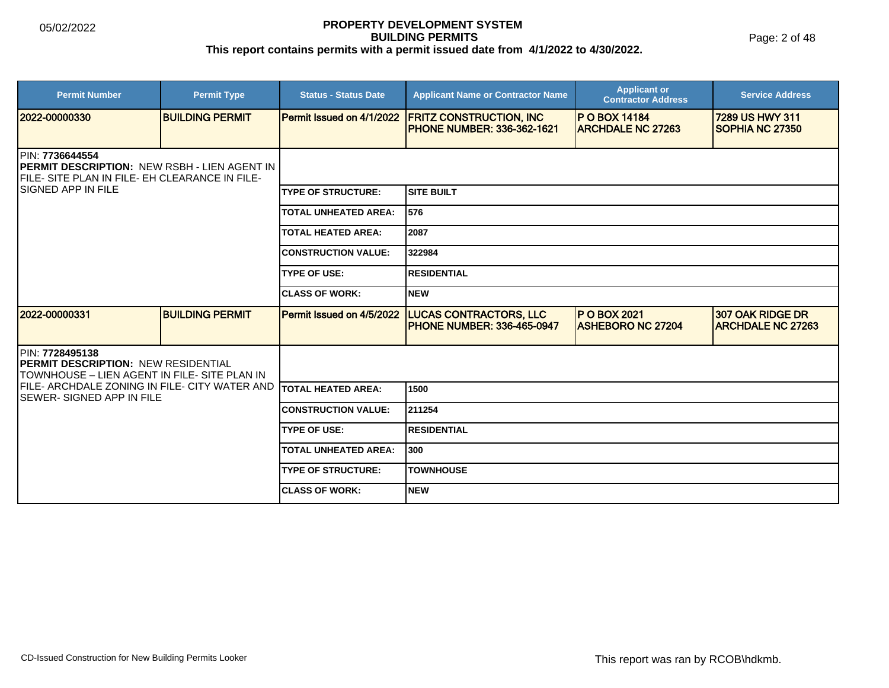# PROPERTY DEVELOPMENT SYSTEM
## BUILDING PERMITS
**This report contains permits with a permit issued date from 4/1/2022 to 4/30/2022.**

| Permit Number | Permit Type | Status - Status Date | Applicant Name or Contractor Name | Applicant or Contractor Address | Service Address |
|---|---|---|---|---|---|
| 2022-00000330 | BUILDING PERMIT | Permit Issued on 4/1/2022 | FRITZ CONSTRUCTION, INC PHONE NUMBER: 336-362-1621 | P O BOX 14184 ARCHDALE NC 27263 | 7289 US HWY 311 SOPHIA NC 27350 |

PIN: **7736644554**
**PERMIT DESCRIPTION:** NEW RSBH - LIEN AGENT IN FILE- SITE PLAN IN FILE- EH CLEARANCE IN FILE- SIGNED APP IN FILE

| | |
|---|---|
| TYPE OF STRUCTURE: | SITE BUILT |
| TOTAL UNHEATED AREA: | 576 |
| TOTAL HEATED AREA: | 2087 |
| CONSTRUCTION VALUE: | 322984 |
| TYPE OF USE: | RESIDENTIAL |
| CLASS OF WORK: | NEW |

| Permit Number | Permit Type | Status - Status Date | Applicant Name or Contractor Name | Applicant or Contractor Address | Service Address |
|---|---|---|---|---|---|
| 2022-00000331 | BUILDING PERMIT | Permit Issued on 4/5/2022 | LUCAS CONTRACTORS, LLC PHONE NUMBER: 336-465-0947 | P O BOX 2021 ASHEBORO NC 27204 | 307 OAK RIDGE DR ARCHDALE NC 27263 |

PIN: **7728495138**
**PERMIT DESCRIPTION:** NEW RESIDENTIAL TOWNHOUSE – LIEN AGENT IN FILE- SITE PLAN IN FILE- ARCHDALE ZONING IN FILE- CITY WATER AND SEWER- SIGNED APP IN FILE

| | |
|---|---|
| TOTAL HEATED AREA: | 1500 |
| CONSTRUCTION VALUE: | 211254 |
| TYPE OF USE: | RESIDENTIAL |
| TOTAL UNHEATED AREA: | 300 |
| TYPE OF STRUCTURE: | TOWNHOUSE |
| CLASS OF WORK: | NEW |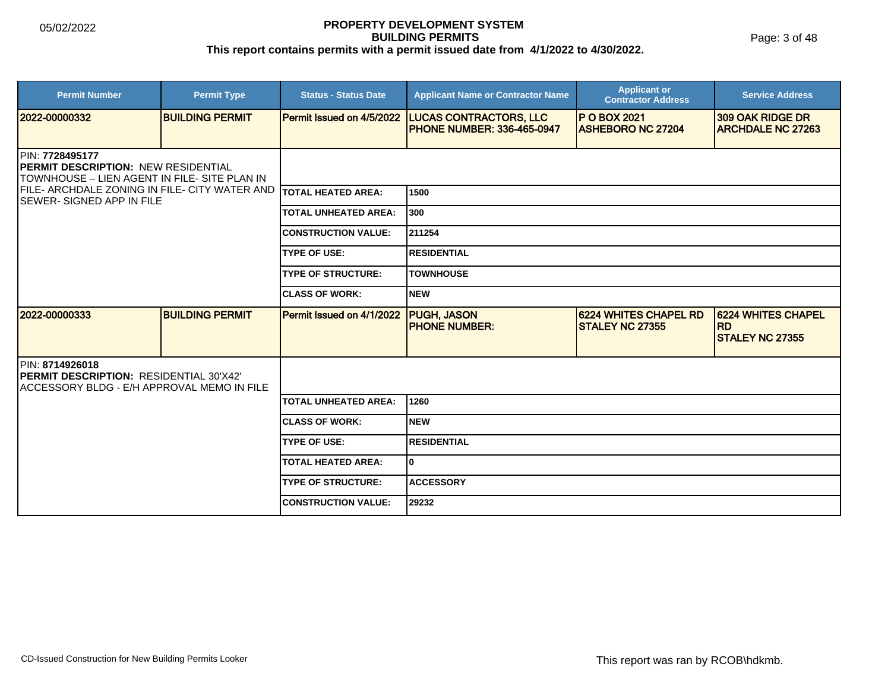# PROPERTY DEVELOPMENT SYSTEM
## BUILDING PERMITS
### This report contains permits with a permit issued date from 4/1/2022 to 4/30/2022.

05/02/2022

| Permit Number | Permit Type | Status - Status Date | Applicant Name or Contractor Name | Applicant or Contractor Address | Service Address |
|---|---|---|---|---|---|
| **2022-00000332** | **BUILDING PERMIT** | **Permit Issued on 4/5/2022** | **LUCAS CONTRACTORS, LLC PHONE NUMBER: 336-465-0947** | **P O BOX 2021 ASHEBORO NC 27204** | **309 OAK RIDGE DR ARCHDALE NC 27263** |

PIN: **7728495177**
**PERMIT DESCRIPTION:** NEW RESIDENTIAL TOWNHOUSE – LIEN AGENT IN FILE- SITE PLAN IN FILE- ARCHDALE ZONING IN FILE- CITY WATER AND SEWER- SIGNED APP IN FILE

| | |
|---|---|
| **TOTAL HEATED AREA:** | **1500** |
| **TOTAL UNHEATED AREA:** | **300** |
| **CONSTRUCTION VALUE:** | **211254** |
| **TYPE OF USE:** | **RESIDENTIAL** |
| **TYPE OF STRUCTURE:** | **TOWNHOUSE** |
| **CLASS OF WORK:** | **NEW** |

| Permit Number | Permit Type | Status - Status Date | Applicant Name or Contractor Name | Applicant or Contractor Address | Service Address |
|---|---|---|---|---|---|
| **2022-00000333** | **BUILDING PERMIT** | **Permit Issued on 4/1/2022** | **PUGH, JASON PHONE NUMBER:** | **6224 WHITES CHAPEL RD STALEY NC 27355** | **6224 WHITES CHAPEL RD STALEY NC 27355** |

PIN: **8714926018**
**PERMIT DESCRIPTION:** RESIDENTIAL 30'X42' ACCESSORY BLDG - E/H APPROVAL MEMO IN FILE

| | |
|---|---|
| **TOTAL UNHEATED AREA:** | **1260** |
| **CLASS OF WORK:** | **NEW** |
| **TYPE OF USE:** | **RESIDENTIAL** |
| **TOTAL HEATED AREA:** | **0** |
| **TYPE OF STRUCTURE:** | **ACCESSORY** |
| **CONSTRUCTION VALUE:** | **29232** |

CD-Issued Construction for New Building Permits Looker

This report was ran by RCOB\hdkmb.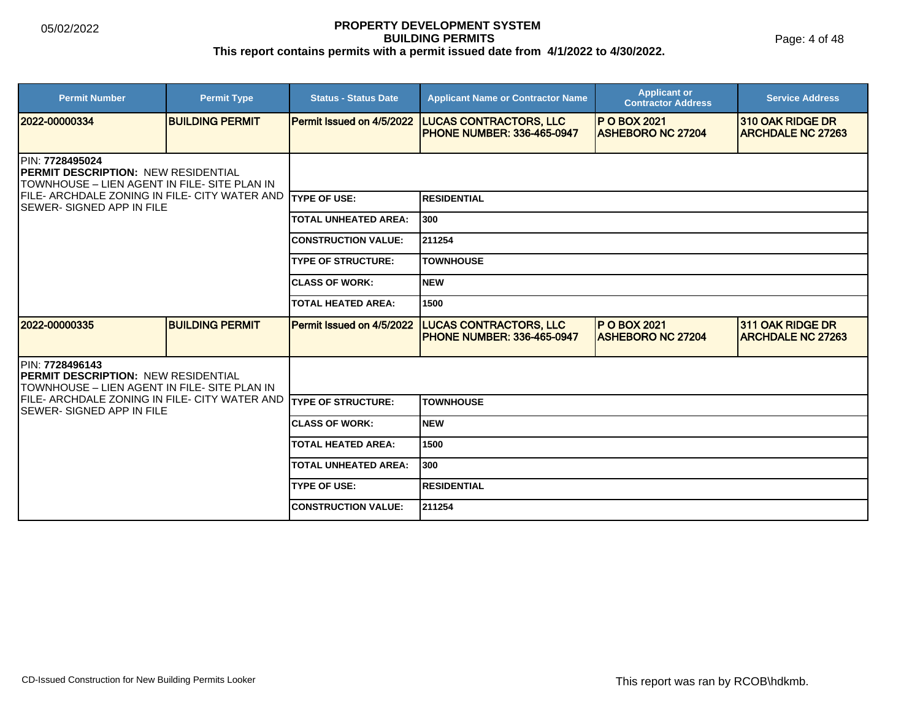**PROPERTY DEVELOPMENT SYSTEM**
**BUILDING PERMITS**
**This report contains permits with a permit issued date from 4/1/2022 to 4/30/2022.**

| Permit Number | Permit Type | Status - Status Date | Applicant Name or Contractor Name | Applicant or Contractor Address | Service Address |
|---|---|---|---|---|---|
| 2022-00000334 | BUILDING PERMIT | Permit Issued on 4/5/2022 | LUCAS CONTRACTORS, LLC PHONE NUMBER: 336-465-0947 | P O BOX 2021 ASHEBORO NC 27204 | 310 OAK RIDGE DR ARCHDALE NC 27263 |

PIN: **7728495024**
**PERMIT DESCRIPTION:** NEW RESIDENTIAL TOWNHOUSE – LIEN AGENT IN FILE- SITE PLAN IN FILE- ARCHDALE ZONING IN FILE- CITY WATER AND SEWER- SIGNED APP IN FILE

| | |
|---|---|
| TYPE OF USE: | RESIDENTIAL |
| TOTAL UNHEATED AREA: | 300 |
| CONSTRUCTION VALUE: | 211254 |
| TYPE OF STRUCTURE: | TOWNHOUSE |
| CLASS OF WORK: | NEW |
| TOTAL HEATED AREA: | 1500 |

| Permit Number | Permit Type | Status - Status Date | Applicant Name or Contractor Name | Applicant or Contractor Address | Service Address |
|---|---|---|---|---|---|
| 2022-00000335 | BUILDING PERMIT | Permit Issued on 4/5/2022 | LUCAS CONTRACTORS, LLC PHONE NUMBER: 336-465-0947 | P O BOX 2021 ASHEBORO NC 27204 | 311 OAK RIDGE DR ARCHDALE NC 27263 |

PIN: **7728496143**
**PERMIT DESCRIPTION:** NEW RESIDENTIAL TOWNHOUSE – LIEN AGENT IN FILE- SITE PLAN IN FILE- ARCHDALE ZONING IN FILE- CITY WATER AND SEWER- SIGNED APP IN FILE

| | |
|---|---|
| TYPE OF STRUCTURE: | TOWNHOUSE |
| CLASS OF WORK: | NEW |
| TOTAL HEATED AREA: | 1500 |
| TOTAL UNHEATED AREA: | 300 |
| TYPE OF USE: | RESIDENTIAL |
| CONSTRUCTION VALUE: | 211254 |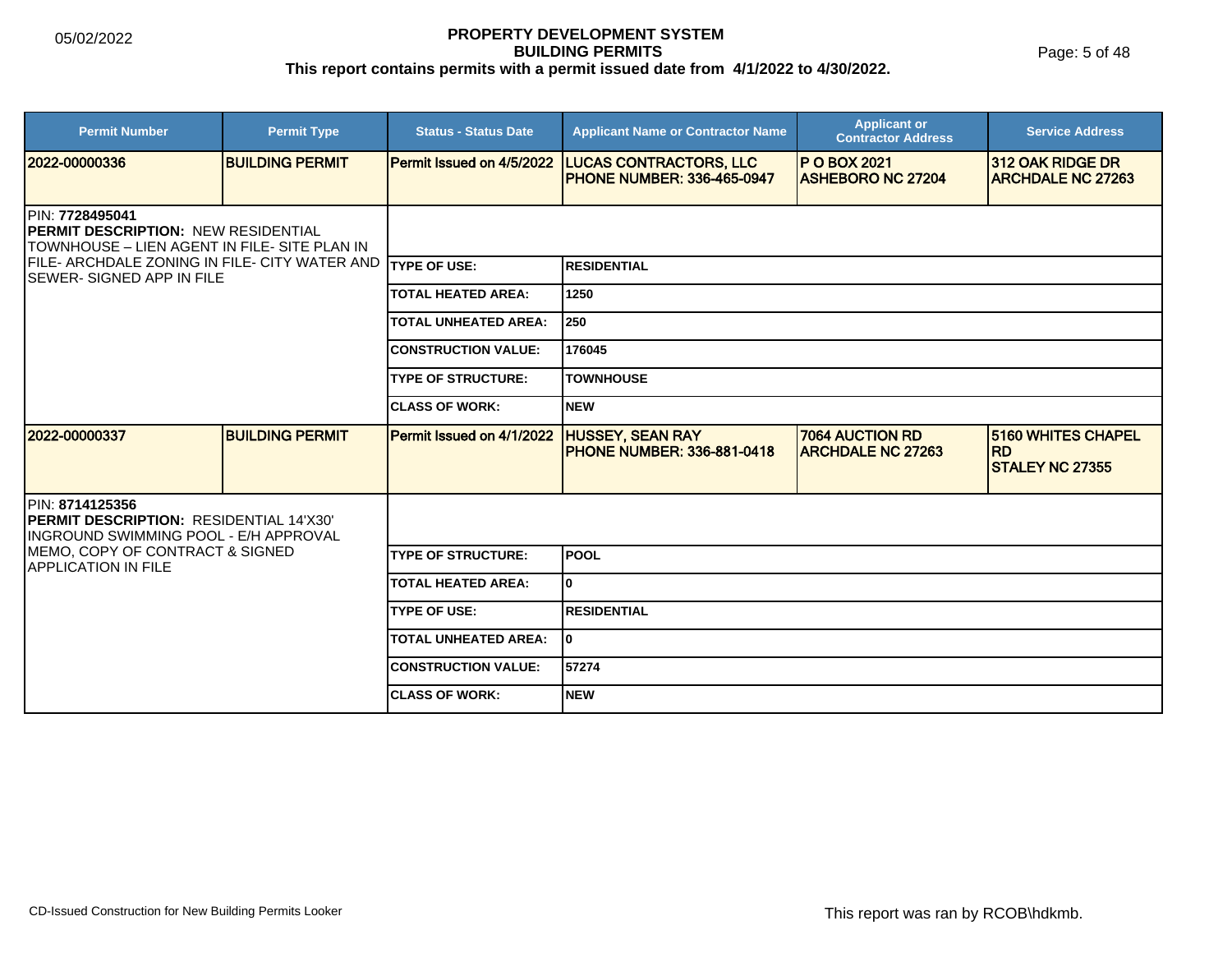**PROPERTY DEVELOPMENT SYSTEM**
**BUILDING PERMITS**
**This report contains permits with a permit issued date from 4/1/2022 to 4/30/2022.**

| Permit Number | Permit Type | Status - Status Date | Applicant Name or Contractor Name | Applicant or Contractor Address | Service Address |
|---|---|---|---|---|---|
| 2022-00000336 | BUILDING PERMIT | Permit Issued on 4/5/2022 | LUCAS CONTRACTORS, LLC PHONE NUMBER: 336-465-0947 | P O BOX 2021 ASHEBORO NC 27204 | 312 OAK RIDGE DR ARCHDALE NC 27263 |

PIN: **7728495041**
**PERMIT DESCRIPTION:** NEW RESIDENTIAL TOWNHOUSE – LIEN AGENT IN FILE- SITE PLAN IN FILE- ARCHDALE ZONING IN FILE- CITY WATER AND SEWER- SIGNED APP IN FILE

| | |
|---|---|
| TYPE OF USE: | RESIDENTIAL |
| TOTAL HEATED AREA: | 1250 |
| TOTAL UNHEATED AREA: | 250 |
| CONSTRUCTION VALUE: | 176045 |
| TYPE OF STRUCTURE: | TOWNHOUSE |
| CLASS OF WORK: | NEW |

| Permit Number | Permit Type | Status - Status Date | Applicant Name or Contractor Name | Applicant or Contractor Address | Service Address |
|---|---|---|---|---|---|
| 2022-00000337 | BUILDING PERMIT | Permit Issued on 4/1/2022 | HUSSEY, SEAN RAY PHONE NUMBER: 336-881-0418 | 7064 AUCTION RD ARCHDALE NC 27263 | 5160 WHITES CHAPEL RD STALEY NC 27355 |

PIN: **8714125356**
**PERMIT DESCRIPTION:** RESIDENTIAL 14'X30' INGROUND SWIMMING POOL - E/H APPROVAL MEMO, COPY OF CONTRACT & SIGNED APPLICATION IN FILE

| | |
|---|---|
| TYPE OF STRUCTURE: | POOL |
| TOTAL HEATED AREA: | 0 |
| TYPE OF USE: | RESIDENTIAL |
| TOTAL UNHEATED AREA: | 0 |
| CONSTRUCTION VALUE: | 57274 |
| CLASS OF WORK: | NEW |

CD-Issued Construction for New Building Permits Looker

This report was ran by RCOB\hdkmb.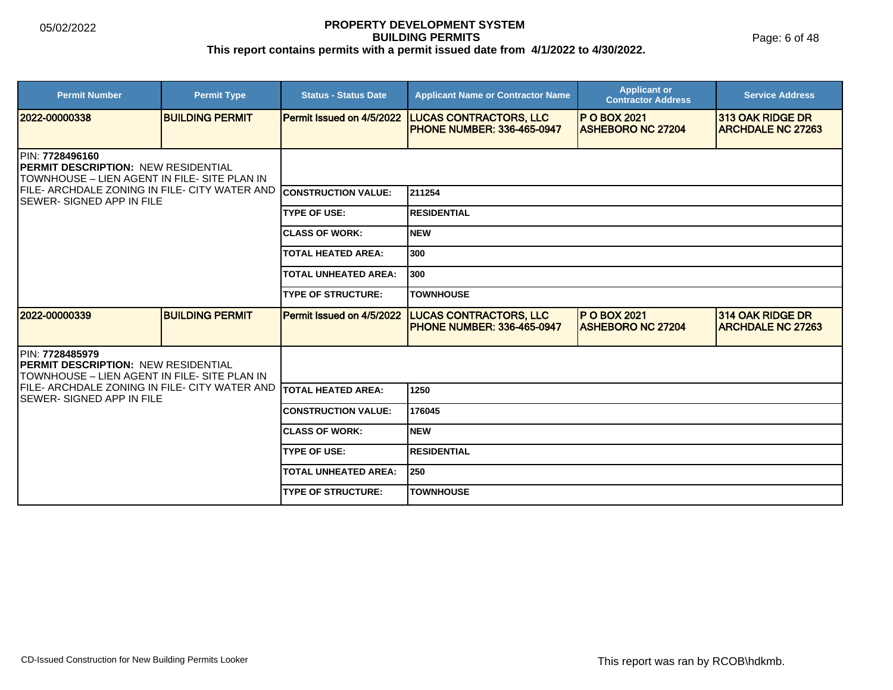**PROPERTY DEVELOPMENT SYSTEM**
**BUILDING PERMITS**
**This report contains permits with a permit issued date from 4/1/2022 to 4/30/2022.**

| Permit Number | Permit Type | Status - Status Date | Applicant Name or Contractor Name | Applicant or Contractor Address | Service Address |
|---|---|---|---|---|---|
| 2022-00000338 | BUILDING PERMIT | Permit Issued on 4/5/2022 | LUCAS CONTRACTORS, LLC PHONE NUMBER: 336-465-0947 | P O BOX 2021 ASHEBORO NC 27204 | 313 OAK RIDGE DR ARCHDALE NC 27263 |

PIN: **7728496160**
**PERMIT DESCRIPTION:** NEW RESIDENTIAL TOWNHOUSE – LIEN AGENT IN FILE- SITE PLAN IN FILE- ARCHDALE ZONING IN FILE- CITY WATER AND SEWER- SIGNED APP IN FILE

| | |
|---|---|
| CONSTRUCTION VALUE: | 211254 |
| TYPE OF USE: | RESIDENTIAL |
| CLASS OF WORK: | NEW |
| TOTAL HEATED AREA: | 300 |
| TOTAL UNHEATED AREA: | 300 |
| TYPE OF STRUCTURE: | TOWNHOUSE |

| Permit Number | Permit Type | Status - Status Date | Applicant Name or Contractor Name | Applicant or Contractor Address | Service Address |
|---|---|---|---|---|---|
| 2022-00000339 | BUILDING PERMIT | Permit Issued on 4/5/2022 | LUCAS CONTRACTORS, LLC PHONE NUMBER: 336-465-0947 | P O BOX 2021 ASHEBORO NC 27204 | 314 OAK RIDGE DR ARCHDALE NC 27263 |

PIN: **7728485979**
**PERMIT DESCRIPTION:** NEW RESIDENTIAL TOWNHOUSE – LIEN AGENT IN FILE- SITE PLAN IN FILE- ARCHDALE ZONING IN FILE- CITY WATER AND SEWER- SIGNED APP IN FILE

| | |
|---|---|
| TOTAL HEATED AREA: | 1250 |
| CONSTRUCTION VALUE: | 176045 |
| CLASS OF WORK: | NEW |
| TYPE OF USE: | RESIDENTIAL |
| TOTAL UNHEATED AREA: | 250 |
| TYPE OF STRUCTURE: | TOWNHOUSE |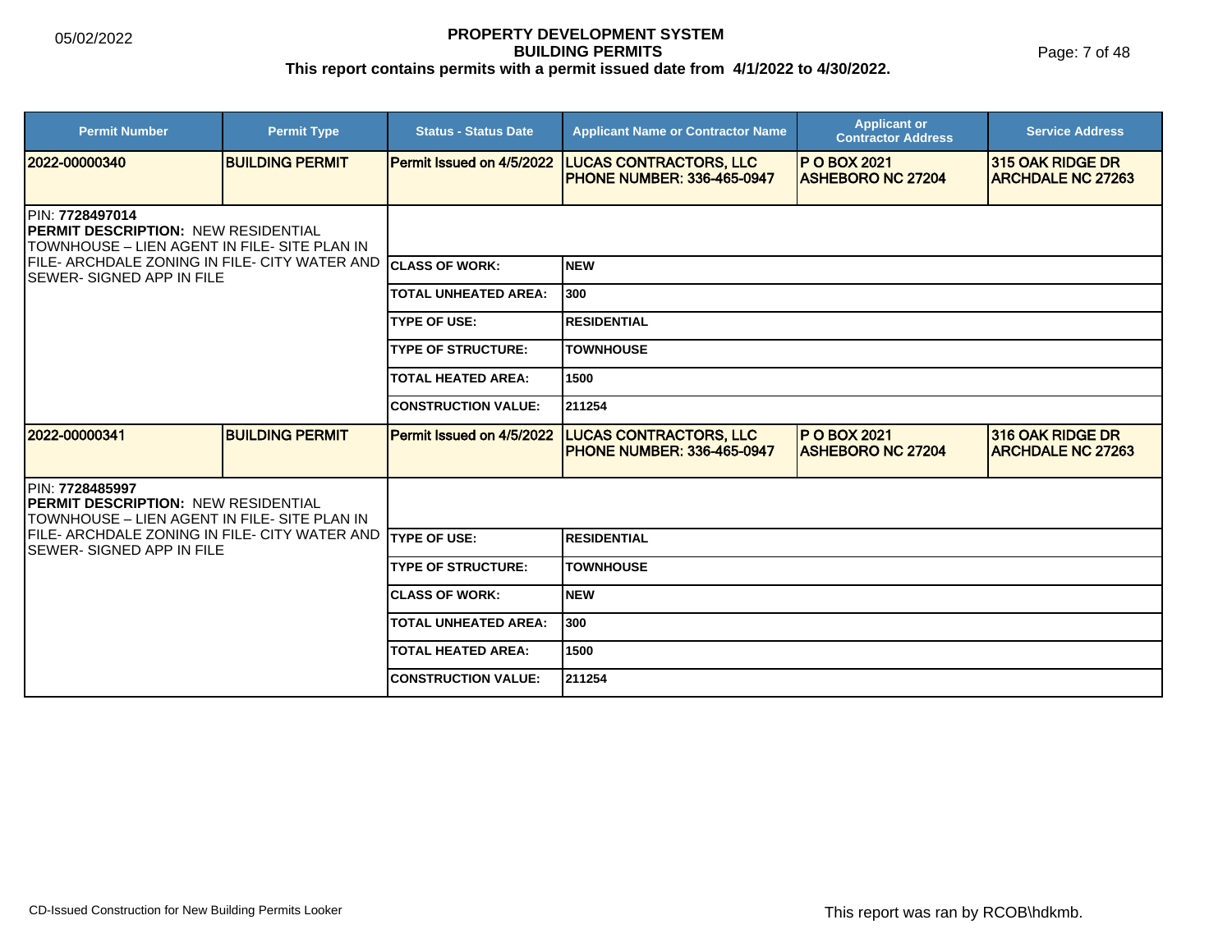# PROPERTY DEVELOPMENT SYSTEM
## BUILDING PERMITS
**This report contains permits with a permit issued date from 4/1/2022 to 4/30/2022.**

05/02/2022

| Permit Number | Permit Type | Status - Status Date | Applicant Name or Contractor Name | Applicant or Contractor Address | Service Address |
|---|---|---|---|---|---|
| 2022-00000340 | BUILDING PERMIT | Permit Issued on 4/5/2022 | LUCAS CONTRACTORS, LLC PHONE NUMBER: 336-465-0947 | P O BOX 2021 ASHEBORO NC 27204 | 315 OAK RIDGE DR ARCHDALE NC 27263 |

PIN: **7728497014**
**PERMIT DESCRIPTION:** NEW RESIDENTIAL TOWNHOUSE – LIEN AGENT IN FILE- SITE PLAN IN FILE- ARCHDALE ZONING IN FILE- CITY WATER AND SEWER- SIGNED APP IN FILE

| | |
|---|---|
| CLASS OF WORK: | NEW |
| TOTAL UNHEATED AREA: | 300 |
| TYPE OF USE: | RESIDENTIAL |
| TYPE OF STRUCTURE: | TOWNHOUSE |
| TOTAL HEATED AREA: | 1500 |
| CONSTRUCTION VALUE: | 211254 |

| Permit Number | Permit Type | Status - Status Date | Applicant Name or Contractor Name | Applicant or Contractor Address | Service Address |
|---|---|---|---|---|---|
| 2022-00000341 | BUILDING PERMIT | Permit Issued on 4/5/2022 | LUCAS CONTRACTORS, LLC PHONE NUMBER: 336-465-0947 | P O BOX 2021 ASHEBORO NC 27204 | 316 OAK RIDGE DR ARCHDALE NC 27263 |

PIN: **7728485997**
**PERMIT DESCRIPTION:** NEW RESIDENTIAL TOWNHOUSE – LIEN AGENT IN FILE- SITE PLAN IN FILE- ARCHDALE ZONING IN FILE- CITY WATER AND SEWER- SIGNED APP IN FILE

| | |
|---|---|
| TYPE OF USE: | RESIDENTIAL |
| TYPE OF STRUCTURE: | TOWNHOUSE |
| CLASS OF WORK: | NEW |
| TOTAL UNHEATED AREA: | 300 |
| TOTAL HEATED AREA: | 1500 |
| CONSTRUCTION VALUE: | 211254 |

CD-Issued Construction for New Building Permits Looker

This report was ran by RCOB\hdkmb.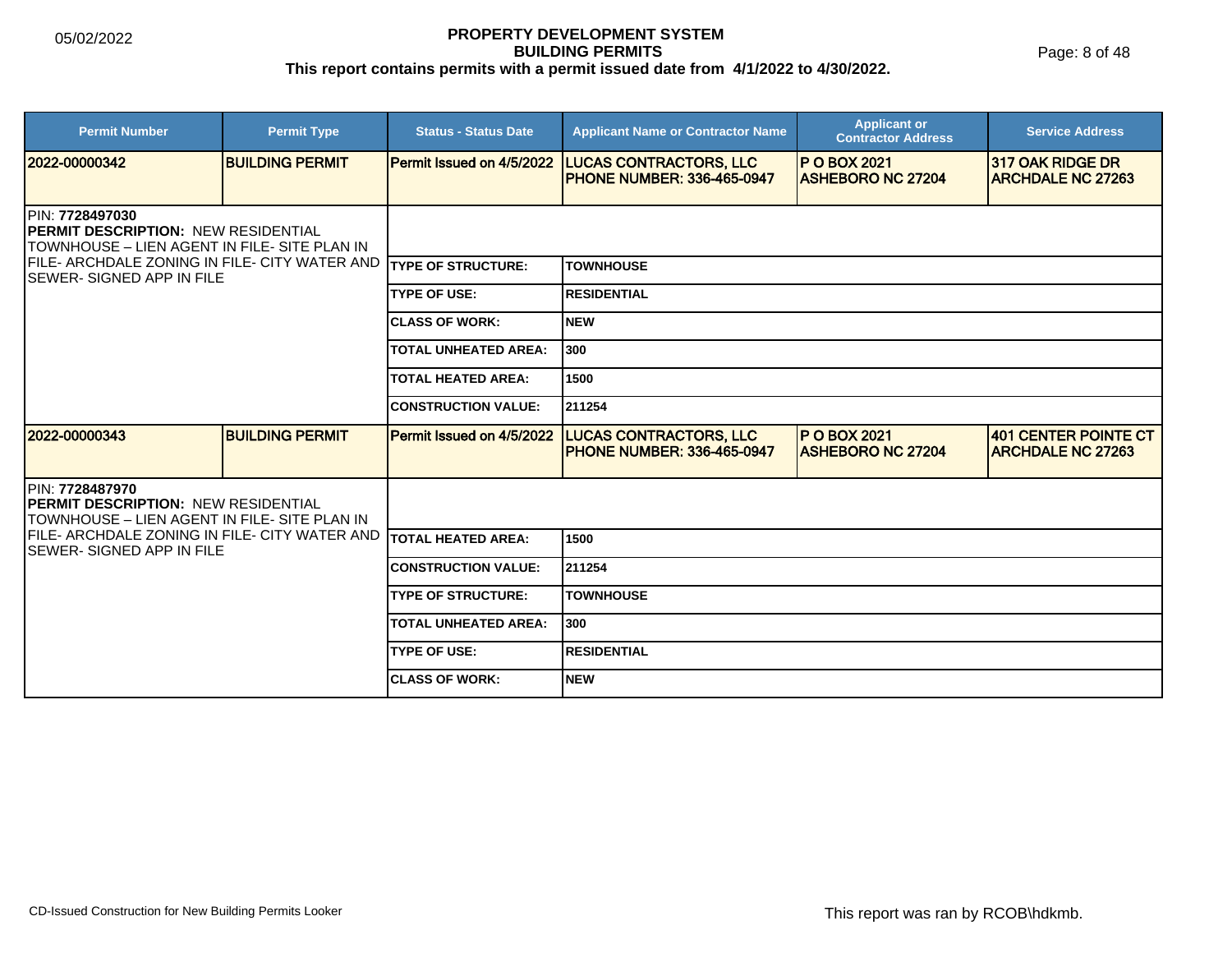# PROPERTY DEVELOPMENT SYSTEM

## BUILDING PERMITS

**This report contains permits with a permit issued date from 4/1/2022 to 4/30/2022.**

| Permit Number | Permit Type | Status - Status Date | Applicant Name or Contractor Name | Applicant or Contractor Address | Service Address |
|---|---|---|---|---|---|
| 2022-00000342 | BUILDING PERMIT | Permit Issued on 4/5/2022 | LUCAS CONTRACTORS, LLC PHONE NUMBER: 336-465-0947 | P O BOX 2021 ASHEBORO NC 27204 | 317 OAK RIDGE DR ARCHDALE NC 27263 |

PIN: **7728497030**

**PERMIT DESCRIPTION:** NEW RESIDENTIAL TOWNHOUSE – LIEN AGENT IN FILE- SITE PLAN IN FILE- ARCHDALE ZONING IN FILE- CITY WATER AND SEWER- SIGNED APP IN FILE

| | |
|---|---|
| TYPE OF STRUCTURE: | TOWNHOUSE |
| TYPE OF USE: | RESIDENTIAL |
| CLASS OF WORK: | NEW |
| TOTAL UNHEATED AREA: | 300 |
| TOTAL HEATED AREA: | 1500 |
| CONSTRUCTION VALUE: | 211254 |

| Permit Number | Permit Type | Status - Status Date | Applicant Name or Contractor Name | Applicant or Contractor Address | Service Address |
|---|---|---|---|---|---|
| 2022-00000343 | BUILDING PERMIT | Permit Issued on 4/5/2022 | LUCAS CONTRACTORS, LLC PHONE NUMBER: 336-465-0947 | P O BOX 2021 ASHEBORO NC 27204 | 401 CENTER POINTE CT ARCHDALE NC 27263 |

PIN: **7728487970**

**PERMIT DESCRIPTION:** NEW RESIDENTIAL TOWNHOUSE – LIEN AGENT IN FILE- SITE PLAN IN FILE- ARCHDALE ZONING IN FILE- CITY WATER AND SEWER- SIGNED APP IN FILE

| | |
|---|---|
| TOTAL HEATED AREA: | 1500 |
| CONSTRUCTION VALUE: | 211254 |
| TYPE OF STRUCTURE: | TOWNHOUSE |
| TOTAL UNHEATED AREA: | 300 |
| TYPE OF USE: | RESIDENTIAL |
| CLASS OF WORK: | NEW |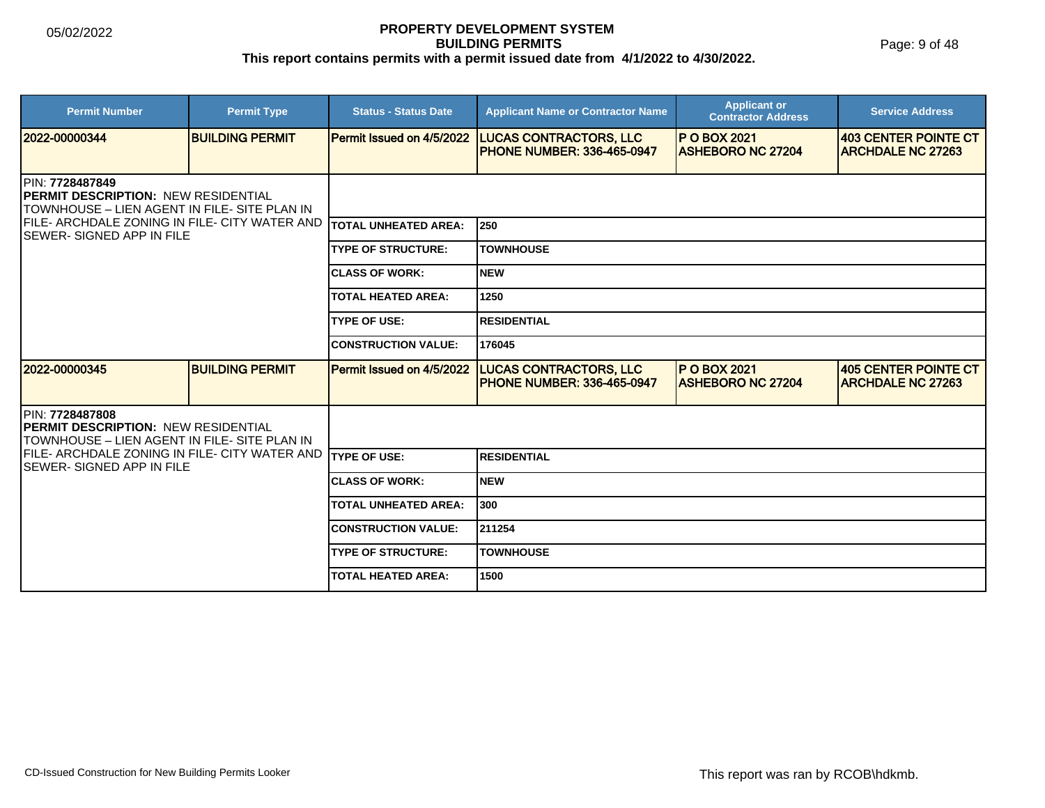# PROPERTY DEVELOPMENT SYSTEM
## BUILDING PERMITS
### This report contains permits with a permit issued date from 4/1/2022 to 4/30/2022.

| Permit Number | Permit Type | Status - Status Date | Applicant Name or Contractor Name | Applicant or Contractor Address | Service Address |
|---|---|---|---|---|---|
| 2022-00000344 | BUILDING PERMIT | Permit Issued on 4/5/2022 | LUCAS CONTRACTORS, LLC PHONE NUMBER: 336-465-0947 | P O BOX 2021 ASHEBORO NC 27204 | 403 CENTER POINTE CT ARCHDALE NC 27263 |

PIN: **7728487849**
**PERMIT DESCRIPTION:** NEW RESIDENTIAL TOWNHOUSE – LIEN AGENT IN FILE- SITE PLAN IN FILE- ARCHDALE ZONING IN FILE- CITY WATER AND SEWER- SIGNED APP IN FILE

| Field | Value |
|---|---|
| TOTAL UNHEATED AREA: | 250 |
| TYPE OF STRUCTURE: | TOWNHOUSE |
| CLASS OF WORK: | NEW |
| TOTAL HEATED AREA: | 1250 |
| TYPE OF USE: | RESIDENTIAL |
| CONSTRUCTION VALUE: | 176045 |

| Permit Number | Permit Type | Status - Status Date | Applicant Name or Contractor Name | Applicant or Contractor Address | Service Address |
|---|---|---|---|---|---|
| 2022-00000345 | BUILDING PERMIT | Permit Issued on 4/5/2022 | LUCAS CONTRACTORS, LLC PHONE NUMBER: 336-465-0947 | P O BOX 2021 ASHEBORO NC 27204 | 405 CENTER POINTE CT ARCHDALE NC 27263 |

PIN: **7728487808**
**PERMIT DESCRIPTION:** NEW RESIDENTIAL TOWNHOUSE – LIEN AGENT IN FILE- SITE PLAN IN FILE- ARCHDALE ZONING IN FILE- CITY WATER AND SEWER- SIGNED APP IN FILE

| Field | Value |
|---|---|
| TYPE OF USE: | RESIDENTIAL |
| CLASS OF WORK: | NEW |
| TOTAL UNHEATED AREA: | 300 |
| CONSTRUCTION VALUE: | 211254 |
| TYPE OF STRUCTURE: | TOWNHOUSE |
| TOTAL HEATED AREA: | 1500 |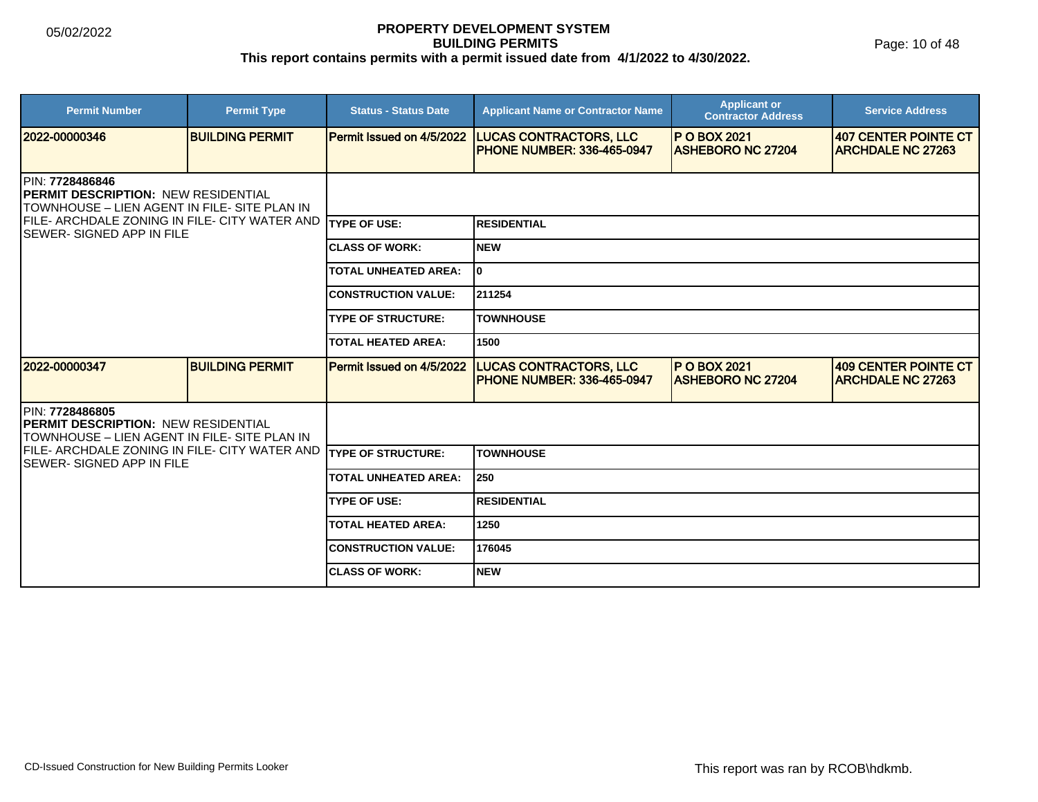**PROPERTY DEVELOPMENT SYSTEM**
**BUILDING PERMITS**
**This report contains permits with a permit issued date from 4/1/2022 to 4/30/2022.**

| Permit Number | Permit Type | Status - Status Date | Applicant Name or Contractor Name | Applicant or Contractor Address | Service Address |
|---|---|---|---|---|---|
| 2022-00000346 | BUILDING PERMIT | Permit Issued on 4/5/2022 | LUCAS CONTRACTORS, LLC PHONE NUMBER: 336-465-0947 | P O BOX 2021 ASHEBORO NC 27204 | 407 CENTER POINTE CT ARCHDALE NC 27263 |

PIN: **7728486846**
**PERMIT DESCRIPTION:** NEW RESIDENTIAL TOWNHOUSE – LIEN AGENT IN FILE- SITE PLAN IN FILE- ARCHDALE ZONING IN FILE- CITY WATER AND SEWER- SIGNED APP IN FILE

| | |
|---|---|
| TYPE OF USE: | RESIDENTIAL |
| CLASS OF WORK: | NEW |
| TOTAL UNHEATED AREA: | 0 |
| CONSTRUCTION VALUE: | 211254 |
| TYPE OF STRUCTURE: | TOWNHOUSE |
| TOTAL HEATED AREA: | 1500 |

| Permit Number | Permit Type | Status - Status Date | Applicant Name or Contractor Name | Applicant or Contractor Address | Service Address |
|---|---|---|---|---|---|
| 2022-00000347 | BUILDING PERMIT | Permit Issued on 4/5/2022 | LUCAS CONTRACTORS, LLC PHONE NUMBER: 336-465-0947 | P O BOX 2021 ASHEBORO NC 27204 | 409 CENTER POINTE CT ARCHDALE NC 27263 |

PIN: **7728486805**
**PERMIT DESCRIPTION:** NEW RESIDENTIAL TOWNHOUSE – LIEN AGENT IN FILE- SITE PLAN IN FILE- ARCHDALE ZONING IN FILE- CITY WATER AND SEWER- SIGNED APP IN FILE

| | |
|---|---|
| TYPE OF STRUCTURE: | TOWNHOUSE |
| TOTAL UNHEATED AREA: | 250 |
| TYPE OF USE: | RESIDENTIAL |
| TOTAL HEATED AREA: | 1250 |
| CONSTRUCTION VALUE: | 176045 |
| CLASS OF WORK: | NEW |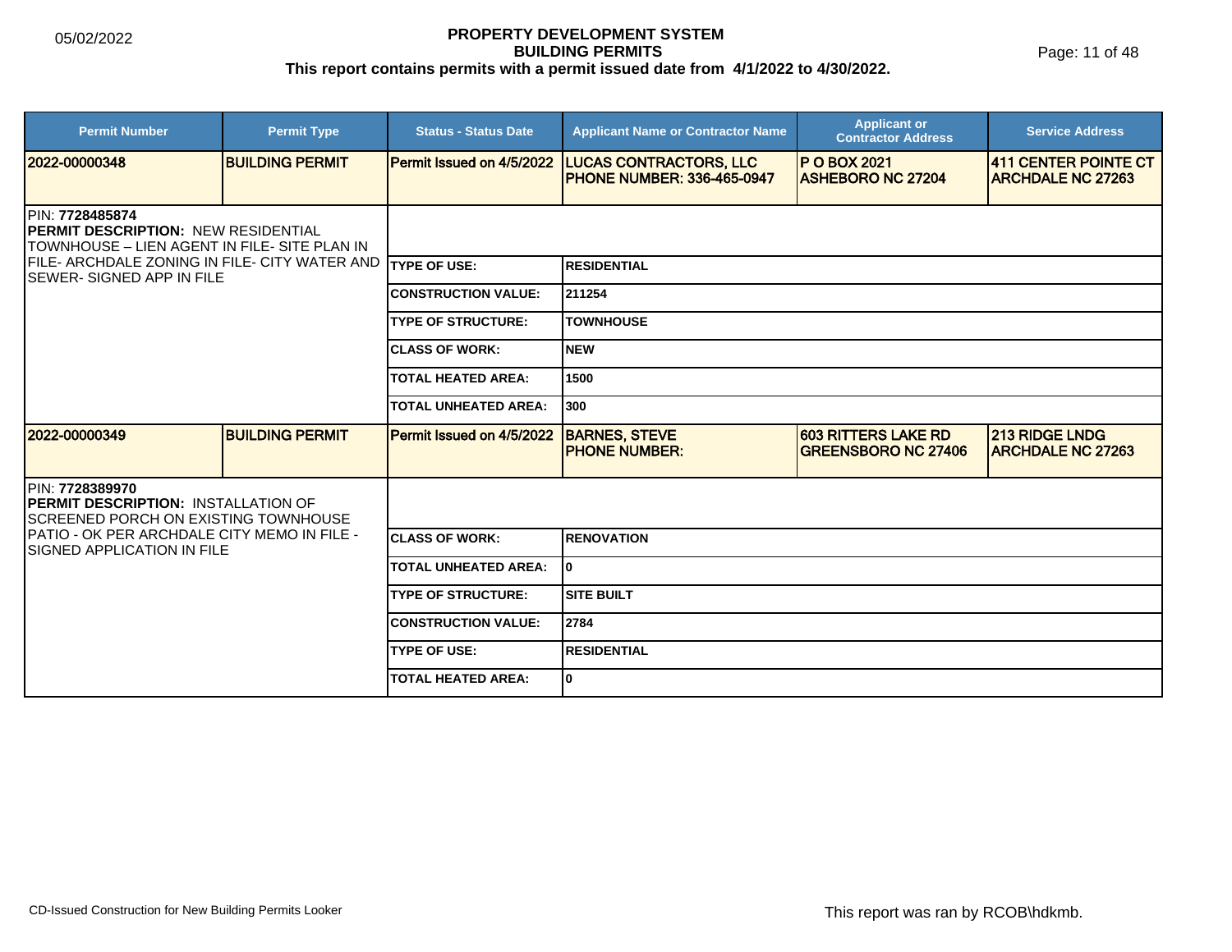# PROPERTY DEVELOPMENT SYSTEM
## BUILDING PERMITS
### This report contains permits with a permit issued date from 4/1/2022 to 4/30/2022.

05/02/2022

| Permit Number | Permit Type | Status - Status Date | Applicant Name or Contractor Name | Applicant or Contractor Address | Service Address |
|---|---|---|---|---|---|
| 2022-00000348 | BUILDING PERMIT | Permit Issued on 4/5/2022 | LUCAS CONTRACTORS, LLC PHONE NUMBER: 336-465-0947 | P O BOX 2021 ASHEBORO NC 27204 | 411 CENTER POINTE CT ARCHDALE NC 27263 |

PIN: **7728485874**
**PERMIT DESCRIPTION:** NEW RESIDENTIAL TOWNHOUSE – LIEN AGENT IN FILE- SITE PLAN IN FILE- ARCHDALE ZONING IN FILE- CITY WATER AND SEWER- SIGNED APP IN FILE

| | |
|---|---|
| TYPE OF USE: | RESIDENTIAL |
| CONSTRUCTION VALUE: | 211254 |
| TYPE OF STRUCTURE: | TOWNHOUSE |
| CLASS OF WORK: | NEW |
| TOTAL HEATED AREA: | 1500 |
| TOTAL UNHEATED AREA: | 300 |

| Permit Number | Permit Type | Status - Status Date | Applicant Name or Contractor Name | Applicant or Contractor Address | Service Address |
|---|---|---|---|---|---|
| 2022-00000349 | BUILDING PERMIT | Permit Issued on 4/5/2022 | BARNES, STEVE PHONE NUMBER: | 603 RITTERS LAKE RD GREENSBORO NC 27406 | 213 RIDGE LNDG ARCHDALE NC 27263 |

PIN: **7728389970**
**PERMIT DESCRIPTION:** INSTALLATION OF SCREENED PORCH ON EXISTING TOWNHOUSE PATIO - OK PER ARCHDALE CITY MEMO IN FILE - SIGNED APPLICATION IN FILE

| | |
|---|---|
| CLASS OF WORK: | RENOVATION |
| TOTAL UNHEATED AREA: | 0 |
| TYPE OF STRUCTURE: | SITE BUILT |
| CONSTRUCTION VALUE: | 2784 |
| TYPE OF USE: | RESIDENTIAL |
| TOTAL HEATED AREA: | 0 |

CD-Issued Construction for New Building Permits Looker

This report was ran by RCOB\hdkmb.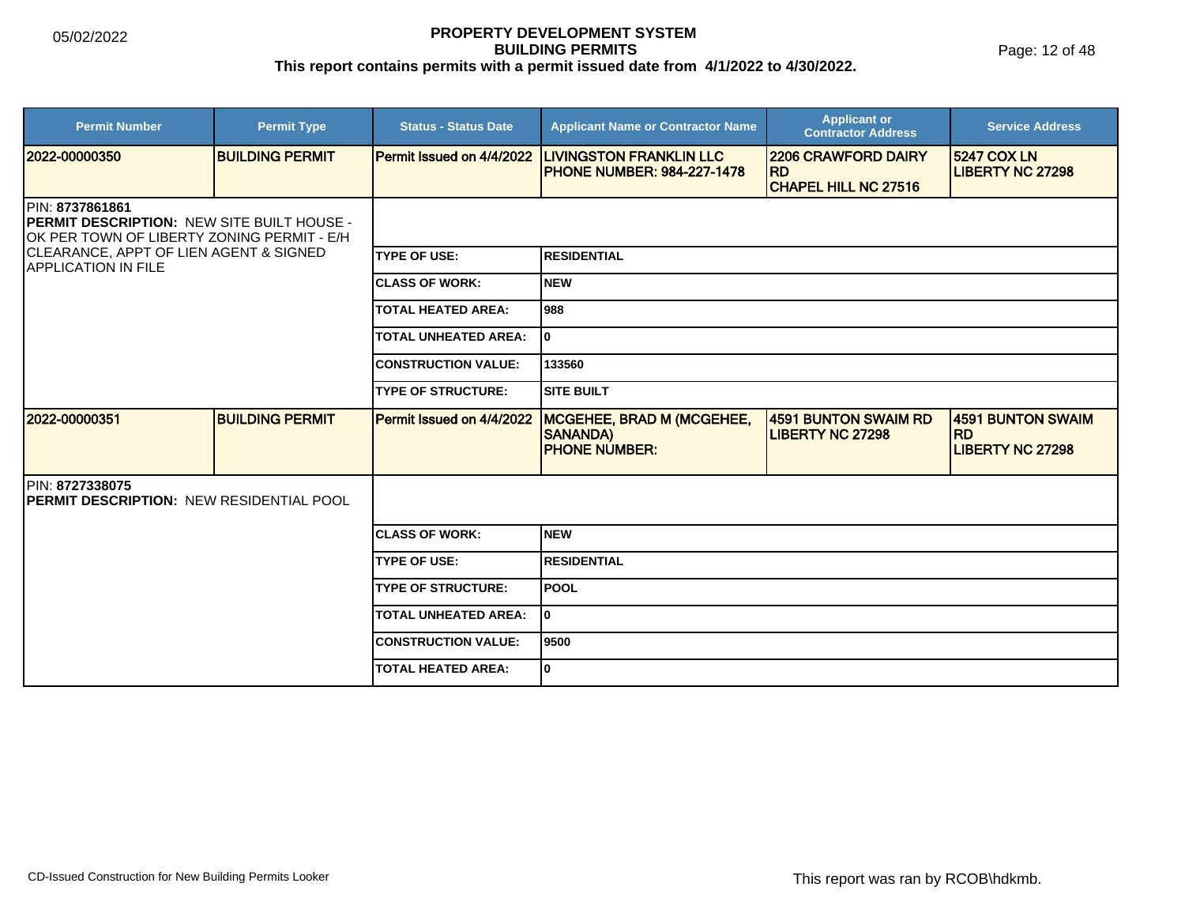# PROPERTY DEVELOPMENT SYSTEM
## BUILDING PERMITS
### This report contains permits with a permit issued date from 4/1/2022 to 4/30/2022.

| Permit Number | Permit Type | Status - Status Date | Applicant Name or Contractor Name | Applicant or Contractor Address | Service Address |
|---|---|---|---|---|---|
| 2022-00000350 | BUILDING PERMIT | Permit Issued on 4/4/2022 | LIVINGSTON FRANKLIN LLC<br>PHONE NUMBER: 984-227-1478 | 2206 CRAWFORD DAIRY RD<br>CHAPEL HILL NC 27516 | 5247 COX LN<br>LIBERTY NC 27298 |

PIN: **8737861861**
**PERMIT DESCRIPTION:** NEW SITE BUILT HOUSE - OK PER TOWN OF LIBERTY ZONING PERMIT - E/H CLEARANCE, APPT OF LIEN AGENT & SIGNED APPLICATION IN FILE

| | |
|---|---|
| TYPE OF USE: | RESIDENTIAL |
| CLASS OF WORK: | NEW |
| TOTAL HEATED AREA: | 988 |
| TOTAL UNHEATED AREA: | 0 |
| CONSTRUCTION VALUE: | 133560 |
| TYPE OF STRUCTURE: | SITE BUILT |

| Permit Number | Permit Type | Status - Status Date | Applicant Name or Contractor Name | Applicant or Contractor Address | Service Address |
|---|---|---|---|---|---|
| 2022-00000351 | BUILDING PERMIT | Permit Issued on 4/4/2022 | MCGEHEE, BRAD M (MCGEHEE, SANANDA)<br>PHONE NUMBER: | 4591 BUNTON SWAIM RD<br>LIBERTY NC 27298 | 4591 BUNTON SWAIM RD<br>LIBERTY NC 27298 |

PIN: **8727338075**
**PERMIT DESCRIPTION:** NEW RESIDENTIAL POOL

| | |
|---|---|
| CLASS OF WORK: | NEW |
| TYPE OF USE: | RESIDENTIAL |
| TYPE OF STRUCTURE: | POOL |
| TOTAL UNHEATED AREA: | 0 |
| CONSTRUCTION VALUE: | 9500 |
| TOTAL HEATED AREA: | 0 |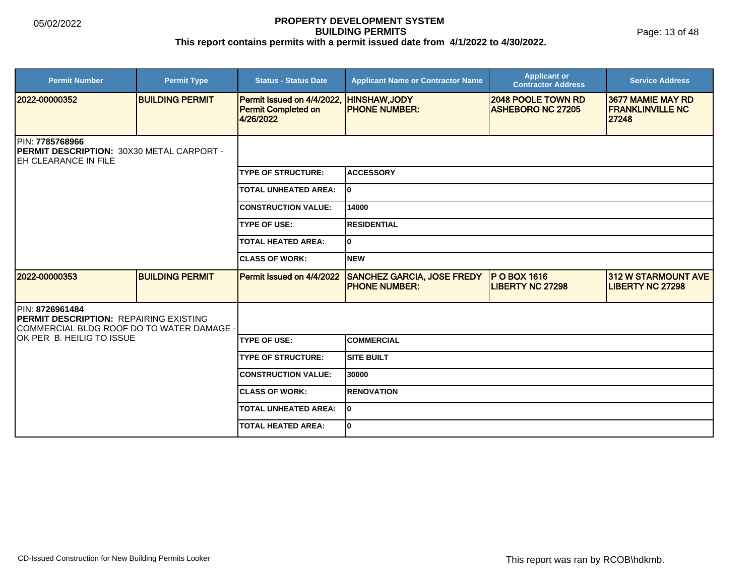# PROPERTY DEVELOPMENT SYSTEM
## BUILDING PERMITS
**This report contains permits with a permit issued date from 4/1/2022 to 4/30/2022.**

05/02/2022

| Permit Number | Permit Type | Status - Status Date | Applicant Name or Contractor Name | Applicant or Contractor Address | Service Address |
|---|---|---|---|---|---|
| 2022-00000352 | BUILDING PERMIT | Permit Issued on 4/4/2022, Permit Completed on 4/26/2022 | HINSHAW,JODY PHONE NUMBER: | 2048 POOLE TOWN RD ASHEBORO NC 27205 | 3677 MAMIE MAY RD FRANKLINVILLE NC 27248 |

PIN: **7785768966**
**PERMIT DESCRIPTION:** 30X30 METAL CARPORT - EH CLEARANCE IN FILE

| Field | Value |
|---|---|
| TYPE OF STRUCTURE: | ACCESSORY |
| TOTAL UNHEATED AREA: | 0 |
| CONSTRUCTION VALUE: | 14000 |
| TYPE OF USE: | RESIDENTIAL |
| TOTAL HEATED AREA: | 0 |
| CLASS OF WORK: | NEW |

| Permit Number | Permit Type | Status - Status Date | Applicant Name or Contractor Name | Applicant or Contractor Address | Service Address |
|---|---|---|---|---|---|
| 2022-00000353 | BUILDING PERMIT | Permit Issued on 4/4/2022 | SANCHEZ GARCIA, JOSE FREDY PHONE NUMBER: | P O BOX 1616 LIBERTY NC 27298 | 312 W STARMOUNT AVE LIBERTY NC 27298 |

PIN: **8726961484**
**PERMIT DESCRIPTION:** REPAIRING EXISTING COMMERCIAL BLDG ROOF DO TO WATER DAMAGE - OK PER B. HEILIG TO ISSUE

| Field | Value |
|---|---|
| TYPE OF USE: | COMMERCIAL |
| TYPE OF STRUCTURE: | SITE BUILT |
| CONSTRUCTION VALUE: | 30000 |
| CLASS OF WORK: | RENOVATION |
| TOTAL UNHEATED AREA: | 0 |
| TOTAL HEATED AREA: | 0 |

CD-Issued Construction for New Building Permits Looker

This report was ran by RCOB\hdkmb.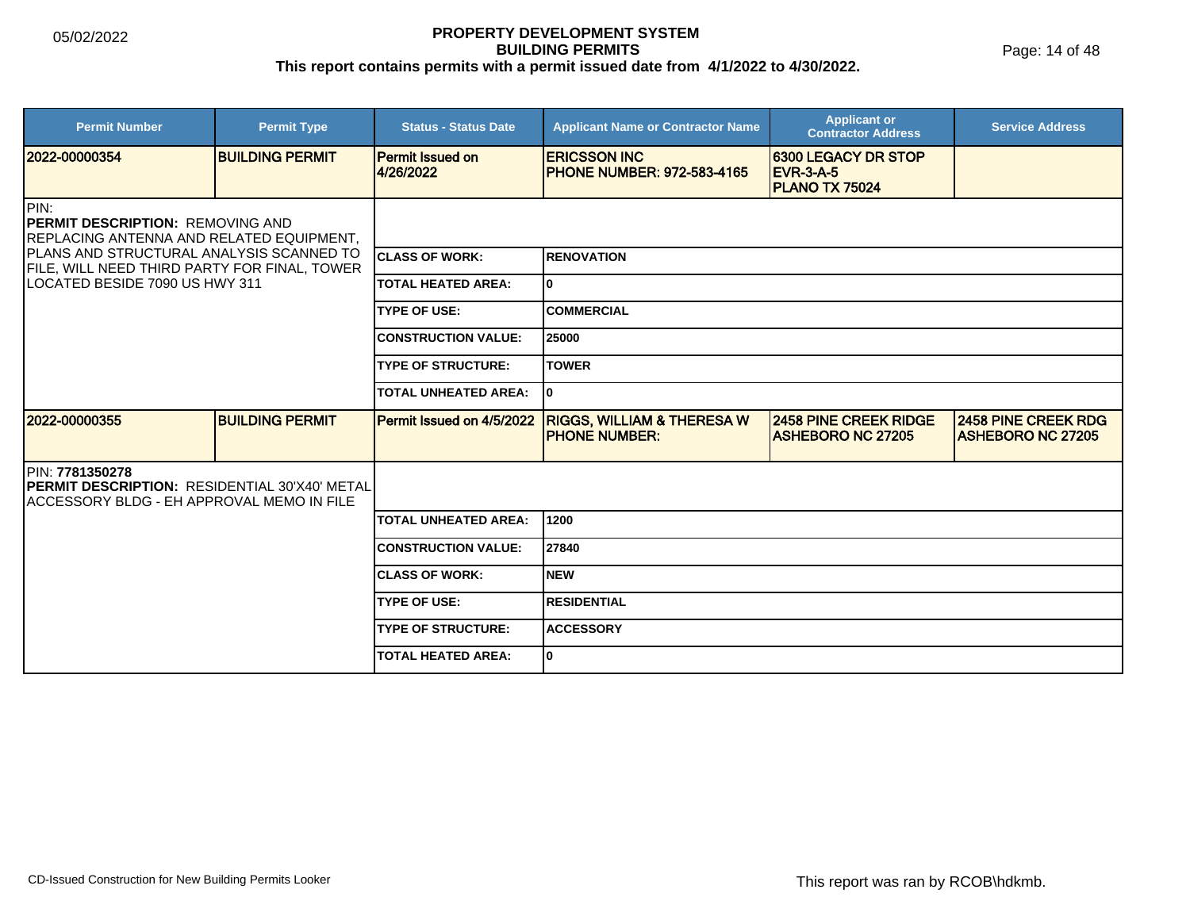# PROPERTY DEVELOPMENT SYSTEM
## BUILDING PERMITS
### This report contains permits with a permit issued date from 4/1/2022 to 4/30/2022.

| Permit Number | Permit Type | Status - Status Date | Applicant Name or Contractor Name | Applicant or Contractor Address | Service Address |
|---|---|---|---|---|---|
| 2022-00000354 | BUILDING PERMIT | Permit Issued on 4/26/2022 | ERICSSON INC PHONE NUMBER: 972-583-4165 | 6300 LEGACY DR STOP EVR-3-A-5 PLANO TX 75024 | |

PIN:
**PERMIT DESCRIPTION:** REMOVING AND REPLACING ANTENNA AND RELATED EQUIPMENT, PLANS AND STRUCTURAL ANALYSIS SCANNED TO FILE, WILL NEED THIRD PARTY FOR FINAL, TOWER LOCATED BESIDE 7090 US HWY 311

| | |
|---|---|
| CLASS OF WORK: | RENOVATION |
| TOTAL HEATED AREA: | 0 |
| TYPE OF USE: | COMMERCIAL |
| CONSTRUCTION VALUE: | 25000 |
| TYPE OF STRUCTURE: | TOWER |
| TOTAL UNHEATED AREA: | 0 |

| Permit Number | Permit Type | Status - Status Date | Applicant Name or Contractor Name | Applicant or Contractor Address | Service Address |
|---|---|---|---|---|---|
| 2022-00000355 | BUILDING PERMIT | Permit Issued on 4/5/2022 | RIGGS, WILLIAM & THERESA W PHONE NUMBER: | 2458 PINE CREEK RIDGE ASHEBORO NC 27205 | 2458 PINE CREEK RDG ASHEBORO NC 27205 |

PIN: **7781350278**
**PERMIT DESCRIPTION:** RESIDENTIAL 30'X40' METAL ACCESSORY BLDG - EH APPROVAL MEMO IN FILE

| | |
|---|---|
| TOTAL UNHEATED AREA: | 1200 |
| CONSTRUCTION VALUE: | 27840 |
| CLASS OF WORK: | NEW |
| TYPE OF USE: | RESIDENTIAL |
| TYPE OF STRUCTURE: | ACCESSORY |
| TOTAL HEATED AREA: | 0 |

CD-Issued Construction for New Building Permits Looker

This report was ran by RCOB\hdkmb.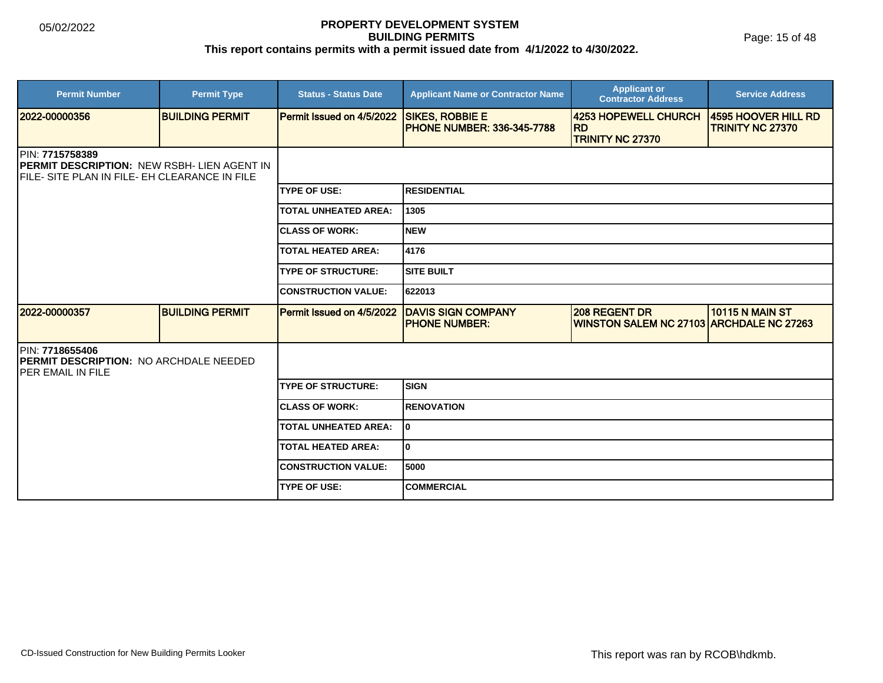# PROPERTY DEVELOPMENT SYSTEM
## BUILDING PERMITS
**This report contains permits with a permit issued date from 4/1/2022 to 4/30/2022.**

05/02/2022

| Permit Number | Permit Type | Status - Status Date | Applicant Name or Contractor Name | Applicant or Contractor Address | Service Address |
|---|---|---|---|---|---|
| 2022-00000356 | BUILDING PERMIT | Permit Issued on 4/5/2022 | SIKES, ROBBIE E PHONE NUMBER: 336-345-7788 | 4253 HOPEWELL CHURCH RD TRINITY NC 27370 | 4595 HOOVER HILL RD TRINITY NC 27370 |

PIN: **7715758389**
**PERMIT DESCRIPTION:** NEW RSBH- LIEN AGENT IN FILE- SITE PLAN IN FILE- EH CLEARANCE IN FILE

| | |
|---|---|
| TYPE OF USE: | RESIDENTIAL |
| TOTAL UNHEATED AREA: | 1305 |
| CLASS OF WORK: | NEW |
| TOTAL HEATED AREA: | 4176 |
| TYPE OF STRUCTURE: | SITE BUILT |
| CONSTRUCTION VALUE: | 622013 |

| Permit Number | Permit Type | Status - Status Date | Applicant Name or Contractor Name | Applicant or Contractor Address | Service Address |
|---|---|---|---|---|---|
| 2022-00000357 | BUILDING PERMIT | Permit Issued on 4/5/2022 | DAVIS SIGN COMPANY PHONE NUMBER: | 208 REGENT DR WINSTON SALEM NC 27103 | 10115 N MAIN ST ARCHDALE NC 27263 |

PIN: **7718655406**
**PERMIT DESCRIPTION:** NO ARCHDALE NEEDED PER EMAIL IN FILE

| | |
|---|---|
| TYPE OF STRUCTURE: | SIGN |
| CLASS OF WORK: | RENOVATION |
| TOTAL UNHEATED AREA: | 0 |
| TOTAL HEATED AREA: | 0 |
| CONSTRUCTION VALUE: | 5000 |
| TYPE OF USE: | COMMERCIAL |

CD-Issued Construction for New Building Permits Looker

This report was ran by RCOB\hdkmb.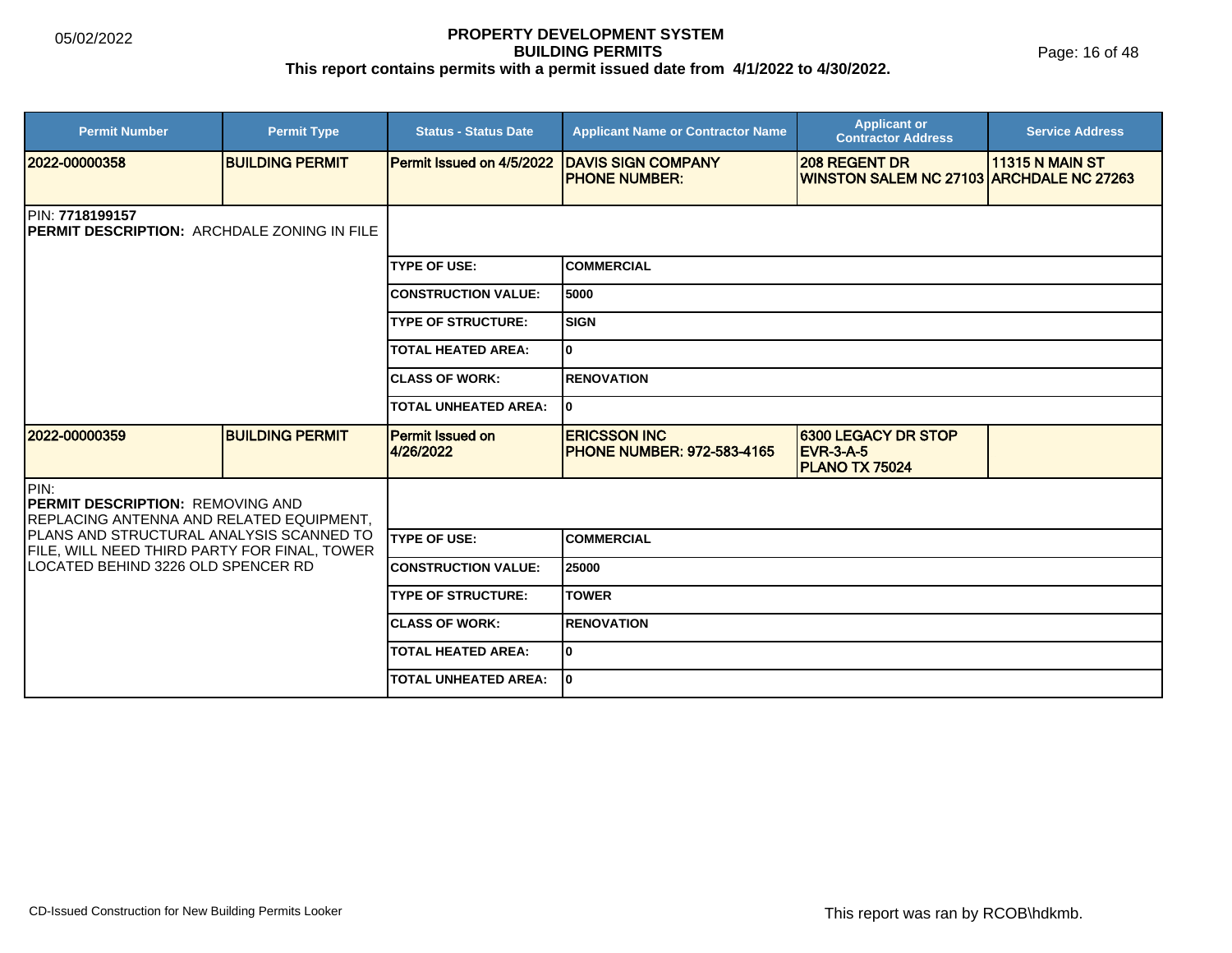**PROPERTY DEVELOPMENT SYSTEM**
**BUILDING PERMITS**
**This report contains permits with a permit issued date from 4/1/2022 to 4/30/2022.**

| Permit Number | Permit Type | Status - Status Date | Applicant Name or Contractor Name | Applicant or Contractor Address | Service Address |
|---|---|---|---|---|---|
| 2022-00000358 | BUILDING PERMIT | Permit Issued on 4/5/2022 | DAVIS SIGN COMPANY PHONE NUMBER: | 208 REGENT DR WINSTON SALEM NC 27103 | 11315 N MAIN ST ARCHDALE NC 27263 |

PIN: **7718199157**
**PERMIT DESCRIPTION:** ARCHDALE ZONING IN FILE

| | |
|---|---|
| TYPE OF USE: | COMMERCIAL |
| CONSTRUCTION VALUE: | 5000 |
| TYPE OF STRUCTURE: | SIGN |
| TOTAL HEATED AREA: | 0 |
| CLASS OF WORK: | RENOVATION |
| TOTAL UNHEATED AREA: | 0 |

| Permit Number | Permit Type | Status - Status Date | Applicant Name or Contractor Name | Applicant or Contractor Address | Service Address |
|---|---|---|---|---|---|
| 2022-00000359 | BUILDING PERMIT | Permit Issued on 4/26/2022 | ERICSSON INC PHONE NUMBER: 972-583-4165 | 6300 LEGACY DR STOP EVR-3-A-5 PLANO TX 75024 | |

PIN:
**PERMIT DESCRIPTION:** REMOVING AND REPLACING ANTENNA AND RELATED EQUIPMENT, PLANS AND STRUCTURAL ANALYSIS SCANNED TO FILE, WILL NEED THIRD PARTY FOR FINAL, TOWER LOCATED BEHIND 3226 OLD SPENCER RD

| | |
|---|---|
| TYPE OF USE: | COMMERCIAL |
| CONSTRUCTION VALUE: | 25000 |
| TYPE OF STRUCTURE: | TOWER |
| CLASS OF WORK: | RENOVATION |
| TOTAL HEATED AREA: | 0 |
| TOTAL UNHEATED AREA: | 0 |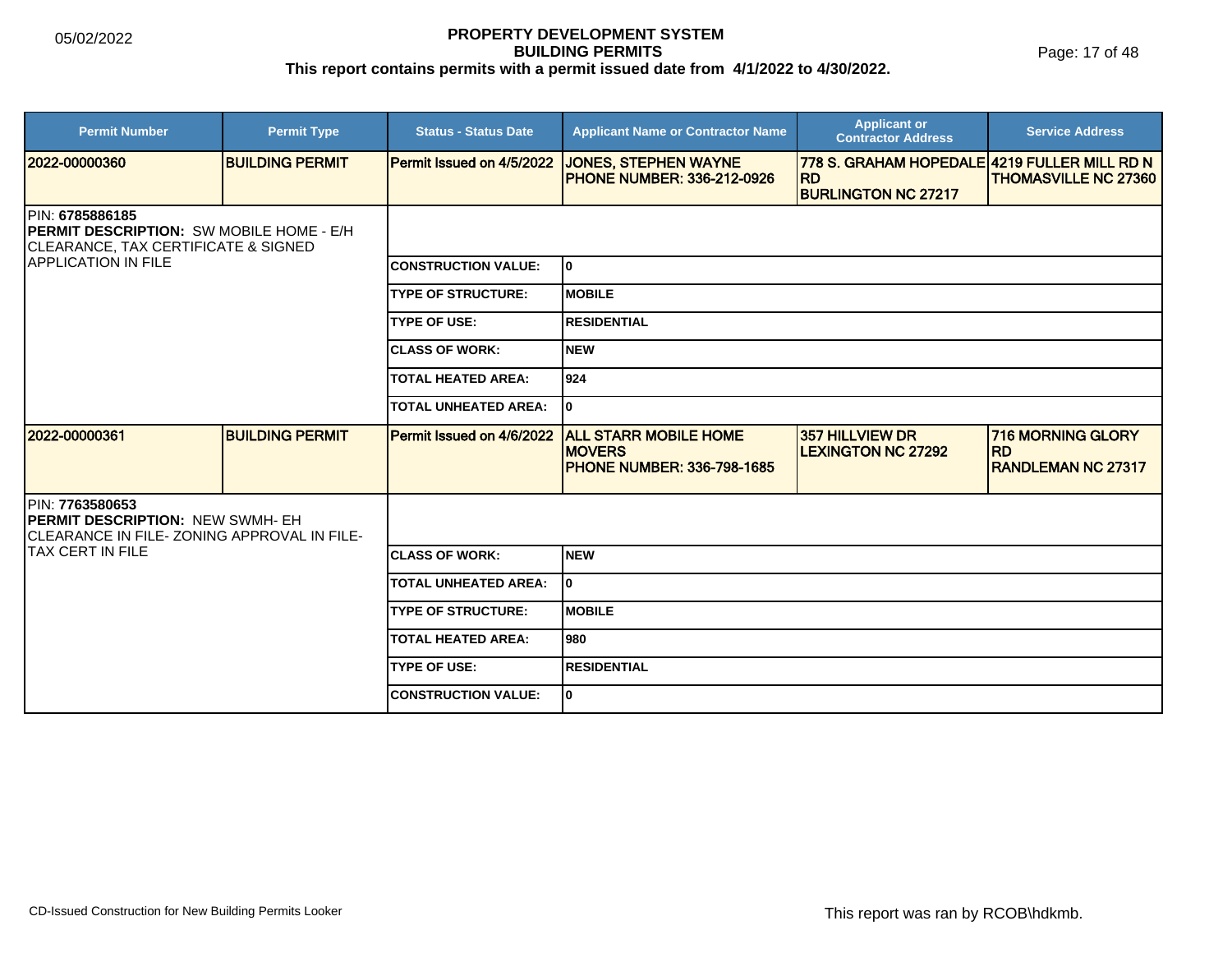# PROPERTY DEVELOPMENT SYSTEM
## BUILDING PERMITS
### This report contains permits with a permit issued date from 4/1/2022 to 4/30/2022.

05/02/2022

| Permit Number | Permit Type | Status - Status Date | Applicant Name or Contractor Name | Applicant or Contractor Address | Service Address |
|---|---|---|---|---|---|
| **2022-00000360** | **BUILDING PERMIT** | **Permit Issued on 4/5/2022** | **JONES, STEPHEN WAYNE**<br>**PHONE NUMBER: 336-212-0926** | **778 S. GRAHAM HOPEDALE RD**<br>**BURLINGTON NC 27217** | **4219 FULLER MILL RD N**<br>**THOMASVILLE NC 27360** |

PIN: **6785886185**
**PERMIT DESCRIPTION:** SW MOBILE HOME - E/H CLEARANCE, TAX CERTIFICATE & SIGNED APPLICATION IN FILE

| | |
|---|---|
| **CONSTRUCTION VALUE:** | **0** |
| **TYPE OF STRUCTURE:** | **MOBILE** |
| **TYPE OF USE:** | **RESIDENTIAL** |
| **CLASS OF WORK:** | **NEW** |
| **TOTAL HEATED AREA:** | **924** |
| **TOTAL UNHEATED AREA:** | **0** |

| Permit Number | Permit Type | Status - Status Date | Applicant Name or Contractor Name | Applicant or Contractor Address | Service Address |
|---|---|---|---|---|---|
| **2022-00000361** | **BUILDING PERMIT** | **Permit Issued on 4/6/2022** | **ALL STARR MOBILE HOME MOVERS**<br>**PHONE NUMBER: 336-798-1685** | **357 HILLVIEW DR**<br>**LEXINGTON NC 27292** | **716 MORNING GLORY RD**<br>**RANDLEMAN NC 27317** |

PIN: **7763580653**
**PERMIT DESCRIPTION:** NEW SWMH- EH CLEARANCE IN FILE- ZONING APPROVAL IN FILE- TAX CERT IN FILE

| | |
|---|---|
| **CLASS OF WORK:** | **NEW** |
| **TOTAL UNHEATED AREA:** | **0** |
| **TYPE OF STRUCTURE:** | **MOBILE** |
| **TOTAL HEATED AREA:** | **980** |
| **TYPE OF USE:** | **RESIDENTIAL** |
| **CONSTRUCTION VALUE:** | **0** |

CD-Issued Construction for New Building Permits Looker

This report was ran by RCOB\hdkmb.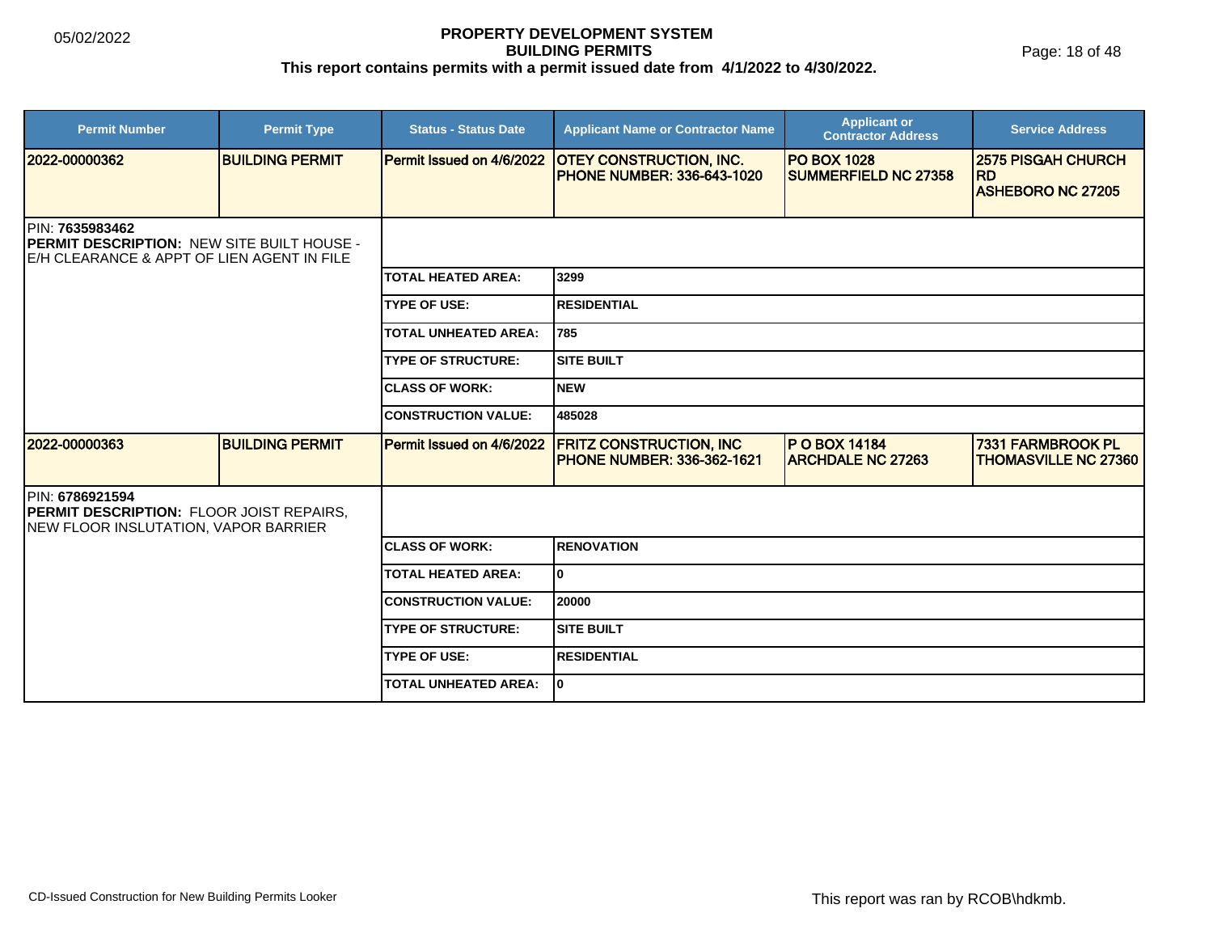# PROPERTY DEVELOPMENT SYSTEM
## BUILDING PERMITS
**This report contains permits with a permit issued date from 4/1/2022 to 4/30/2022.**

05/02/2022

| Permit Number | Permit Type | Status - Status Date | Applicant Name or Contractor Name | Applicant or Contractor Address | Service Address |
|---|---|---|---|---|---|
| 2022-00000362 | BUILDING PERMIT | Permit Issued on 4/6/2022 | OTEY CONSTRUCTION, INC. PHONE NUMBER: 336-643-1020 | PO BOX 1028 SUMMERFIELD NC 27358 | 2575 PISGAH CHURCH RD ASHEBORO NC 27205 |

PIN: **7635983462**
**PERMIT DESCRIPTION:** NEW SITE BUILT HOUSE - E/H CLEARANCE & APPT OF LIEN AGENT IN FILE

| | |
|---|---|
| TOTAL HEATED AREA: | 3299 |
| TYPE OF USE: | RESIDENTIAL |
| TOTAL UNHEATED AREA: | 785 |
| TYPE OF STRUCTURE: | SITE BUILT |
| CLASS OF WORK: | NEW |
| CONSTRUCTION VALUE: | 485028 |

| Permit Number | Permit Type | Status - Status Date | Applicant Name or Contractor Name | Applicant or Contractor Address | Service Address |
|---|---|---|---|---|---|
| 2022-00000363 | BUILDING PERMIT | Permit Issued on 4/6/2022 | FRITZ CONSTRUCTION, INC PHONE NUMBER: 336-362-1621 | P O BOX 14184 ARCHDALE NC 27263 | 7331 FARMBROOK PL THOMASVILLE NC 27360 |

PIN: **6786921594**
**PERMIT DESCRIPTION:** FLOOR JOIST REPAIRS, NEW FLOOR INSLUTATION, VAPOR BARRIER

| | |
|---|---|
| CLASS OF WORK: | RENOVATION |
| TOTAL HEATED AREA: | 0 |
| CONSTRUCTION VALUE: | 20000 |
| TYPE OF STRUCTURE: | SITE BUILT |
| TYPE OF USE: | RESIDENTIAL |
| TOTAL UNHEATED AREA: | 0 |

CD-Issued Construction for New Building Permits Looker

This report was ran by RCOB\hdkmb.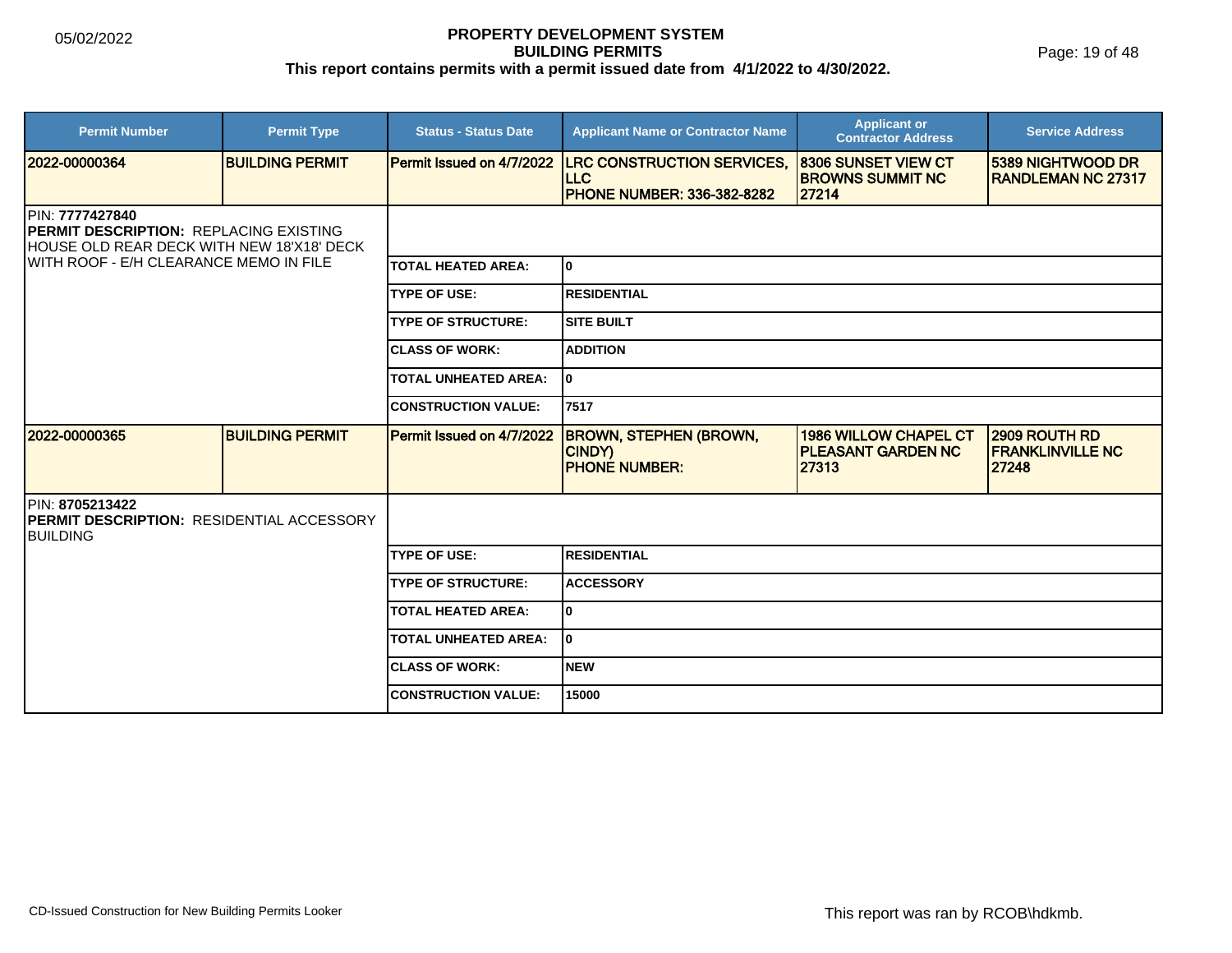**PROPERTY DEVELOPMENT SYSTEM**
**BUILDING PERMITS**
**This report contains permits with a permit issued date from 4/1/2022 to 4/30/2022.**

| Permit Number | Permit Type | Status - Status Date | Applicant Name or Contractor Name | Applicant or Contractor Address | Service Address |
|---|---|---|---|---|---|
| 2022-00000364 | BUILDING PERMIT | Permit Issued on 4/7/2022 | LRC CONSTRUCTION SERVICES, LLC PHONE NUMBER: 336-382-8282 | 8306 SUNSET VIEW CT BROWNS SUMMIT NC 27214 | 5389 NIGHTWOOD DR RANDLEMAN NC 27317 |

PIN: **7777427840**
**PERMIT DESCRIPTION:** REPLACING EXISTING HOUSE OLD REAR DECK WITH NEW 18'X18' DECK WITH ROOF - E/H CLEARANCE MEMO IN FILE

| | |
|---|---|
| TOTAL HEATED AREA: | 0 |
| TYPE OF USE: | RESIDENTIAL |
| TYPE OF STRUCTURE: | SITE BUILT |
| CLASS OF WORK: | ADDITION |
| TOTAL UNHEATED AREA: | 0 |
| CONSTRUCTION VALUE: | 7517 |

| Permit Number | Permit Type | Status - Status Date | Applicant Name or Contractor Name | Applicant or Contractor Address | Service Address |
|---|---|---|---|---|---|
| 2022-00000365 | BUILDING PERMIT | Permit Issued on 4/7/2022 | BROWN, STEPHEN (BROWN, CINDY) PHONE NUMBER: | 1986 WILLOW CHAPEL CT PLEASANT GARDEN NC 27313 | 2909 ROUTH RD FRANKLINVILLE NC 27248 |

PIN: **8705213422**
**PERMIT DESCRIPTION:** RESIDENTIAL ACCESSORY BUILDING

| | |
|---|---|
| TYPE OF USE: | RESIDENTIAL |
| TYPE OF STRUCTURE: | ACCESSORY |
| TOTAL HEATED AREA: | 0 |
| TOTAL UNHEATED AREA: | 0 |
| CLASS OF WORK: | NEW |
| CONSTRUCTION VALUE: | 15000 |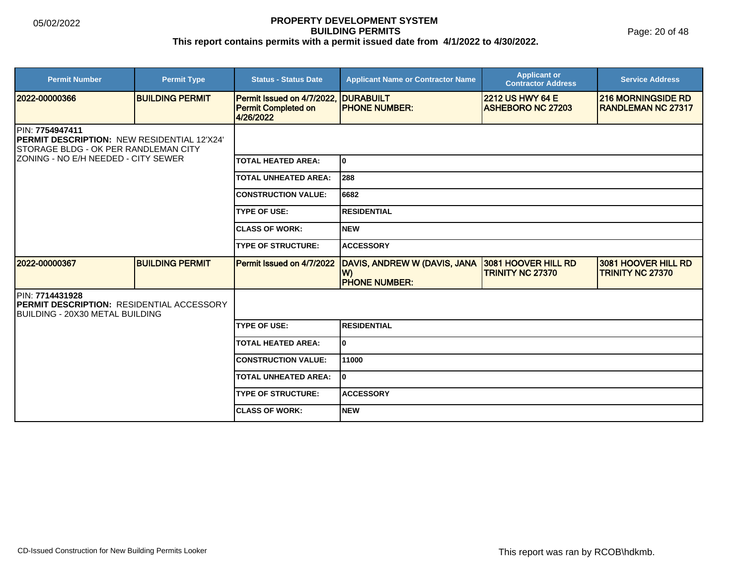**PROPERTY DEVELOPMENT SYSTEM**
**BUILDING PERMITS**
**This report contains permits with a permit issued date from 4/1/2022 to 4/30/2022.**

| Permit Number | Permit Type | Status - Status Date | Applicant Name or Contractor Name | Applicant or Contractor Address | Service Address |
|---|---|---|---|---|---|
| **2022-00000366** | **BUILDING PERMIT** | **Permit Issued on 4/7/2022, Permit Completed on 4/26/2022** | **DURABUILT PHONE NUMBER:** | **2212 US HWY 64 E ASHEBORO NC 27203** | **216 MORNINGSIDE RD RANDLEMAN NC 27317** |

PIN: **7754947411**
**PERMIT DESCRIPTION:** NEW RESIDENTIAL 12'X24' STORAGE BLDG - OK PER RANDLEMAN CITY ZONING - NO E/H NEEDED - CITY SEWER

| Field | Value |
|---|---|
| TOTAL HEATED AREA: | 0 |
| TOTAL UNHEATED AREA: | 288 |
| CONSTRUCTION VALUE: | 6682 |
| TYPE OF USE: | RESIDENTIAL |
| CLASS OF WORK: | NEW |
| TYPE OF STRUCTURE: | ACCESSORY |

| Permit Number | Permit Type | Status - Status Date | Applicant Name or Contractor Name | Applicant or Contractor Address | Service Address |
|---|---|---|---|---|---|
| **2022-00000367** | **BUILDING PERMIT** | **Permit Issued on 4/7/2022** | **DAVIS, ANDREW W (DAVIS, JANA W) PHONE NUMBER:** | **3081 HOOVER HILL RD TRINITY NC 27370** | **3081 HOOVER HILL RD TRINITY NC 27370** |

PIN: **7714431928**
**PERMIT DESCRIPTION:** RESIDENTIAL ACCESSORY BUILDING - 20X30 METAL BUILDING

| Field | Value |
|---|---|
| TYPE OF USE: | RESIDENTIAL |
| TOTAL HEATED AREA: | 0 |
| CONSTRUCTION VALUE: | 11000 |
| TOTAL UNHEATED AREA: | 0 |
| TYPE OF STRUCTURE: | ACCESSORY |
| CLASS OF WORK: | NEW |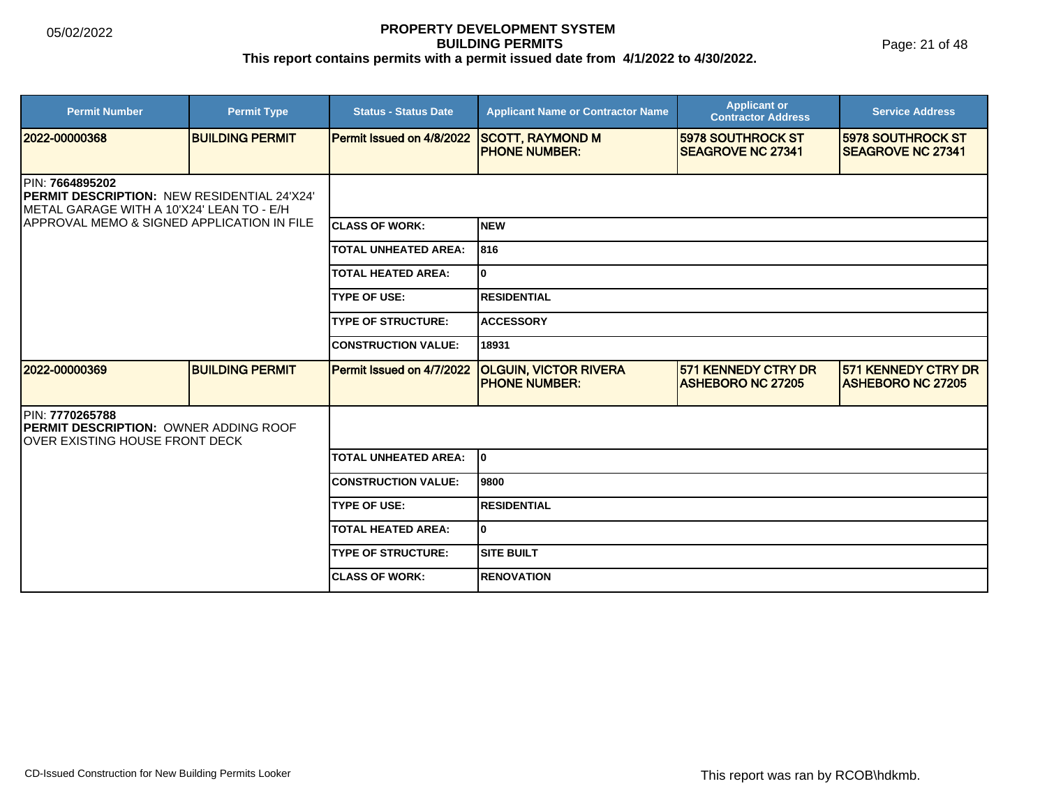# PROPERTY DEVELOPMENT SYSTEM
## BUILDING PERMITS
**This report contains permits with a permit issued date from 4/1/2022 to 4/30/2022.**

05/02/2022

| Permit Number | Permit Type | Status - Status Date | Applicant Name or Contractor Name | Applicant or Contractor Address | Service Address |
|---|---|---|---|---|---|
| 2022-00000368 | BUILDING PERMIT | Permit Issued on 4/8/2022 | SCOTT, RAYMOND M<br>PHONE NUMBER: | 5978 SOUTHROCK ST<br>SEAGROVE NC 27341 | 5978 SOUTHROCK ST<br>SEAGROVE NC 27341 |

PIN: **7664895202**
**PERMIT DESCRIPTION:** NEW RESIDENTIAL 24'X24' METAL GARAGE WITH A 10'X24' LEAN TO - E/H APPROVAL MEMO & SIGNED APPLICATION IN FILE

| | |
|---|---|
| CLASS OF WORK: | NEW |
| TOTAL UNHEATED AREA: | 816 |
| TOTAL HEATED AREA: | 0 |
| TYPE OF USE: | RESIDENTIAL |
| TYPE OF STRUCTURE: | ACCESSORY |
| CONSTRUCTION VALUE: | 18931 |

| Permit Number | Permit Type | Status - Status Date | Applicant Name or Contractor Name | Applicant or Contractor Address | Service Address |
|---|---|---|---|---|---|
| 2022-00000369 | BUILDING PERMIT | Permit Issued on 4/7/2022 | OLGUIN, VICTOR RIVERA<br>PHONE NUMBER: | 571 KENNEDY CTRY DR<br>ASHEBORO NC 27205 | 571 KENNEDY CTRY DR<br>ASHEBORO NC 27205 |

PIN: **7770265788**
**PERMIT DESCRIPTION:** OWNER ADDING ROOF OVER EXISTING HOUSE FRONT DECK

| | |
|---|---|
| TOTAL UNHEATED AREA: | 0 |
| CONSTRUCTION VALUE: | 9800 |
| TYPE OF USE: | RESIDENTIAL |
| TOTAL HEATED AREA: | 0 |
| TYPE OF STRUCTURE: | SITE BUILT |
| CLASS OF WORK: | RENOVATION |

CD-Issued Construction for New Building Permits Looker

This report was ran by RCOB\hdkmb.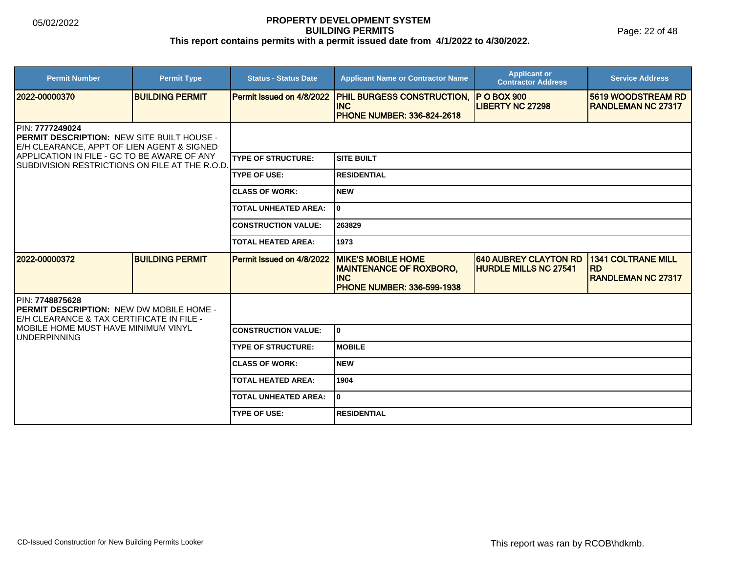# PROPERTY DEVELOPMENT SYSTEM
## BUILDING PERMITS
**This report contains permits with a permit issued date from 4/1/2022 to 4/30/2022.**

05/02/2022

| Permit Number | Permit Type | Status - Status Date | Applicant Name or Contractor Name | Applicant or Contractor Address | Service Address |
|---|---|---|---|---|---|
| 2022-00000370 | BUILDING PERMIT | Permit Issued on 4/8/2022 | PHIL BURGESS CONSTRUCTION, INC<br>PHONE NUMBER: 336-824-2618 | P O BOX 900<br>LIBERTY NC 27298 | 5619 WOODSTREAM RD<br>RANDLEMAN NC 27317 |

PIN: **7777249024**
**PERMIT DESCRIPTION:** NEW SITE BUILT HOUSE - E/H CLEARANCE, APPT OF LIEN AGENT & SIGNED APPLICATION IN FILE - GC TO BE AWARE OF ANY SUBDIVISION RESTRICTIONS ON FILE AT THE R.O.D.

| | |
|---|---|
| TYPE OF STRUCTURE: | SITE BUILT |
| TYPE OF USE: | RESIDENTIAL |
| CLASS OF WORK: | NEW |
| TOTAL UNHEATED AREA: | 0 |
| CONSTRUCTION VALUE: | 263829 |
| TOTAL HEATED AREA: | 1973 |

| Permit Number | Permit Type | Status - Status Date | Applicant Name or Contractor Name | Applicant or Contractor Address | Service Address |
|---|---|---|---|---|---|
| 2022-00000372 | BUILDING PERMIT | Permit Issued on 4/8/2022 | MIKE'S MOBILE HOME MAINTENANCE OF ROXBORO, INC<br>PHONE NUMBER: 336-599-1938 | 640 AUBREY CLAYTON RD<br>HURDLE MILLS NC 27541 | 1341 COLTRANE MILL RD<br>RANDLEMAN NC 27317 |

PIN: **7748875628**
**PERMIT DESCRIPTION:** NEW DW MOBILE HOME - E/H CLEARANCE & TAX CERTIFICATE IN FILE - MOBILE HOME MUST HAVE MINIMUM VINYL UNDERPINNING

| | |
|---|---|
| CONSTRUCTION VALUE: | 0 |
| TYPE OF STRUCTURE: | MOBILE |
| CLASS OF WORK: | NEW |
| TOTAL HEATED AREA: | 1904 |
| TOTAL UNHEATED AREA: | 0 |
| TYPE OF USE: | RESIDENTIAL |

CD-Issued Construction for New Building Permits Looker

This report was ran by RCOB\hdkmb.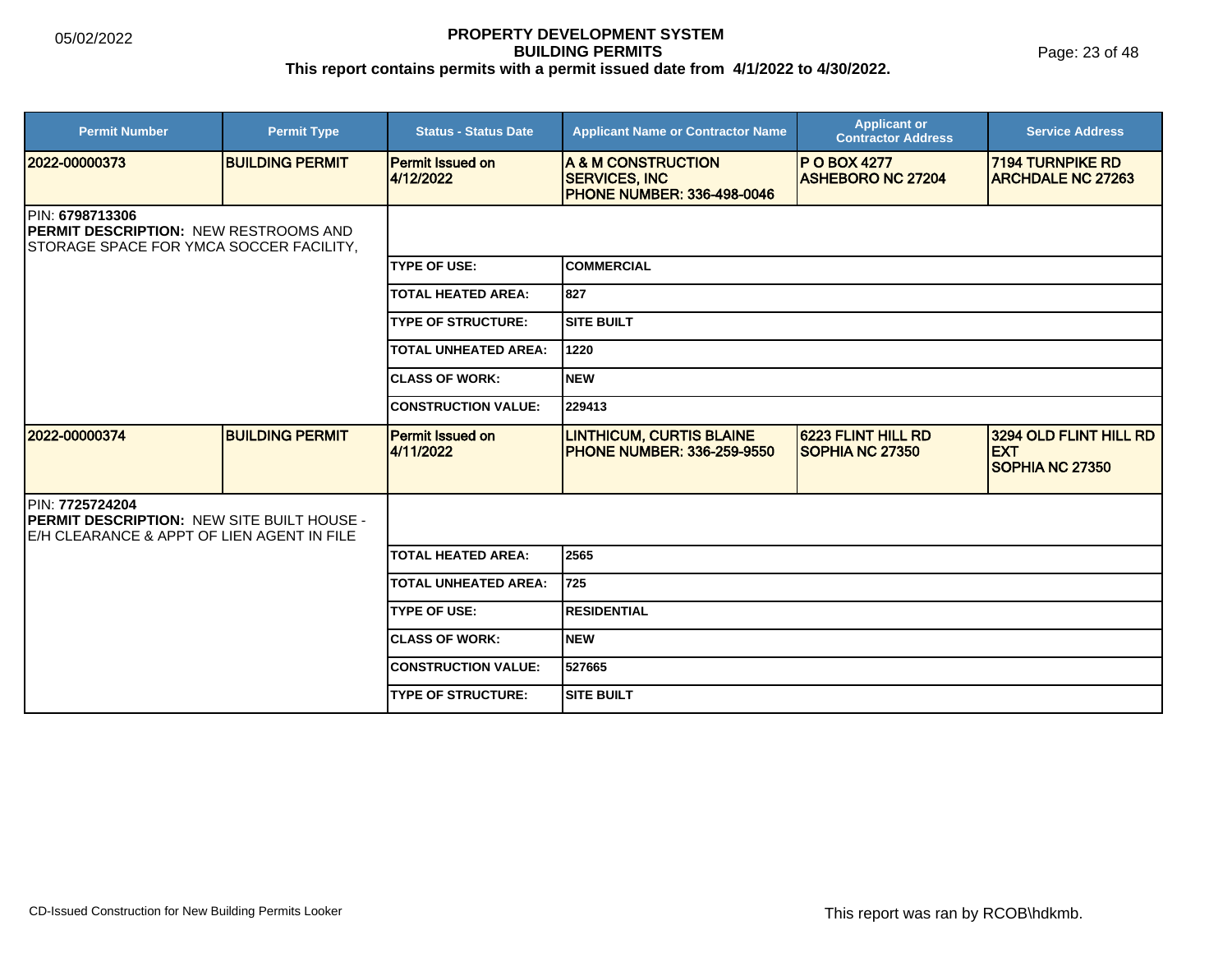# PROPERTY DEVELOPMENT SYSTEM
## BUILDING PERMITS
**This report contains permits with a permit issued date from 4/1/2022 to 4/30/2022.**

| Permit Number | Permit Type | Status - Status Date | Applicant Name or Contractor Name | Applicant or Contractor Address | Service Address |
|---|---|---|---|---|---|
| 2022-00000373 | BUILDING PERMIT | Permit Issued on 4/12/2022 | A & M CONSTRUCTION SERVICES, INC PHONE NUMBER: 336-498-0046 | P O BOX 4277 ASHEBORO NC 27204 | 7194 TURNPIKE RD ARCHDALE NC 27263 |

PIN: **6798713306**
**PERMIT DESCRIPTION:** NEW RESTROOMS AND STORAGE SPACE FOR YMCA SOCCER FACILITY,

| | |
|---|---|
| TYPE OF USE: | COMMERCIAL |
| TOTAL HEATED AREA: | 827 |
| TYPE OF STRUCTURE: | SITE BUILT |
| TOTAL UNHEATED AREA: | 1220 |
| CLASS OF WORK: | NEW |
| CONSTRUCTION VALUE: | 229413 |

| Permit Number | Permit Type | Status - Status Date | Applicant Name or Contractor Name | Applicant or Contractor Address | Service Address |
|---|---|---|---|---|---|
| 2022-00000374 | BUILDING PERMIT | Permit Issued on 4/11/2022 | LINTHICUM, CURTIS BLAINE PHONE NUMBER: 336-259-9550 | 6223 FLINT HILL RD SOPHIA NC 27350 | 3294 OLD FLINT HILL RD EXT SOPHIA NC 27350 |

PIN: **7725724204**
**PERMIT DESCRIPTION:** NEW SITE BUILT HOUSE - E/H CLEARANCE & APPT OF LIEN AGENT IN FILE

| | |
|---|---|
| TOTAL HEATED AREA: | 2565 |
| TOTAL UNHEATED AREA: | 725 |
| TYPE OF USE: | RESIDENTIAL |
| CLASS OF WORK: | NEW |
| CONSTRUCTION VALUE: | 527665 |
| TYPE OF STRUCTURE: | SITE BUILT |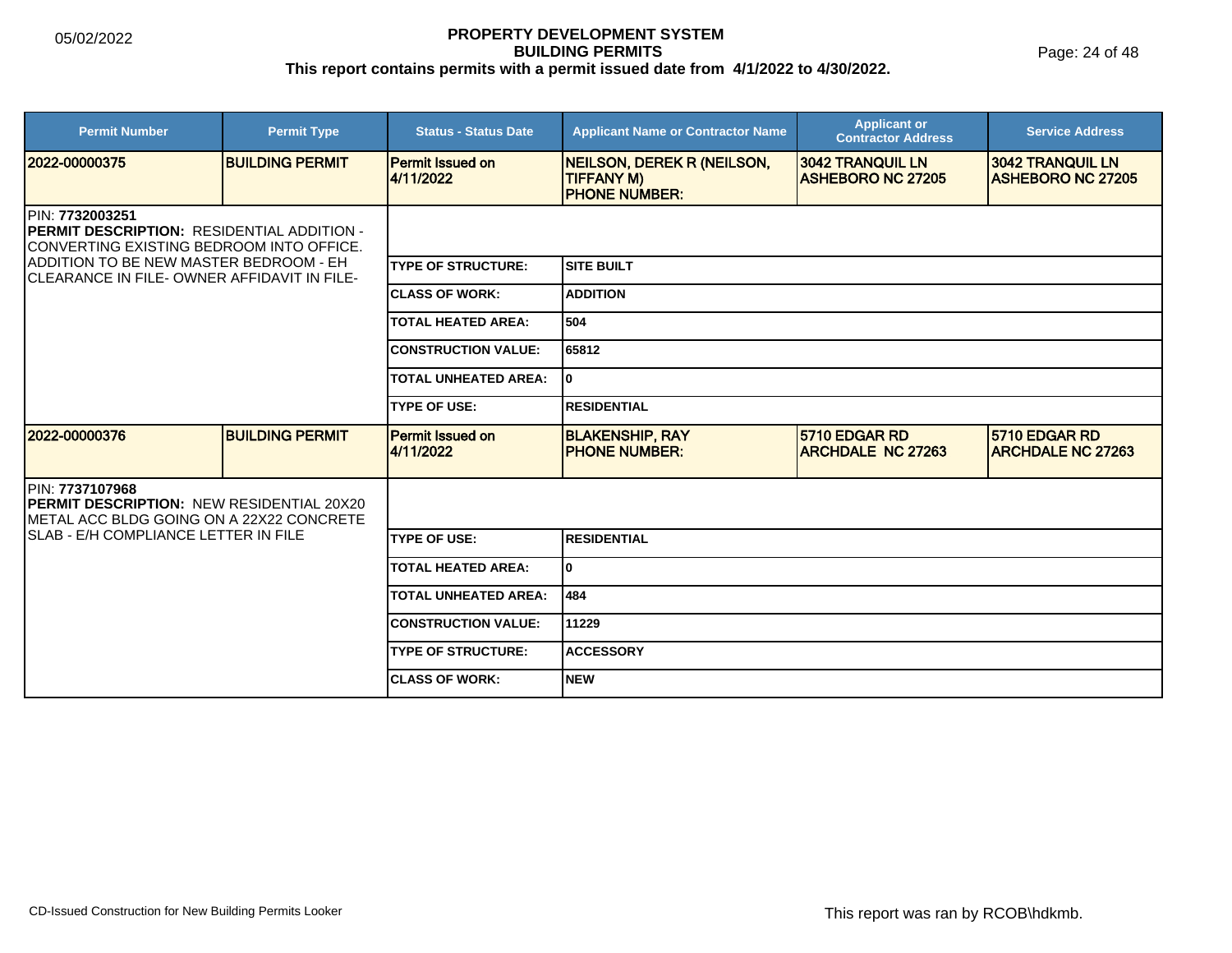**PROPERTY DEVELOPMENT SYSTEM**
**BUILDING PERMITS**
**This report contains permits with a permit issued date from 4/1/2022 to 4/30/2022.**

| Permit Number | Permit Type | Status - Status Date | Applicant Name or Contractor Name | Applicant or Contractor Address | Service Address |
|---|---|---|---|---|---|
| 2022-00000375 | BUILDING PERMIT | Permit Issued on 4/11/2022 | NEILSON, DEREK R (NEILSON, TIFFANY M) PHONE NUMBER: | 3042 TRANQUIL LN ASHEBORO NC 27205 | 3042 TRANQUIL LN ASHEBORO NC 27205 |

PIN: **7732003251**
**PERMIT DESCRIPTION:** RESIDENTIAL ADDITION - CONVERTING EXISTING BEDROOM INTO OFFICE. ADDITION TO BE NEW MASTER BEDROOM - EH CLEARANCE IN FILE- OWNER AFFIDAVIT IN FILE-

| Field | Value |
|---|---|
| TYPE OF STRUCTURE: | SITE BUILT |
| CLASS OF WORK: | ADDITION |
| TOTAL HEATED AREA: | 504 |
| CONSTRUCTION VALUE: | 65812 |
| TOTAL UNHEATED AREA: | 0 |
| TYPE OF USE: | RESIDENTIAL |

| Permit Number | Permit Type | Status - Status Date | Applicant Name or Contractor Name | Applicant or Contractor Address | Service Address |
|---|---|---|---|---|---|
| 2022-00000376 | BUILDING PERMIT | Permit Issued on 4/11/2022 | BLAKENSHIP, RAY PHONE NUMBER: | 5710 EDGAR RD ARCHDALE NC 27263 | 5710 EDGAR RD ARCHDALE NC 27263 |

PIN: **7737107968**
**PERMIT DESCRIPTION:** NEW RESIDENTIAL 20X20 METAL ACC BLDG GOING ON A 22X22 CONCRETE SLAB - E/H COMPLIANCE LETTER IN FILE

| Field | Value |
|---|---|
| TYPE OF USE: | RESIDENTIAL |
| TOTAL HEATED AREA: | 0 |
| TOTAL UNHEATED AREA: | 484 |
| CONSTRUCTION VALUE: | 11229 |
| TYPE OF STRUCTURE: | ACCESSORY |
| CLASS OF WORK: | NEW |

CD-Issued Construction for New Building Permits Looker

This report was ran by RCOB\hdkmb.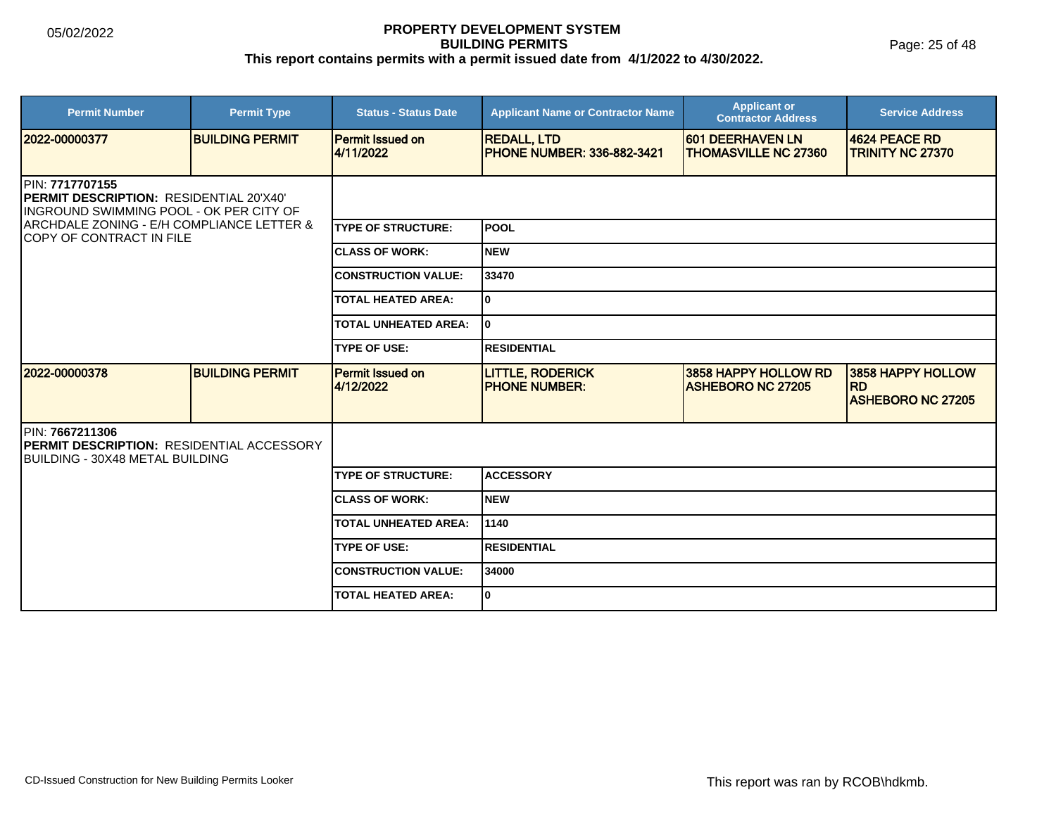# PROPERTY DEVELOPMENT SYSTEM
## BUILDING PERMITS
### This report contains permits with a permit issued date from 4/1/2022 to 4/30/2022.

05/02/2022

| Permit Number | Permit Type | Status - Status Date | Applicant Name or Contractor Name | Applicant or Contractor Address | Service Address |
|---|---|---|---|---|---|
| **2022-00000377** | **BUILDING PERMIT** | **Permit Issued on 4/11/2022** | **REDALL, LTD<br>PHONE NUMBER: 336-882-3421** | **601 DEERHAVEN LN<br>THOMASVILLE NC 27360** | **4624 PEACE RD<br>TRINITY NC 27370** |

PIN: **7717707155**
**PERMIT DESCRIPTION:** RESIDENTIAL 20'X40' INGROUND SWIMMING POOL - OK PER CITY OF ARCHDALE ZONING - E/H COMPLIANCE LETTER & COPY OF CONTRACT IN FILE

| | |
|---|---|
| **TYPE OF STRUCTURE:** | **POOL** |
| **CLASS OF WORK:** | **NEW** |
| **CONSTRUCTION VALUE:** | **33470** |
| **TOTAL HEATED AREA:** | **0** |
| **TOTAL UNHEATED AREA:** | **0** |
| **TYPE OF USE:** | **RESIDENTIAL** |

| Permit Number | Permit Type | Status - Status Date | Applicant Name or Contractor Name | Applicant or Contractor Address | Service Address |
|---|---|---|---|---|---|
| **2022-00000378** | **BUILDING PERMIT** | **Permit Issued on 4/12/2022** | **LITTLE, RODERICK<br>PHONE NUMBER:** | **3858 HAPPY HOLLOW RD<br>ASHEBORO NC 27205** | **3858 HAPPY HOLLOW RD<br>ASHEBORO NC 27205** |

PIN: **7667211306**
**PERMIT DESCRIPTION:** RESIDENTIAL ACCESSORY BUILDING - 30X48 METAL BUILDING

| | |
|---|---|
| **TYPE OF STRUCTURE:** | **ACCESSORY** |
| **CLASS OF WORK:** | **NEW** |
| **TOTAL UNHEATED AREA:** | **1140** |
| **TYPE OF USE:** | **RESIDENTIAL** |
| **CONSTRUCTION VALUE:** | **34000** |
| **TOTAL HEATED AREA:** | **0** |

CD-Issued Construction for New Building Permits Looker

This report was ran by RCOB\hdkmb.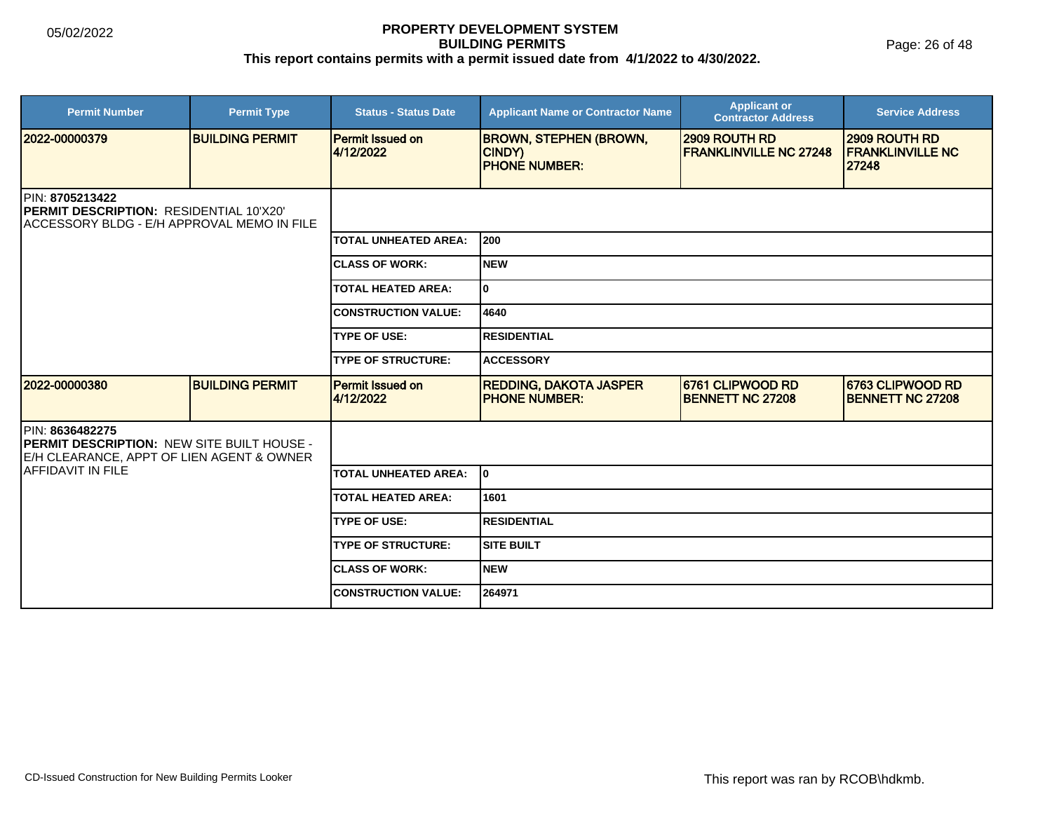# PROPERTY DEVELOPMENT SYSTEM
## BUILDING PERMITS
**This report contains permits with a permit issued date from 4/1/2022 to 4/30/2022.**

| Permit Number | Permit Type | Status - Status Date | Applicant Name or Contractor Name | Applicant or Contractor Address | Service Address |
|---|---|---|---|---|---|
| 2022-00000379 | BUILDING PERMIT | Permit Issued on 4/12/2022 | BROWN, STEPHEN (BROWN, CINDY) PHONE NUMBER: | 2909 ROUTH RD FRANKLINVILLE NC 27248 | 2909 ROUTH RD FRANKLINVILLE NC 27248 |

PIN: **8705213422**
**PERMIT DESCRIPTION:** RESIDENTIAL 10'X20' ACCESSORY BLDG - E/H APPROVAL MEMO IN FILE

| Field | Value |
|---|---|
| TOTAL UNHEATED AREA: | 200 |
| CLASS OF WORK: | NEW |
| TOTAL HEATED AREA: | 0 |
| CONSTRUCTION VALUE: | 4640 |
| TYPE OF USE: | RESIDENTIAL |
| TYPE OF STRUCTURE: | ACCESSORY |

| Permit Number | Permit Type | Status - Status Date | Applicant Name or Contractor Name | Applicant or Contractor Address | Service Address |
|---|---|---|---|---|---|
| 2022-00000380 | BUILDING PERMIT | Permit Issued on 4/12/2022 | REDDING, DAKOTA JASPER PHONE NUMBER: | 6761 CLIPWOOD RD BENNETT NC 27208 | 6763 CLIPWOOD RD BENNETT NC 27208 |

PIN: **8636482275**
**PERMIT DESCRIPTION:** NEW SITE BUILT HOUSE - E/H CLEARANCE, APPT OF LIEN AGENT & OWNER AFFIDAVIT IN FILE

| Field | Value |
|---|---|
| TOTAL UNHEATED AREA: | 0 |
| TOTAL HEATED AREA: | 1601 |
| TYPE OF USE: | RESIDENTIAL |
| TYPE OF STRUCTURE: | SITE BUILT |
| CLASS OF WORK: | NEW |
| CONSTRUCTION VALUE: | 264971 |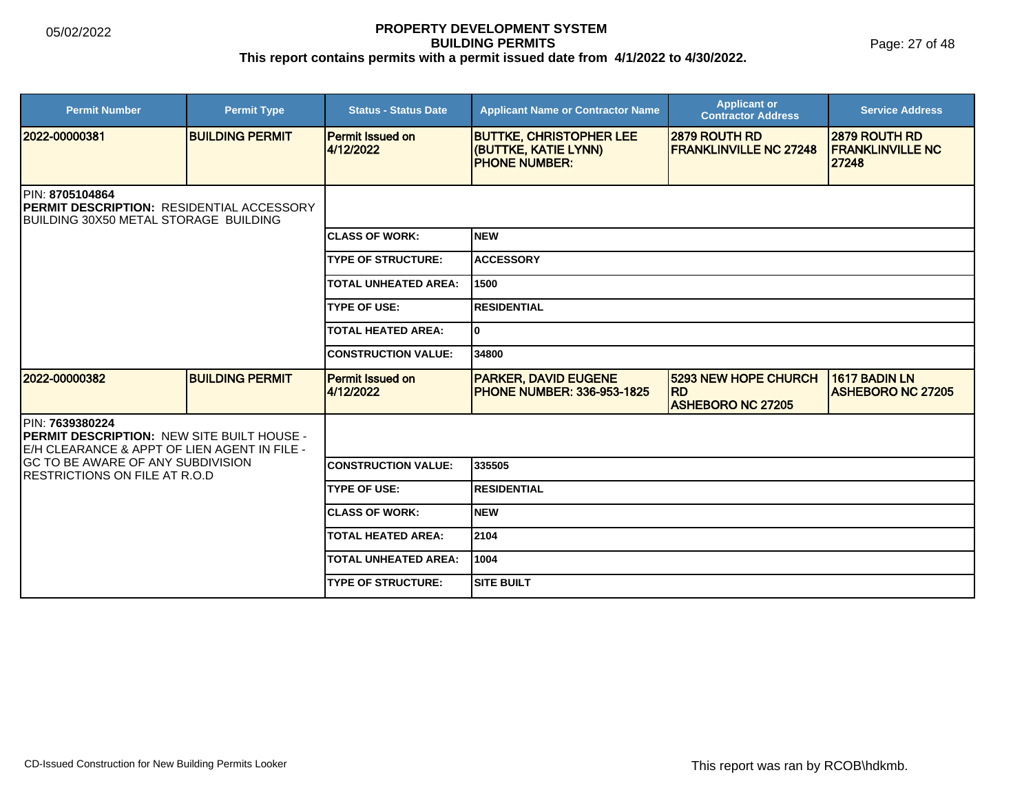# PROPERTY DEVELOPMENT SYSTEM
## BUILDING PERMITS
**This report contains permits with a permit issued date from 4/1/2022 to 4/30/2022.**

05/02/2022

| Permit Number | Permit Type | Status - Status Date | Applicant Name or Contractor Name | Applicant or Contractor Address | Service Address |
|---|---|---|---|---|---|
| 2022-00000381 | BUILDING PERMIT | Permit Issued on 4/12/2022 | BUTTKE, CHRISTOPHER LEE (BUTTKE, KATIE LYNN) PHONE NUMBER: | 2879 ROUTH RD FRANKLINVILLE NC 27248 | 2879 ROUTH RD FRANKLINVILLE NC 27248 |

PIN: **8705104864**
**PERMIT DESCRIPTION:** RESIDENTIAL ACCESSORY BUILDING 30X50 METAL STORAGE BUILDING

| | |
|---|---|
| CLASS OF WORK: | NEW |
| TYPE OF STRUCTURE: | ACCESSORY |
| TOTAL UNHEATED AREA: | 1500 |
| TYPE OF USE: | RESIDENTIAL |
| TOTAL HEATED AREA: | 0 |
| CONSTRUCTION VALUE: | 34800 |

| Permit Number | Permit Type | Status - Status Date | Applicant Name or Contractor Name | Applicant or Contractor Address | Service Address |
|---|---|---|---|---|---|
| 2022-00000382 | BUILDING PERMIT | Permit Issued on 4/12/2022 | PARKER, DAVID EUGENE PHONE NUMBER: 336-953-1825 | 5293 NEW HOPE CHURCH RD ASHEBORO NC 27205 | 1617 BADIN LN ASHEBORO NC 27205 |

PIN: **7639380224**
**PERMIT DESCRIPTION:** NEW SITE BUILT HOUSE - E/H CLEARANCE & APPT OF LIEN AGENT IN FILE - GC TO BE AWARE OF ANY SUBDIVISION RESTRICTIONS ON FILE AT R.O.D

| | |
|---|---|
| CONSTRUCTION VALUE: | 335505 |
| TYPE OF USE: | RESIDENTIAL |
| CLASS OF WORK: | NEW |
| TOTAL HEATED AREA: | 2104 |
| TOTAL UNHEATED AREA: | 1004 |
| TYPE OF STRUCTURE: | SITE BUILT |

CD-Issued Construction for New Building Permits Looker

This report was ran by RCOB\hdkmb.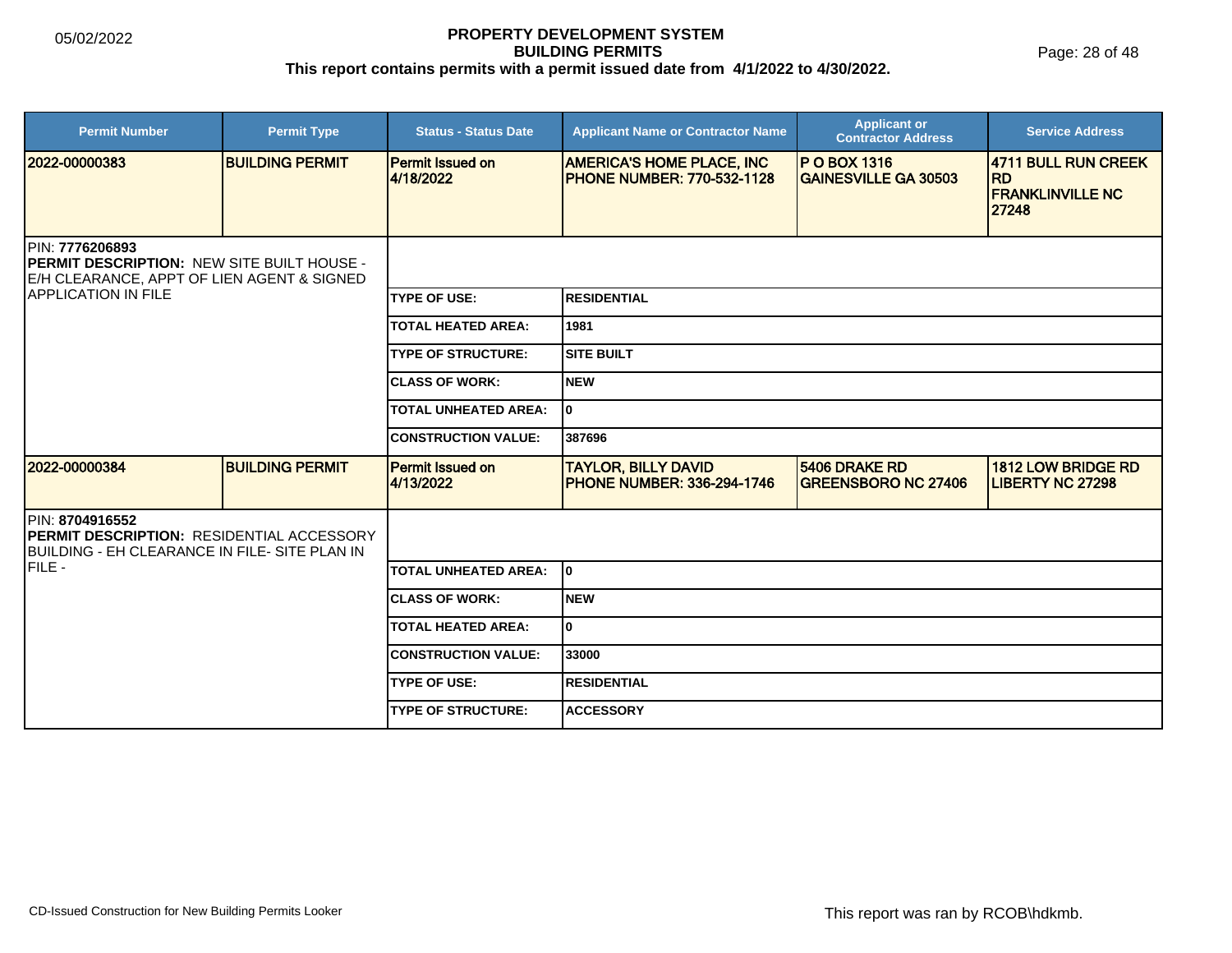**PROPERTY DEVELOPMENT SYSTEM**
**BUILDING PERMITS**
**This report contains permits with a permit issued date from 4/1/2022 to 4/30/2022.**

| Permit Number | Permit Type | Status - Status Date | Applicant Name or Contractor Name | Applicant or Contractor Address | Service Address |
|---|---|---|---|---|---|
| 2022-00000383 | BUILDING PERMIT | Permit Issued on 4/18/2022 | AMERICA'S HOME PLACE, INC PHONE NUMBER: 770-532-1128 | P O BOX 1316 GAINESVILLE GA 30503 | 4711 BULL RUN CREEK RD FRANKLINVILLE NC 27248 |

PIN: **7776206893**
**PERMIT DESCRIPTION:** NEW SITE BUILT HOUSE - E/H CLEARANCE, APPT OF LIEN AGENT & SIGNED APPLICATION IN FILE

| | |
|---|---|
| TYPE OF USE: | RESIDENTIAL |
| TOTAL HEATED AREA: | 1981 |
| TYPE OF STRUCTURE: | SITE BUILT |
| CLASS OF WORK: | NEW |
| TOTAL UNHEATED AREA: | 0 |
| CONSTRUCTION VALUE: | 387696 |

| Permit Number | Permit Type | Status - Status Date | Applicant Name or Contractor Name | Applicant or Contractor Address | Service Address |
|---|---|---|---|---|---|
| 2022-00000384 | BUILDING PERMIT | Permit Issued on 4/13/2022 | TAYLOR, BILLY DAVID PHONE NUMBER: 336-294-1746 | 5406 DRAKE RD GREENSBORO NC 27406 | 1812 LOW BRIDGE RD LIBERTY NC 27298 |

PIN: **8704916552**
**PERMIT DESCRIPTION:** RESIDENTIAL ACCESSORY BUILDING - EH CLEARANCE IN FILE- SITE PLAN IN FILE -

| | |
|---|---|
| TOTAL UNHEATED AREA: | 0 |
| CLASS OF WORK: | NEW |
| TOTAL HEATED AREA: | 0 |
| CONSTRUCTION VALUE: | 33000 |
| TYPE OF USE: | RESIDENTIAL |
| TYPE OF STRUCTURE: | ACCESSORY |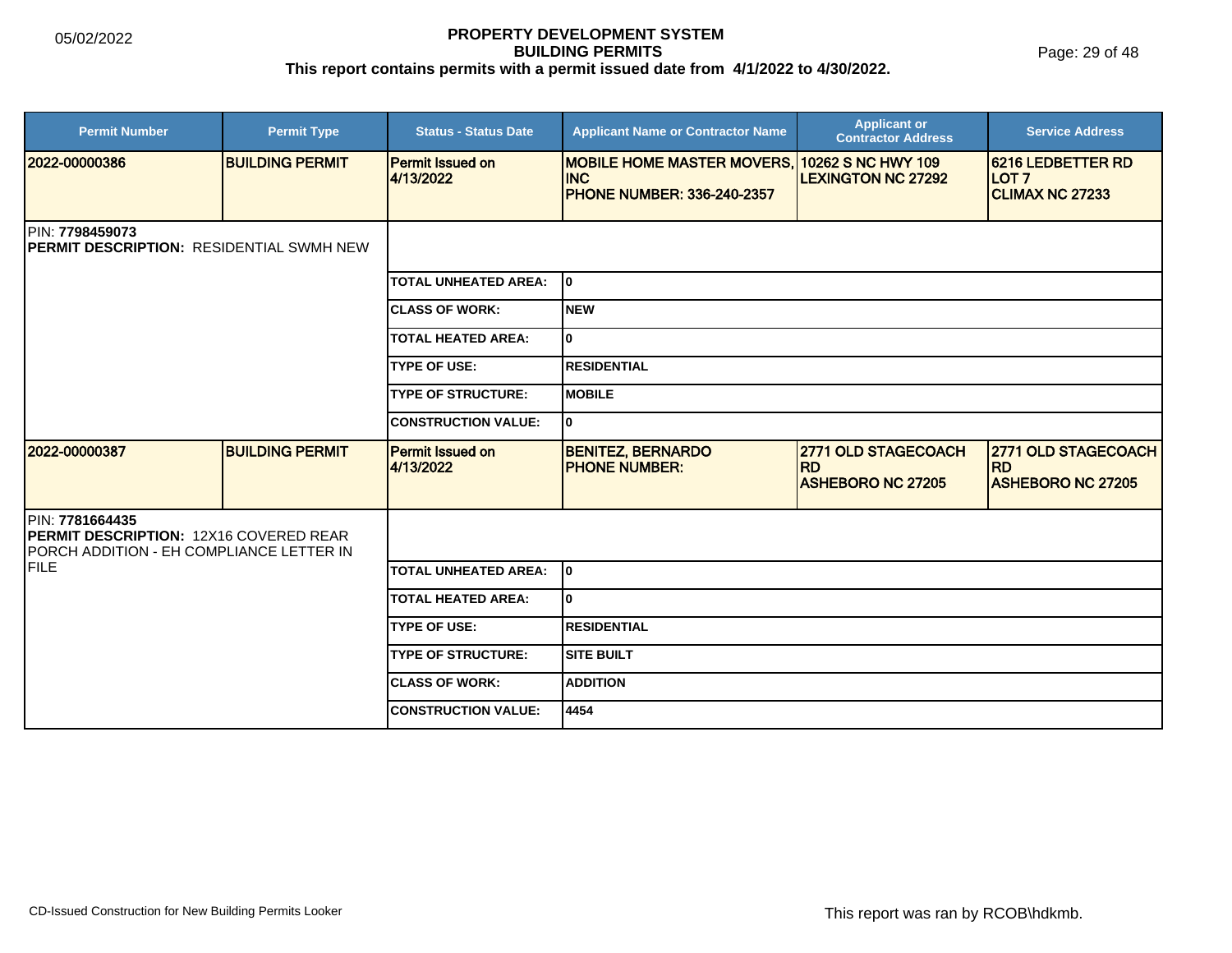# PROPERTY DEVELOPMENT SYSTEM
## BUILDING PERMITS
**This report contains permits with a permit issued date from 4/1/2022 to 4/30/2022.**

| Permit Number | Permit Type | Status - Status Date | Applicant Name or Contractor Name | Applicant or Contractor Address | Service Address |
|---|---|---|---|---|---|
| **2022-00000386** | **BUILDING PERMIT** | **Permit Issued on 4/13/2022** | **MOBILE HOME MASTER MOVERS, INC PHONE NUMBER: 336-240-2357** | **10262 S NC HWY 109 LEXINGTON NC 27292** | **6216 LEDBETTER RD LOT 7 CLIMAX NC 27233** |

PIN: **7798459073**
**PERMIT DESCRIPTION:** RESIDENTIAL SWMH NEW

| | |
|---|---|
| **TOTAL UNHEATED AREA:** | **0** |
| **CLASS OF WORK:** | **NEW** |
| **TOTAL HEATED AREA:** | **0** |
| **TYPE OF USE:** | **RESIDENTIAL** |
| **TYPE OF STRUCTURE:** | **MOBILE** |
| **CONSTRUCTION VALUE:** | **0** |

| Permit Number | Permit Type | Status - Status Date | Applicant Name or Contractor Name | Applicant or Contractor Address | Service Address |
|---|---|---|---|---|---|
| **2022-00000387** | **BUILDING PERMIT** | **Permit Issued on 4/13/2022** | **BENITEZ, BERNARDO PHONE NUMBER:** | **2771 OLD STAGECOACH RD ASHEBORO NC 27205** | **2771 OLD STAGECOACH RD ASHEBORO NC 27205** |

PIN: **7781664435**
**PERMIT DESCRIPTION:** 12X16 COVERED REAR PORCH ADDITION - EH COMPLIANCE LETTER IN FILE

| | |
|---|---|
| **TOTAL UNHEATED AREA:** | **0** |
| **TOTAL HEATED AREA:** | **0** |
| **TYPE OF USE:** | **RESIDENTIAL** |
| **TYPE OF STRUCTURE:** | **SITE BUILT** |
| **CLASS OF WORK:** | **ADDITION** |
| **CONSTRUCTION VALUE:** | **4454** |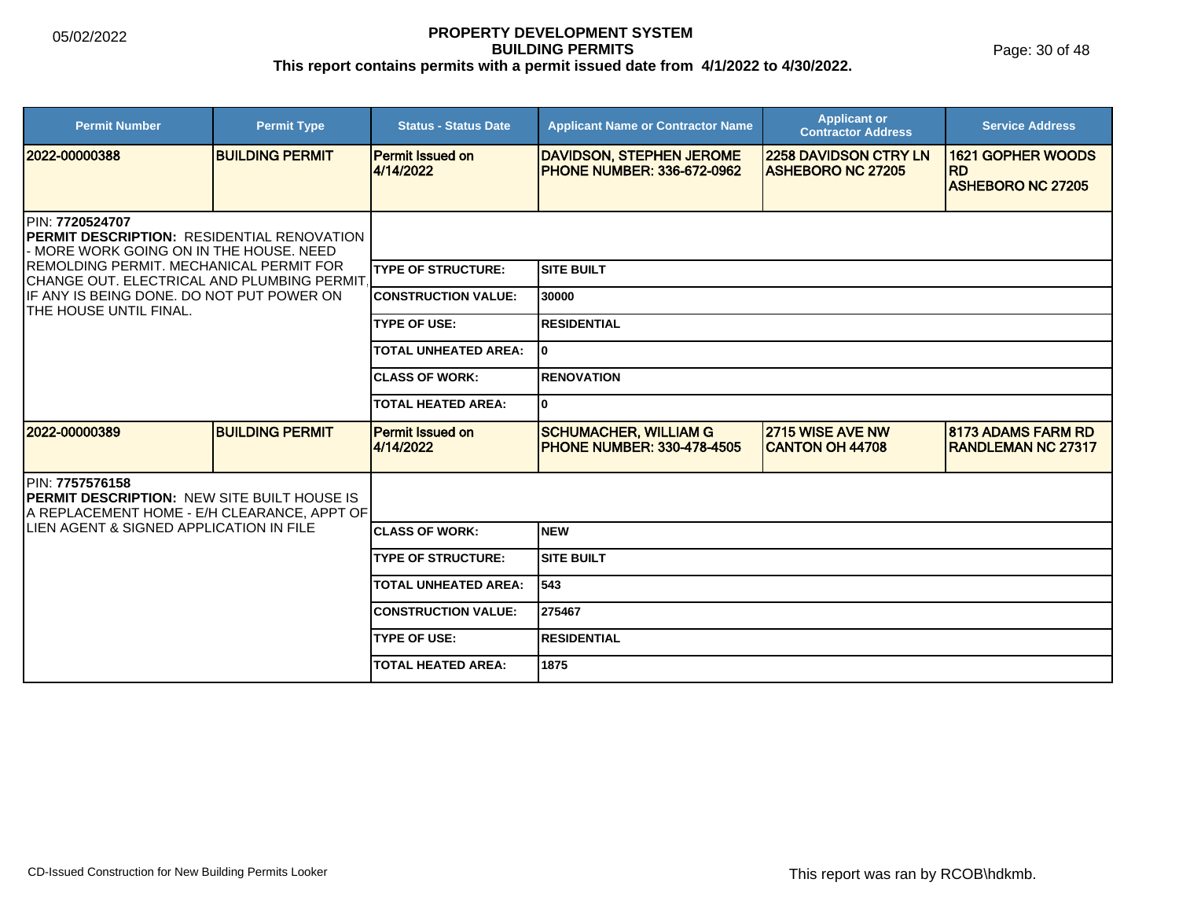# PROPERTY DEVELOPMENT SYSTEM
## BUILDING PERMITS
### This report contains permits with a permit issued date from 4/1/2022 to 4/30/2022.

05/02/2022

| Permit Number | Permit Type | Status - Status Date | Applicant Name or Contractor Name | Applicant or Contractor Address | Service Address |
|---|---|---|---|---|---|
| **2022-00000388** | **BUILDING PERMIT** | **Permit Issued on 4/14/2022** | **DAVIDSON, STEPHEN JEROME PHONE NUMBER: 336-672-0962** | **2258 DAVIDSON CTRY LN ASHEBORO NC 27205** | **1621 GOPHER WOODS RD ASHEBORO NC 27205** |

PIN: **7720524707**
**PERMIT DESCRIPTION:** RESIDENTIAL RENOVATION - MORE WORK GOING ON IN THE HOUSE. NEED REMOLDING PERMIT. MECHANICAL PERMIT FOR CHANGE OUT. ELECTRICAL AND PLUMBING PERMIT, IF ANY IS BEING DONE. DO NOT PUT POWER ON THE HOUSE UNTIL FINAL.

| | |
|---|---|
| **TYPE OF STRUCTURE:** | **SITE BUILT** |
| **CONSTRUCTION VALUE:** | **30000** |
| **TYPE OF USE:** | **RESIDENTIAL** |
| **TOTAL UNHEATED AREA:** | **0** |
| **CLASS OF WORK:** | **RENOVATION** |
| **TOTAL HEATED AREA:** | **0** |

| Permit Number | Permit Type | Status - Status Date | Applicant Name or Contractor Name | Applicant or Contractor Address | Service Address |
|---|---|---|---|---|---|
| **2022-00000389** | **BUILDING PERMIT** | **Permit Issued on 4/14/2022** | **SCHUMACHER, WILLIAM G PHONE NUMBER: 330-478-4505** | **2715 WISE AVE NW CANTON OH 44708** | **8173 ADAMS FARM RD RANDLEMAN NC 27317** |

PIN: **7757576158**
**PERMIT DESCRIPTION:** NEW SITE BUILT HOUSE IS A REPLACEMENT HOME - E/H CLEARANCE, APPT OF LIEN AGENT & SIGNED APPLICATION IN FILE

| | |
|---|---|
| **CLASS OF WORK:** | **NEW** |
| **TYPE OF STRUCTURE:** | **SITE BUILT** |
| **TOTAL UNHEATED AREA:** | **543** |
| **CONSTRUCTION VALUE:** | **275467** |
| **TYPE OF USE:** | **RESIDENTIAL** |
| **TOTAL HEATED AREA:** | **1875** |

CD-Issued Construction for New Building Permits Looker

This report was ran by RCOB\hdkmb.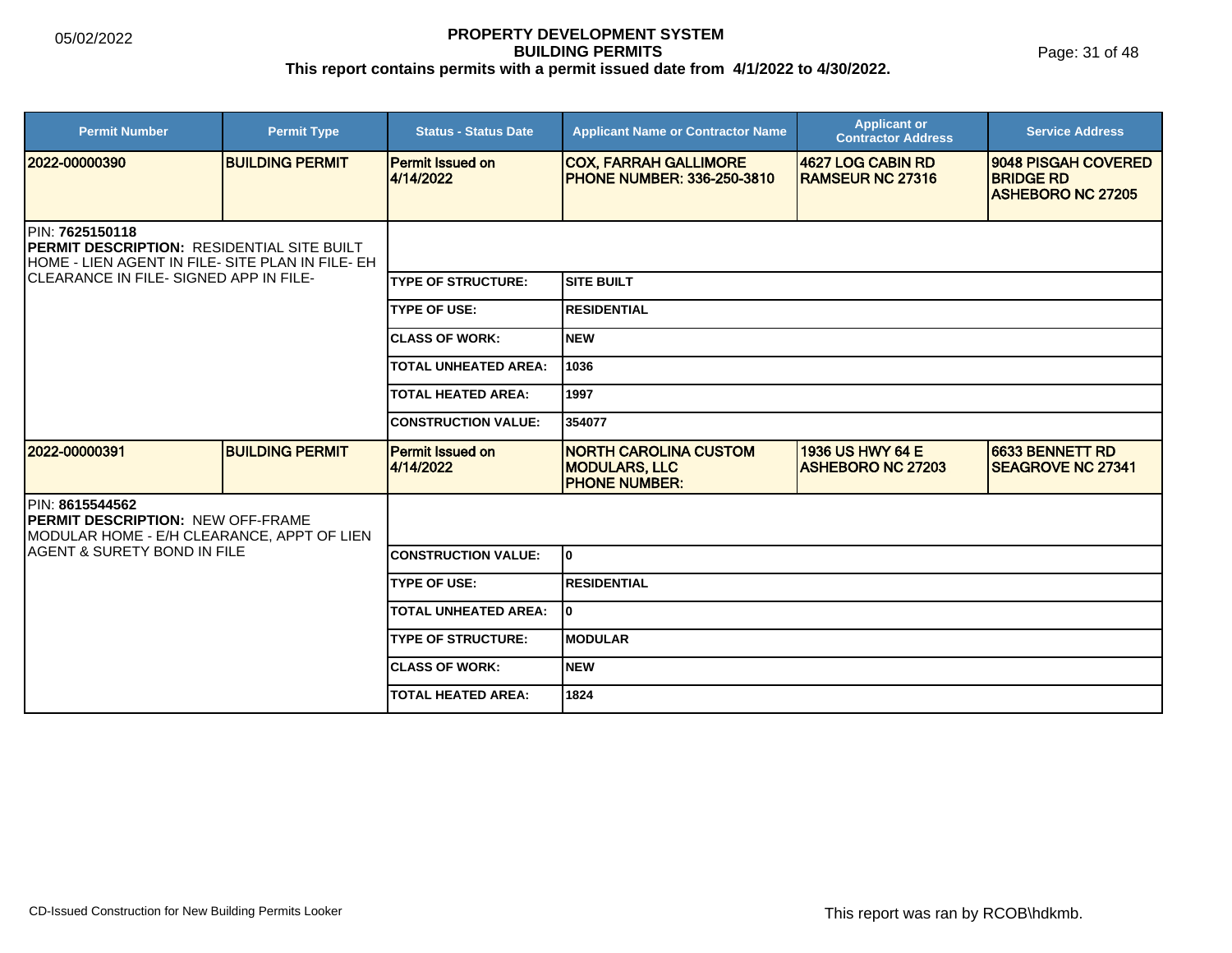# PROPERTY DEVELOPMENT SYSTEM
## BUILDING PERMITS
### This report contains permits with a permit issued date from 4/1/2022 to 4/30/2022.

05/02/2022

| Permit Number | Permit Type | Status - Status Date | Applicant Name or Contractor Name | Applicant or Contractor Address | Service Address |
|---|---|---|---|---|---|
| 2022-00000390 | BUILDING PERMIT | Permit Issued on 4/14/2022 | COX, FARRAH GALLIMORE PHONE NUMBER: 336-250-3810 | 4627 LOG CABIN RD RAMSEUR NC 27316 | 9048 PISGAH COVERED BRIDGE RD ASHEBORO NC 27205 |

PIN: **7625150118**
**PERMIT DESCRIPTION:** RESIDENTIAL SITE BUILT HOME - LIEN AGENT IN FILE- SITE PLAN IN FILE- EH CLEARANCE IN FILE- SIGNED APP IN FILE-

| | |
|---|---|
| TYPE OF STRUCTURE: | SITE BUILT |
| TYPE OF USE: | RESIDENTIAL |
| CLASS OF WORK: | NEW |
| TOTAL UNHEATED AREA: | 1036 |
| TOTAL HEATED AREA: | 1997 |
| CONSTRUCTION VALUE: | 354077 |

| Permit Number | Permit Type | Status - Status Date | Applicant Name or Contractor Name | Applicant or Contractor Address | Service Address |
|---|---|---|---|---|---|
| 2022-00000391 | BUILDING PERMIT | Permit Issued on 4/14/2022 | NORTH CAROLINA CUSTOM MODULARS, LLC PHONE NUMBER: | 1936 US HWY 64 E ASHEBORO NC 27203 | 6633 BENNETT RD SEAGROVE NC 27341 |

PIN: **8615544562**
**PERMIT DESCRIPTION:** NEW OFF-FRAME MODULAR HOME - E/H CLEARANCE, APPT OF LIEN AGENT & SURETY BOND IN FILE

| | |
|---|---|
| CONSTRUCTION VALUE: | 0 |
| TYPE OF USE: | RESIDENTIAL |
| TOTAL UNHEATED AREA: | 0 |
| TYPE OF STRUCTURE: | MODULAR |
| CLASS OF WORK: | NEW |
| TOTAL HEATED AREA: | 1824 |

CD-Issued Construction for New Building Permits Looker

This report was ran by RCOB\hdkmb.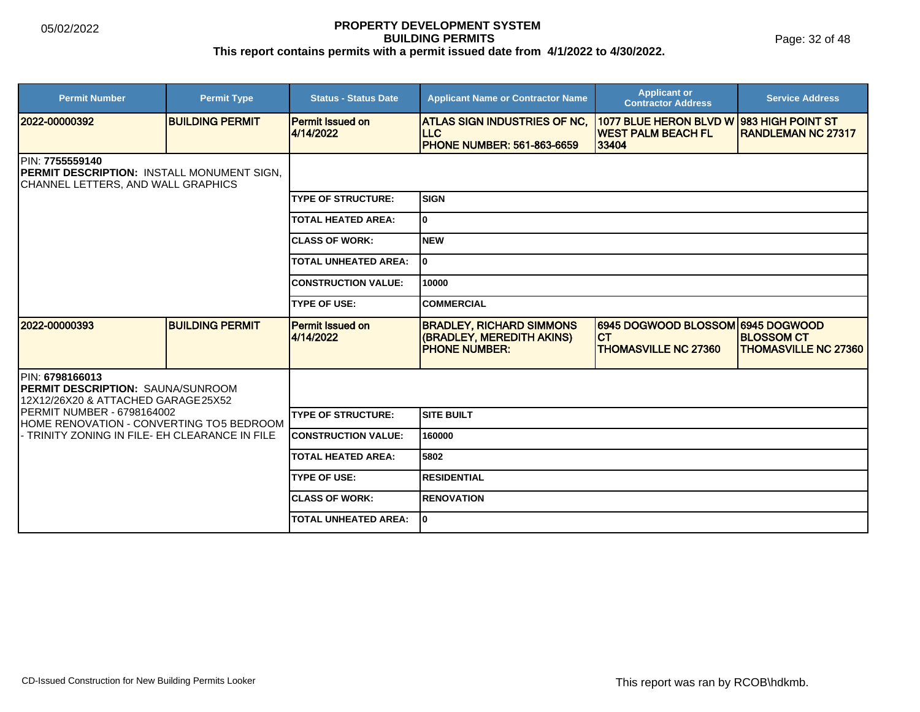**PROPERTY DEVELOPMENT SYSTEM**
**BUILDING PERMITS**
**This report contains permits with a permit issued date from 4/1/2022 to 4/30/2022.**

| Permit Number | Permit Type | Status - Status Date | Applicant Name or Contractor Name | Applicant or Contractor Address | Service Address |
|---|---|---|---|---|---|
| 2022-00000392 | BUILDING PERMIT | Permit Issued on 4/14/2022 | ATLAS SIGN INDUSTRIES OF NC, LLC PHONE NUMBER: 561-863-6659 | 1077 BLUE HERON BLVD W WEST PALM BEACH FL 33404 | 983 HIGH POINT ST RANDLEMAN NC 27317 |

PIN: **7755559140**
**PERMIT DESCRIPTION:** INSTALL MONUMENT SIGN, CHANNEL LETTERS, AND WALL GRAPHICS

| | |
|---|---|
| TYPE OF STRUCTURE: | SIGN |
| TOTAL HEATED AREA: | 0 |
| CLASS OF WORK: | NEW |
| TOTAL UNHEATED AREA: | 0 |
| CONSTRUCTION VALUE: | 10000 |
| TYPE OF USE: | COMMERCIAL |

| Permit Number | Permit Type | Status - Status Date | Applicant Name or Contractor Name | Applicant or Contractor Address | Service Address |
|---|---|---|---|---|---|
| 2022-00000393 | BUILDING PERMIT | Permit Issued on 4/14/2022 | BRADLEY, RICHARD SIMMONS (BRADLEY, MEREDITH AKINS) PHONE NUMBER: | 6945 DOGWOOD BLOSSOM CT THOMASVILLE NC 27360 | 6945 DOGWOOD BLOSSOM CT THOMASVILLE NC 27360 |

PIN: **6798166013**
**PERMIT DESCRIPTION:** SAUNA/SUNROOM 12X12/26X20 & ATTACHED GARAGE25X52
PERMIT NUMBER - 6798164002
HOME RENOVATION - CONVERTING TO5 BEDROOM - TRINITY ZONING IN FILE- EH CLEARANCE IN FILE

| | |
|---|---|
| TYPE OF STRUCTURE: | SITE BUILT |
| CONSTRUCTION VALUE: | 160000 |
| TOTAL HEATED AREA: | 5802 |
| TYPE OF USE: | RESIDENTIAL |
| CLASS OF WORK: | RENOVATION |
| TOTAL UNHEATED AREA: | 0 |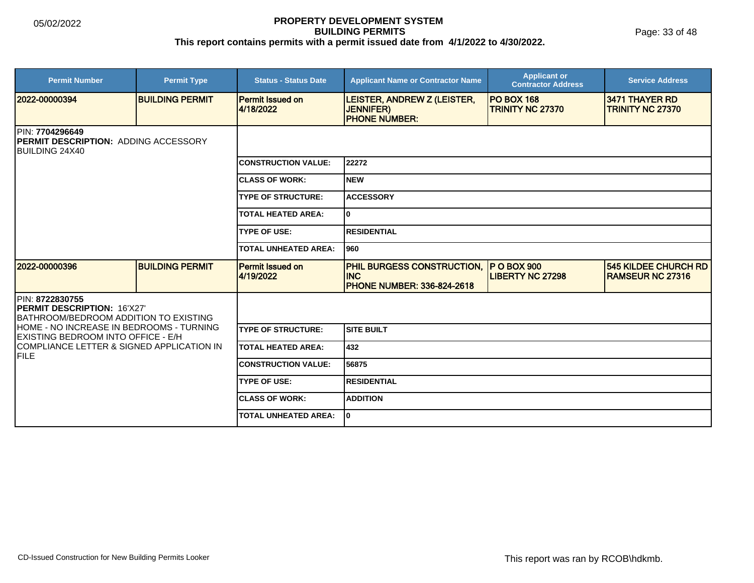**PROPERTY DEVELOPMENT SYSTEM**
**BUILDING PERMITS**
**This report contains permits with a permit issued date from 4/1/2022 to 4/30/2022.**

| Permit Number | Permit Type | Status - Status Date | Applicant Name or Contractor Name | Applicant or Contractor Address | Service Address |
|---|---|---|---|---|---|
| 2022-00000394 | BUILDING PERMIT | Permit Issued on 4/18/2022 | LEISTER, ANDREW Z (LEISTER, JENNIFER) PHONE NUMBER: | PO BOX 168 TRINITY NC 27370 | 3471 THAYER RD TRINITY NC 27370 |

PIN: **7704296649**
**PERMIT DESCRIPTION:** ADDING ACCESSORY BUILDING 24X40

| | |
|---|---|
| CONSTRUCTION VALUE: | 22272 |
| CLASS OF WORK: | NEW |
| TYPE OF STRUCTURE: | ACCESSORY |
| TOTAL HEATED AREA: | 0 |
| TYPE OF USE: | RESIDENTIAL |
| TOTAL UNHEATED AREA: | 960 |

| Permit Number | Permit Type | Status - Status Date | Applicant Name or Contractor Name | Applicant or Contractor Address | Service Address |
|---|---|---|---|---|---|
| 2022-00000396 | BUILDING PERMIT | Permit Issued on 4/19/2022 | PHIL BURGESS CONSTRUCTION, INC PHONE NUMBER: 336-824-2618 | P O BOX 900 LIBERTY NC 27298 | 545 KILDEE CHURCH RD RAMSEUR NC 27316 |

PIN: **8722830755**
**PERMIT DESCRIPTION:** 16'X27' BATHROOM/BEDROOM ADDITION TO EXISTING HOME - NO INCREASE IN BEDROOMS - TURNING EXISTING BEDROOM INTO OFFICE - E/H COMPLIANCE LETTER & SIGNED APPLICATION IN FILE

| | |
|---|---|
| TYPE OF STRUCTURE: | SITE BUILT |
| TOTAL HEATED AREA: | 432 |
| CONSTRUCTION VALUE: | 56875 |
| TYPE OF USE: | RESIDENTIAL |
| CLASS OF WORK: | ADDITION |
| TOTAL UNHEATED AREA: | 0 |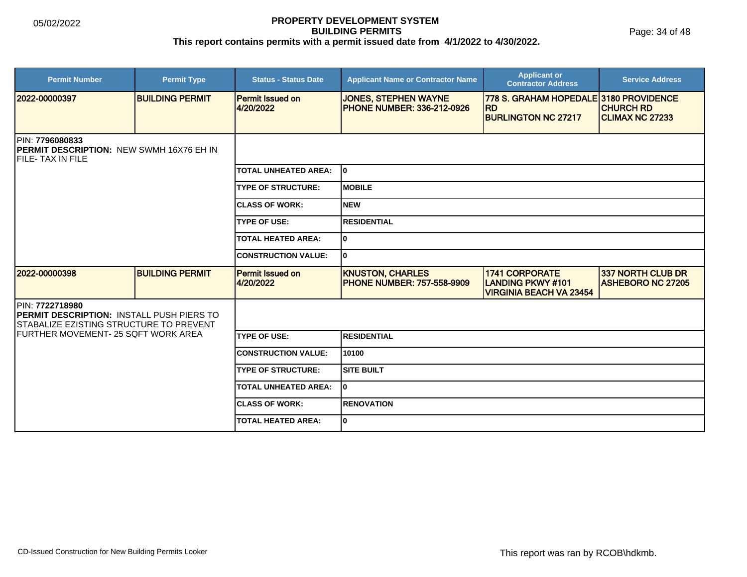**PROPERTY DEVELOPMENT SYSTEM**
**BUILDING PERMITS**
**This report contains permits with a permit issued date from 4/1/2022 to 4/30/2022.**

05/02/2022

| Permit Number | Permit Type | Status - Status Date | Applicant Name or Contractor Name | Applicant or Contractor Address | Service Address |
|---|---|---|---|---|---|
| 2022-00000397 | BUILDING PERMIT | Permit Issued on 4/20/2022 | JONES, STEPHEN WAYNE PHONE NUMBER: 336-212-0926 | 778 S. GRAHAM HOPEDALE RD BURLINGTON NC 27217 | 3180 PROVIDENCE CHURCH RD CLIMAX NC 27233 |

PIN: **7796080833**
**PERMIT DESCRIPTION:** NEW SWMH 16X76 EH IN FILE- TAX IN FILE

| | |
|---|---|
| TOTAL UNHEATED AREA: | 0 |
| TYPE OF STRUCTURE: | MOBILE |
| CLASS OF WORK: | NEW |
| TYPE OF USE: | RESIDENTIAL |
| TOTAL HEATED AREA: | 0 |
| CONSTRUCTION VALUE: | 0 |

| Permit Number | Permit Type | Status - Status Date | Applicant Name or Contractor Name | Applicant or Contractor Address | Service Address |
|---|---|---|---|---|---|
| 2022-00000398 | BUILDING PERMIT | Permit Issued on 4/20/2022 | KNUSTON, CHARLES PHONE NUMBER: 757-558-9909 | 1741 CORPORATE LANDING PKWY #101 VIRGINIA BEACH VA 23454 | 337 NORTH CLUB DR ASHEBORO NC 27205 |

PIN: **7722718980**
**PERMIT DESCRIPTION:** INSTALL PUSH PIERS TO STABALIZE EZISTING STRUCTURE TO PREVENT FURTHER MOVEMENT- 25 SQFT WORK AREA

| | |
|---|---|
| TYPE OF USE: | RESIDENTIAL |
| CONSTRUCTION VALUE: | 10100 |
| TYPE OF STRUCTURE: | SITE BUILT |
| TOTAL UNHEATED AREA: | 0 |
| CLASS OF WORK: | RENOVATION |
| TOTAL HEATED AREA: | 0 |

CD-Issued Construction for New Building Permits Looker

This report was ran by RCOB\hdkmb.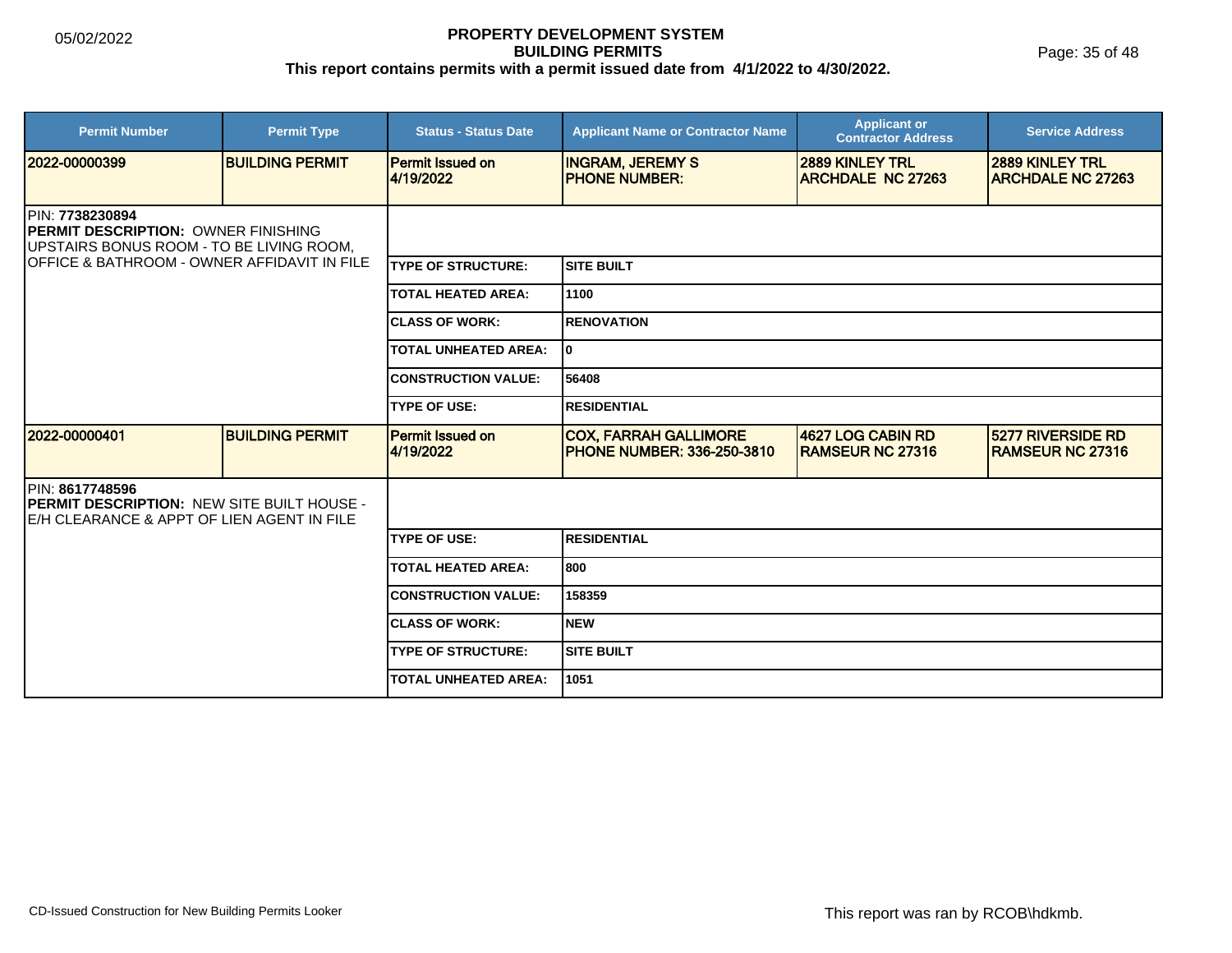# PROPERTY DEVELOPMENT SYSTEM
## BUILDING PERMITS
### This report contains permits with a permit issued date from 4/1/2022 to 4/30/2022.

| Permit Number | Permit Type | Status - Status Date | Applicant Name or Contractor Name | Applicant or Contractor Address | Service Address |
|---|---|---|---|---|---|
| **2022-00000399** | **BUILDING PERMIT** | **Permit Issued on 4/19/2022** | **INGRAM, JEREMY S PHONE NUMBER:** | **2889 KINLEY TRL ARCHDALE NC 27263** | **2889 KINLEY TRL ARCHDALE NC 27263** |

PIN: **7738230894**
**PERMIT DESCRIPTION:** OWNER FINISHING UPSTAIRS BONUS ROOM - TO BE LIVING ROOM, OFFICE & BATHROOM - OWNER AFFIDAVIT IN FILE

| | |
|---|---|
| **TYPE OF STRUCTURE:** | **SITE BUILT** |
| **TOTAL HEATED AREA:** | **1100** |
| **CLASS OF WORK:** | **RENOVATION** |
| **TOTAL UNHEATED AREA:** | **0** |
| **CONSTRUCTION VALUE:** | **56408** |
| **TYPE OF USE:** | **RESIDENTIAL** |

| Permit Number | Permit Type | Status - Status Date | Applicant Name or Contractor Name | Applicant or Contractor Address | Service Address |
|---|---|---|---|---|---|
| **2022-00000401** | **BUILDING PERMIT** | **Permit Issued on 4/19/2022** | **COX, FARRAH GALLIMORE PHONE NUMBER: 336-250-3810** | **4627 LOG CABIN RD RAMSEUR NC 27316** | **5277 RIVERSIDE RD RAMSEUR NC 27316** |

PIN: **8617748596**
**PERMIT DESCRIPTION:** NEW SITE BUILT HOUSE - E/H CLEARANCE & APPT OF LIEN AGENT IN FILE

| | |
|---|---|
| **TYPE OF USE:** | **RESIDENTIAL** |
| **TOTAL HEATED AREA:** | **800** |
| **CONSTRUCTION VALUE:** | **158359** |
| **CLASS OF WORK:** | **NEW** |
| **TYPE OF STRUCTURE:** | **SITE BUILT** |
| **TOTAL UNHEATED AREA:** | **1051** |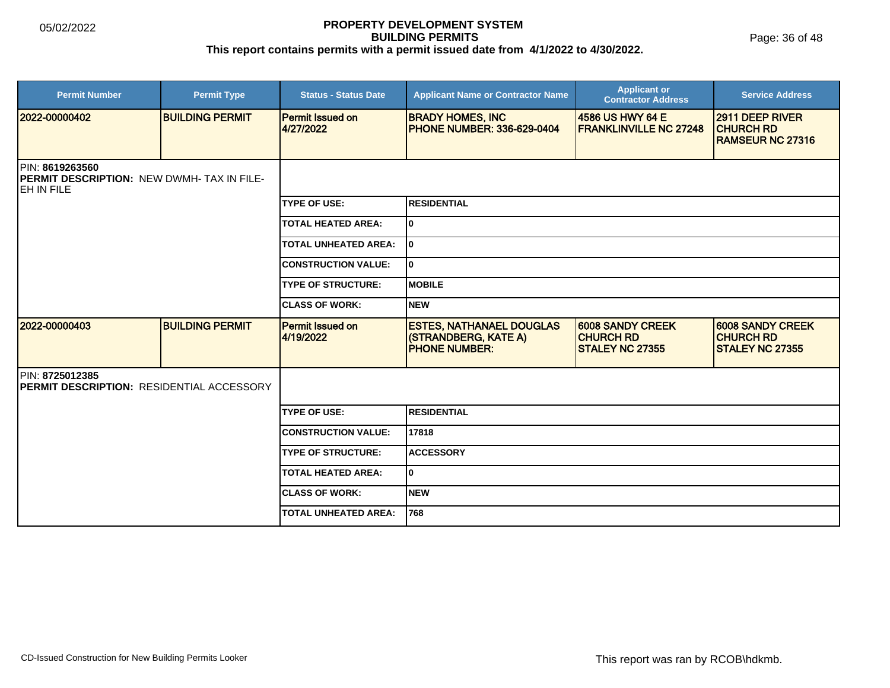# PROPERTY DEVELOPMENT SYSTEM
## BUILDING PERMITS
### This report contains permits with a permit issued date from 4/1/2022 to 4/30/2022.

| Permit Number | Permit Type | Status - Status Date | Applicant Name or Contractor Name | Applicant or Contractor Address | Service Address |
|---|---|---|---|---|---|
| **2022-00000402** | **BUILDING PERMIT** | Permit Issued on 4/27/2022 | BRADY HOMES, INC PHONE NUMBER: 336-629-0404 | 4586 US HWY 64 E FRANKLINVILLE NC 27248 | 2911 DEEP RIVER CHURCH RD RAMSEUR NC 27316 |

PIN: **8619263560**
**PERMIT DESCRIPTION:** NEW DWMH- TAX IN FILE- EH IN FILE

| | |
|---|---|
| TYPE OF USE: | RESIDENTIAL |
| TOTAL HEATED AREA: | 0 |
| TOTAL UNHEATED AREA: | 0 |
| CONSTRUCTION VALUE: | 0 |
| TYPE OF STRUCTURE: | MOBILE |
| CLASS OF WORK: | NEW |

| Permit Number | Permit Type | Status - Status Date | Applicant Name or Contractor Name | Applicant or Contractor Address | Service Address |
|---|---|---|---|---|---|
| **2022-00000403** | **BUILDING PERMIT** | Permit Issued on 4/19/2022 | ESTES, NATHANAEL DOUGLAS (STRANDBERG, KATE A) PHONE NUMBER: | 6008 SANDY CREEK CHURCH RD STALEY NC 27355 | 6008 SANDY CREEK CHURCH RD STALEY NC 27355 |

PIN: **8725012385**
**PERMIT DESCRIPTION:** RESIDENTIAL ACCESSORY

| | |
|---|---|
| TYPE OF USE: | RESIDENTIAL |
| CONSTRUCTION VALUE: | 17818 |
| TYPE OF STRUCTURE: | ACCESSORY |
| TOTAL HEATED AREA: | 0 |
| CLASS OF WORK: | NEW |
| TOTAL UNHEATED AREA: | 768 |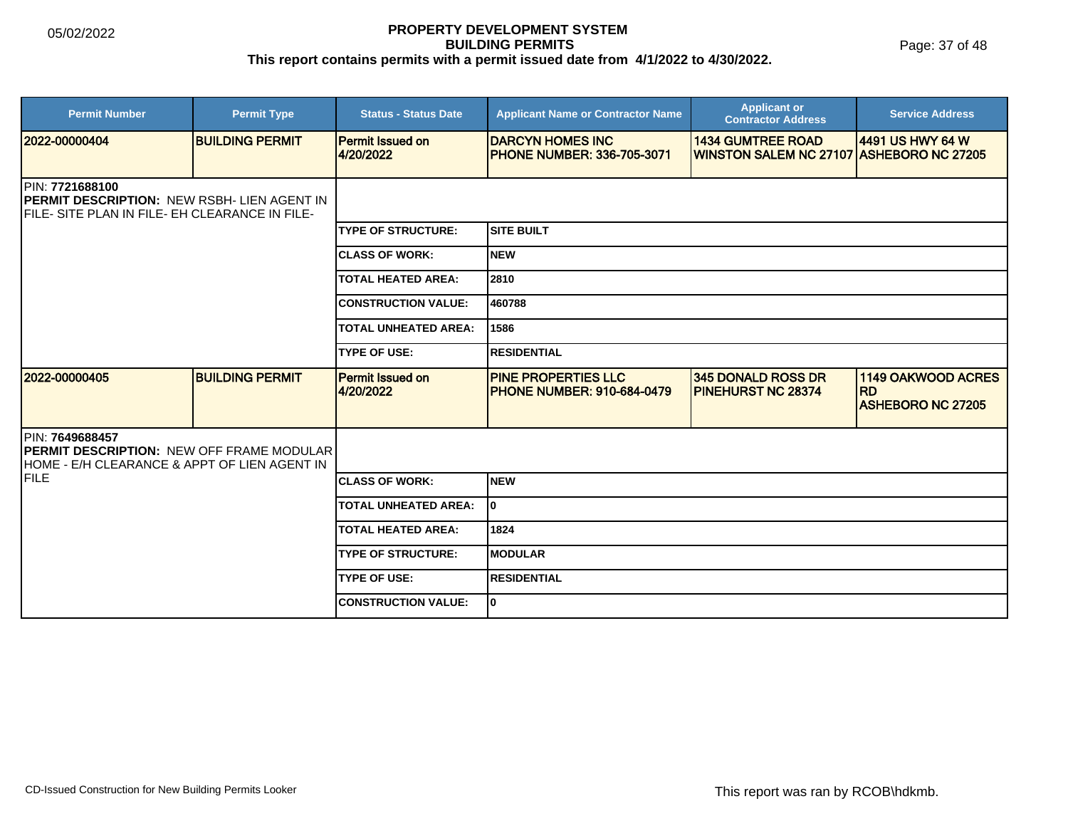05/02/2022

**PROPERTY DEVELOPMENT SYSTEM**
**BUILDING PERMITS**
**This report contains permits with a permit issued date from 4/1/2022 to 4/30/2022.**

| Permit Number | Permit Type | Status - Status Date | Applicant Name or Contractor Name | Applicant or Contractor Address | Service Address |
|---|---|---|---|---|---|
| 2022-00000404 | BUILDING PERMIT | Permit Issued on 4/20/2022 | DARCYN HOMES INC PHONE NUMBER: 336-705-3071 | 1434 GUMTREE ROAD WINSTON SALEM NC 27107 | 4491 US HWY 64 W ASHEBORO NC 27205 |

PIN: **7721688100**
**PERMIT DESCRIPTION:** NEW RSBH- LIEN AGENT IN FILE- SITE PLAN IN FILE- EH CLEARANCE IN FILE-

| Field | Value |
|---|---|
| TYPE OF STRUCTURE: | SITE BUILT |
| CLASS OF WORK: | NEW |
| TOTAL HEATED AREA: | 2810 |
| CONSTRUCTION VALUE: | 460788 |
| TOTAL UNHEATED AREA: | 1586 |
| TYPE OF USE: | RESIDENTIAL |

| Permit Number | Permit Type | Status - Status Date | Applicant Name or Contractor Name | Applicant or Contractor Address | Service Address |
|---|---|---|---|---|---|
| 2022-00000405 | BUILDING PERMIT | Permit Issued on 4/20/2022 | PINE PROPERTIES LLC PHONE NUMBER: 910-684-0479 | 345 DONALD ROSS DR PINEHURST NC 28374 | 1149 OAKWOOD ACRES RD ASHEBORO NC 27205 |

PIN: **7649688457**
**PERMIT DESCRIPTION:** NEW OFF FRAME MODULAR HOME - E/H CLEARANCE & APPT OF LIEN AGENT IN FILE

| Field | Value |
|---|---|
| CLASS OF WORK: | NEW |
| TOTAL UNHEATED AREA: | 0 |
| TOTAL HEATED AREA: | 1824 |
| TYPE OF STRUCTURE: | MODULAR |
| TYPE OF USE: | RESIDENTIAL |
| CONSTRUCTION VALUE: | 0 |

CD-Issued Construction for New Building Permits Looker

This report was ran by RCOB\hdkmb.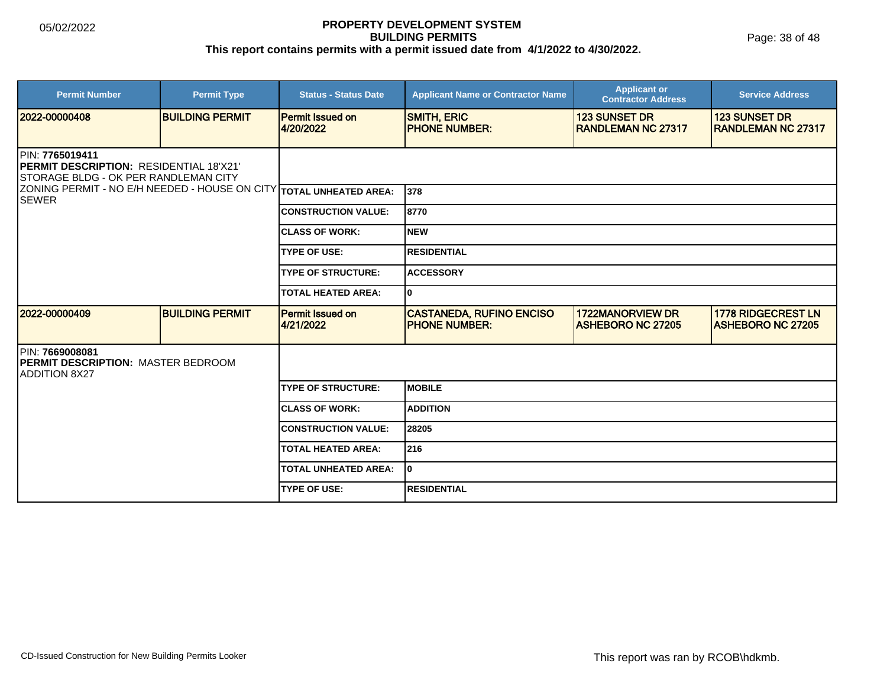**PROPERTY DEVELOPMENT SYSTEM**
**BUILDING PERMITS**
**This report contains permits with a permit issued date from 4/1/2022 to 4/30/2022.**

| Permit Number | Permit Type | Status - Status Date | Applicant Name or Contractor Name | Applicant or Contractor Address | Service Address |
|---|---|---|---|---|---|
| 2022-00000408 | BUILDING PERMIT | Permit Issued on 4/20/2022 | SMITH, ERIC PHONE NUMBER: | 123 SUNSET DR RANDLEMAN NC 27317 | 123 SUNSET DR RANDLEMAN NC 27317 |

PIN: **7765019411**
**PERMIT DESCRIPTION:** RESIDENTIAL 18'X21' STORAGE BLDG - OK PER RANDLEMAN CITY ZONING PERMIT - NO E/H NEEDED - HOUSE ON CITY SEWER

| | |
|---|---|
| TOTAL UNHEATED AREA: | 378 |
| CONSTRUCTION VALUE: | 8770 |
| CLASS OF WORK: | NEW |
| TYPE OF USE: | RESIDENTIAL |
| TYPE OF STRUCTURE: | ACCESSORY |
| TOTAL HEATED AREA: | 0 |

| Permit Number | Permit Type | Status - Status Date | Applicant Name or Contractor Name | Applicant or Contractor Address | Service Address |
|---|---|---|---|---|---|
| 2022-00000409 | BUILDING PERMIT | Permit Issued on 4/21/2022 | CASTANEDA, RUFINO ENCISO PHONE NUMBER: | 1722MANORVIEW DR ASHEBORO NC 27205 | 1778 RIDGECREST LN ASHEBORO NC 27205 |

PIN: **7669008081**
**PERMIT DESCRIPTION:** MASTER BEDROOM ADDITION 8X27

| | |
|---|---|
| TYPE OF STRUCTURE: | MOBILE |
| CLASS OF WORK: | ADDITION |
| CONSTRUCTION VALUE: | 28205 |
| TOTAL HEATED AREA: | 216 |
| TOTAL UNHEATED AREA: | 0 |
| TYPE OF USE: | RESIDENTIAL |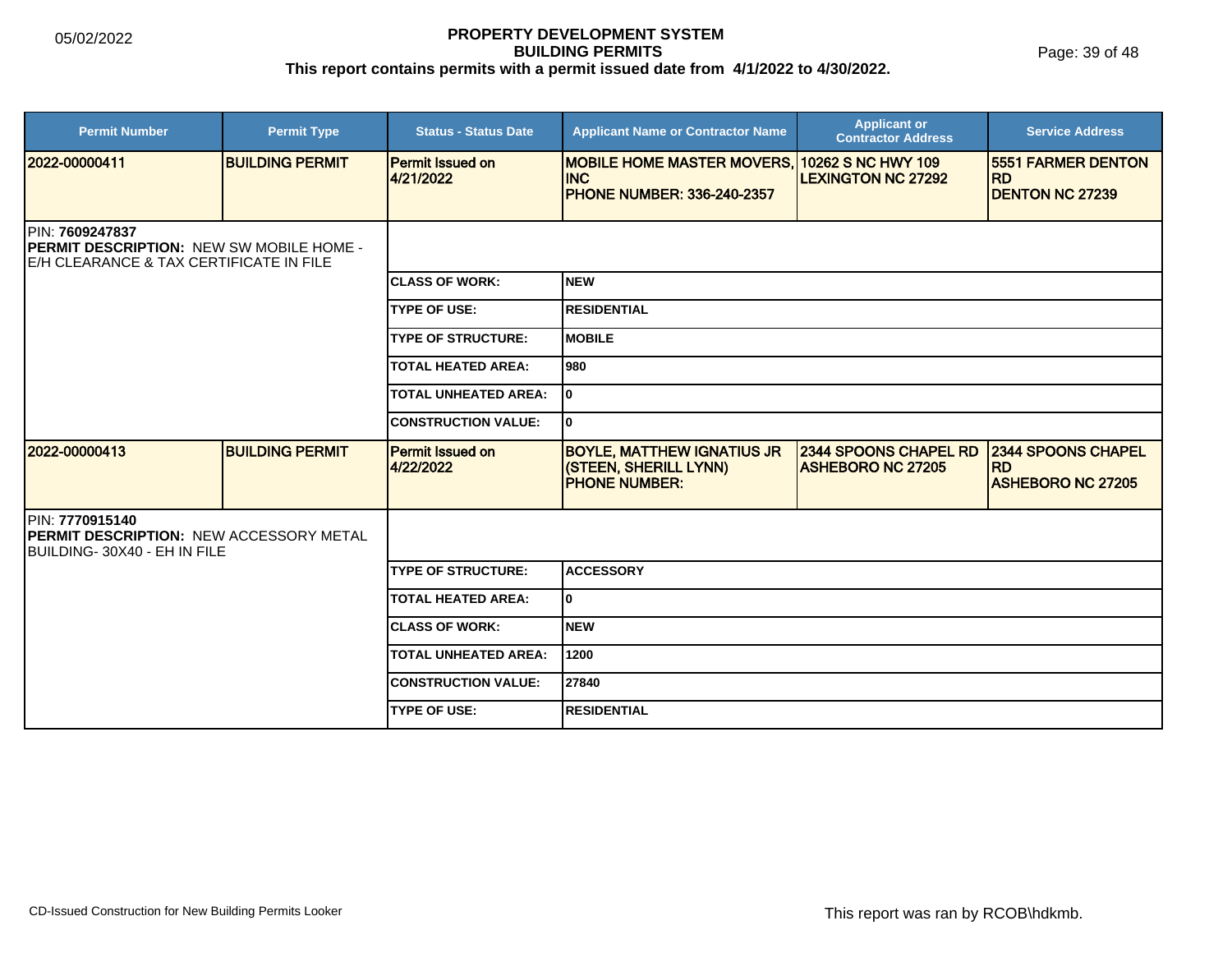# PROPERTY DEVELOPMENT SYSTEM
## BUILDING PERMITS
### This report contains permits with a permit issued date from 4/1/2022 to 4/30/2022.

05/02/2022

| Permit Number | Permit Type | Status - Status Date | Applicant Name or Contractor Name | Applicant or Contractor Address | Service Address |
|---|---|---|---|---|---|
| 2022-00000411 | BUILDING PERMIT | Permit Issued on 4/21/2022 | MOBILE HOME MASTER MOVERS, INC<br>PHONE NUMBER: 336-240-2357 | 10262 S NC HWY 109<br>LEXINGTON NC 27292 | 5551 FARMER DENTON RD<br>DENTON NC 27239 |

PIN: **7609247837**
**PERMIT DESCRIPTION:** NEW SW MOBILE HOME - E/H CLEARANCE & TAX CERTIFICATE IN FILE

| | |
|---|---|
| CLASS OF WORK: | NEW |
| TYPE OF USE: | RESIDENTIAL |
| TYPE OF STRUCTURE: | MOBILE |
| TOTAL HEATED AREA: | 980 |
| TOTAL UNHEATED AREA: | 0 |
| CONSTRUCTION VALUE: | 0 |

| Permit Number | Permit Type | Status - Status Date | Applicant Name or Contractor Name | Applicant or Contractor Address | Service Address |
|---|---|---|---|---|---|
| 2022-00000413 | BUILDING PERMIT | Permit Issued on 4/22/2022 | BOYLE, MATTHEW IGNATIUS JR (STEEN, SHERILL LYNN)<br>PHONE NUMBER: | 2344 SPOONS CHAPEL RD<br>ASHEBORO NC 27205 | 2344 SPOONS CHAPEL RD<br>ASHEBORO NC 27205 |

PIN: **7770915140**
**PERMIT DESCRIPTION:** NEW ACCESSORY METAL BUILDING- 30X40 - EH IN FILE

| | |
|---|---|
| TYPE OF STRUCTURE: | ACCESSORY |
| TOTAL HEATED AREA: | 0 |
| CLASS OF WORK: | NEW |
| TOTAL UNHEATED AREA: | 1200 |
| CONSTRUCTION VALUE: | 27840 |
| TYPE OF USE: | RESIDENTIAL |

CD-Issued Construction for New Building Permits Looker

This report was ran by RCOB\hdkmb.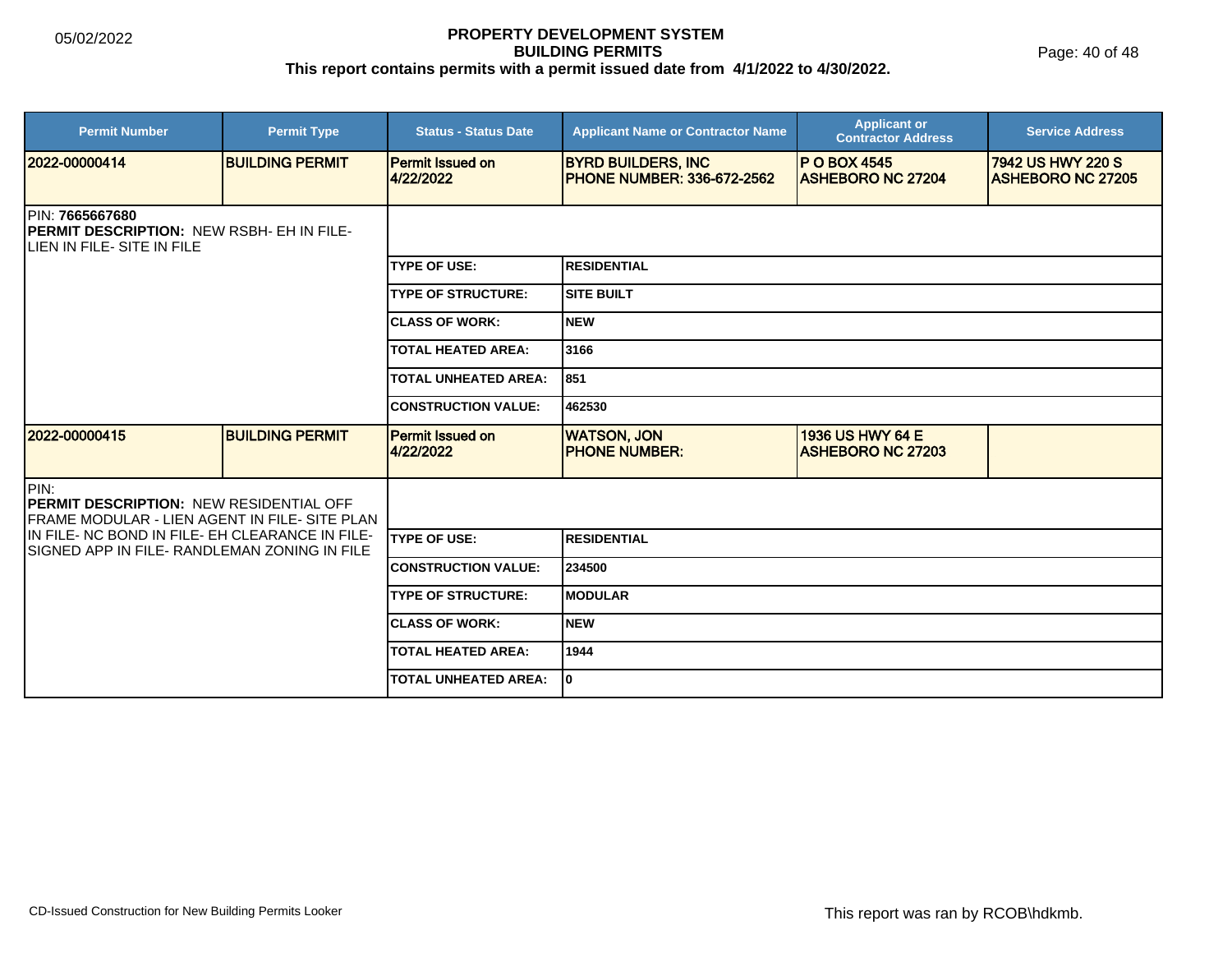PROPERTY DEVELOPMENT SYSTEM
BUILDING PERMITS
This report contains permits with a permit issued date from 4/1/2022 to 4/30/2022.

| Permit Number | Permit Type | Status - Status Date | Applicant Name or Contractor Name | Applicant or Contractor Address | Service Address |
|---|---|---|---|---|---|
| 2022-00000414 | BUILDING PERMIT | Permit Issued on 4/22/2022 | BYRD BUILDERS, INC PHONE NUMBER: 336-672-2562 | P O BOX 4545 ASHEBORO NC 27204 | 7942 US HWY 220 S ASHEBORO NC 27205 |

PIN: **7665667680**
**PERMIT DESCRIPTION:** NEW RSBH- EH IN FILE- LIEN IN FILE- SITE IN FILE

| | |
|---|---|
| TYPE OF USE: | RESIDENTIAL |
| TYPE OF STRUCTURE: | SITE BUILT |
| CLASS OF WORK: | NEW |
| TOTAL HEATED AREA: | 3166 |
| TOTAL UNHEATED AREA: | 851 |
| CONSTRUCTION VALUE: | 462530 |

| Permit Number | Permit Type | Status - Status Date | Applicant Name or Contractor Name | Applicant or Contractor Address | Service Address |
|---|---|---|---|---|---|
| 2022-00000415 | BUILDING PERMIT | Permit Issued on 4/22/2022 | WATSON, JON PHONE NUMBER: | 1936 US HWY 64 E ASHEBORO NC 27203 | |

PIN:
**PERMIT DESCRIPTION:** NEW RESIDENTIAL OFF FRAME MODULAR - LIEN AGENT IN FILE- SITE PLAN IN FILE- NC BOND IN FILE- EH CLEARANCE IN FILE- SIGNED APP IN FILE- RANDLEMAN ZONING IN FILE

| | |
|---|---|
| TYPE OF USE: | RESIDENTIAL |
| CONSTRUCTION VALUE: | 234500 |
| TYPE OF STRUCTURE: | MODULAR |
| CLASS OF WORK: | NEW |
| TOTAL HEATED AREA: | 1944 |
| TOTAL UNHEATED AREA: | 0 |

CD-Issued Construction for New Building Permits Looker

This report was ran by RCOB\hdkmb.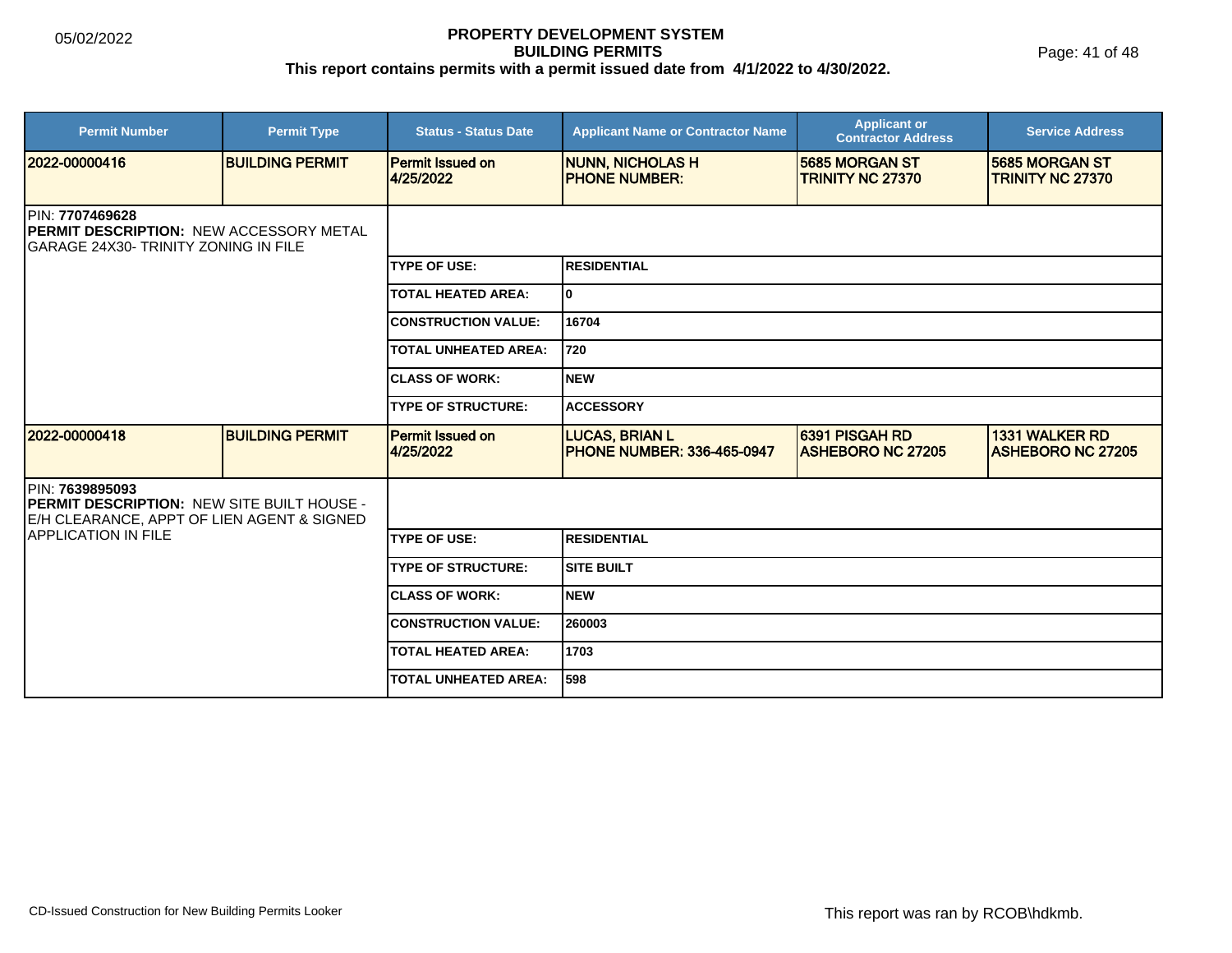# PROPERTY DEVELOPMENT SYSTEM
## BUILDING PERMITS
### This report contains permits with a permit issued date from 4/1/2022 to 4/30/2022.

| Permit Number | Permit Type | Status - Status Date | Applicant Name or Contractor Name | Applicant or Contractor Address | Service Address |
|---|---|---|---|---|---|
| 2022-00000416 | BUILDING PERMIT | Permit Issued on 4/25/2022 | NUNN, NICHOLAS H PHONE NUMBER: | 5685 MORGAN ST TRINITY NC 27370 | 5685 MORGAN ST TRINITY NC 27370 |

PIN: **7707469628**
**PERMIT DESCRIPTION:** NEW ACCESSORY METAL GARAGE 24X30- TRINITY ZONING IN FILE

| | |
|---|---|
| TYPE OF USE: | RESIDENTIAL |
| TOTAL HEATED AREA: | 0 |
| CONSTRUCTION VALUE: | 16704 |
| TOTAL UNHEATED AREA: | 720 |
| CLASS OF WORK: | NEW |
| TYPE OF STRUCTURE: | ACCESSORY |

| Permit Number | Permit Type | Status - Status Date | Applicant Name or Contractor Name | Applicant or Contractor Address | Service Address |
|---|---|---|---|---|---|
| 2022-00000418 | BUILDING PERMIT | Permit Issued on 4/25/2022 | LUCAS, BRIAN L PHONE NUMBER: 336-465-0947 | 6391 PISGAH RD ASHEBORO NC 27205 | 1331 WALKER RD ASHEBORO NC 27205 |

PIN: **7639895093**
**PERMIT DESCRIPTION:** NEW SITE BUILT HOUSE - E/H CLEARANCE, APPT OF LIEN AGENT & SIGNED APPLICATION IN FILE

| | |
|---|---|
| TYPE OF USE: | RESIDENTIAL |
| TYPE OF STRUCTURE: | SITE BUILT |
| CLASS OF WORK: | NEW |
| CONSTRUCTION VALUE: | 260003 |
| TOTAL HEATED AREA: | 1703 |
| TOTAL UNHEATED AREA: | 598 |

CD-Issued Construction for New Building Permits Looker

This report was ran by RCOB\hdkmb.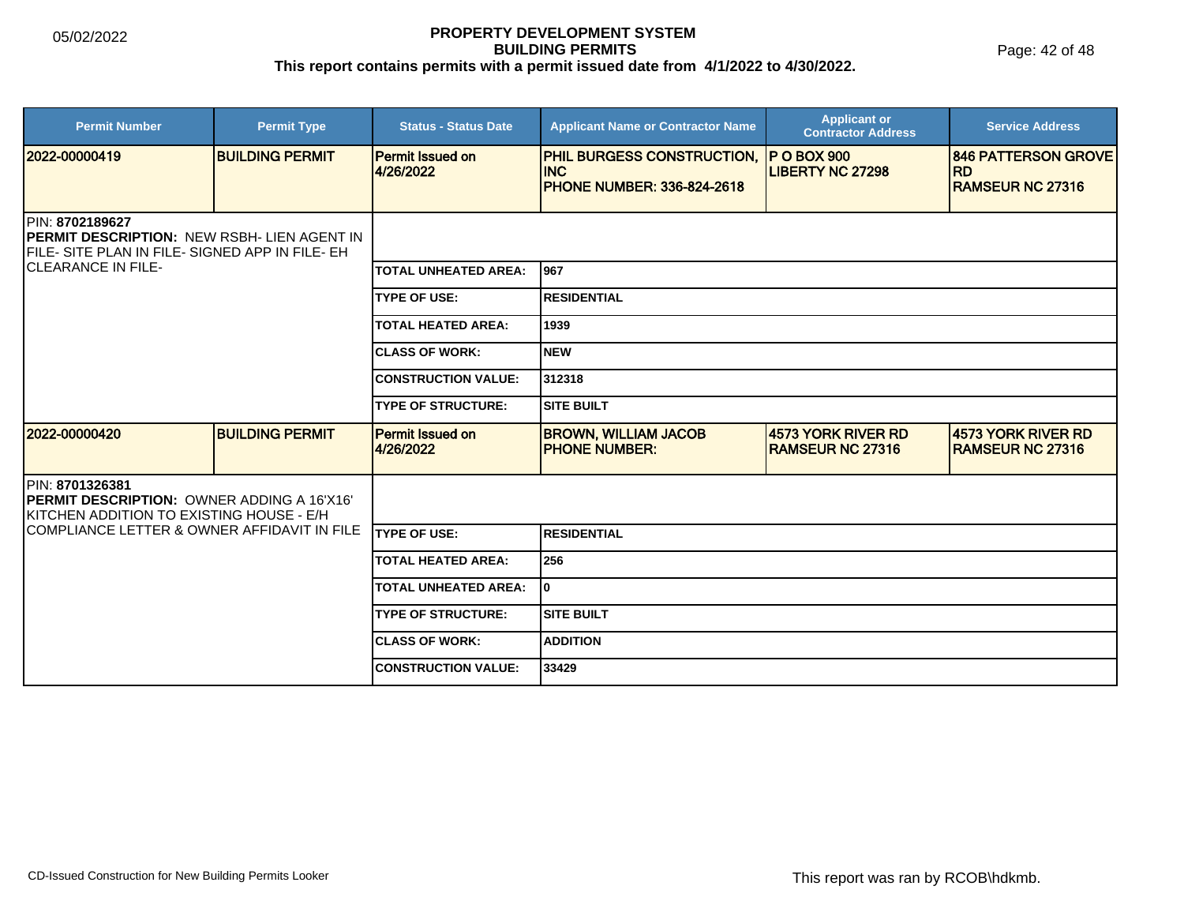# PROPERTY DEVELOPMENT SYSTEM
## BUILDING PERMITS
### This report contains permits with a permit issued date from 4/1/2022 to 4/30/2022.

05/02/2022

| Permit Number | Permit Type | Status - Status Date | Applicant Name or Contractor Name | Applicant or Contractor Address | Service Address |
|---|---|---|---|---|---|
| 2022-00000419 | BUILDING PERMIT | Permit Issued on 4/26/2022 | PHIL BURGESS CONSTRUCTION, INC<br>PHONE NUMBER: 336-824-2618 | P O BOX 900<br>LIBERTY NC 27298 | 846 PATTERSON GROVE RD<br>RAMSEUR NC 27316 |

PIN: **8702189627**
**PERMIT DESCRIPTION:** NEW RSBH- LIEN AGENT IN FILE- SITE PLAN IN FILE- SIGNED APP IN FILE- EH CLEARANCE IN FILE-

| Field | Value |
|---|---|
| TOTAL UNHEATED AREA: | 967 |
| TYPE OF USE: | RESIDENTIAL |
| TOTAL HEATED AREA: | 1939 |
| CLASS OF WORK: | NEW |
| CONSTRUCTION VALUE: | 312318 |
| TYPE OF STRUCTURE: | SITE BUILT |

| Permit Number | Permit Type | Status - Status Date | Applicant Name or Contractor Name | Applicant or Contractor Address | Service Address |
|---|---|---|---|---|---|
| 2022-00000420 | BUILDING PERMIT | Permit Issued on 4/26/2022 | BROWN, WILLIAM JACOB<br>PHONE NUMBER: | 4573 YORK RIVER RD<br>RAMSEUR NC 27316 | 4573 YORK RIVER RD<br>RAMSEUR NC 27316 |

PIN: **8701326381**
**PERMIT DESCRIPTION:** OWNER ADDING A 16'X16' KITCHEN ADDITION TO EXISTING HOUSE - E/H COMPLIANCE LETTER & OWNER AFFIDAVIT IN FILE

| Field | Value |
|---|---|
| TYPE OF USE: | RESIDENTIAL |
| TOTAL HEATED AREA: | 256 |
| TOTAL UNHEATED AREA: | 0 |
| TYPE OF STRUCTURE: | SITE BUILT |
| CLASS OF WORK: | ADDITION |
| CONSTRUCTION VALUE: | 33429 |

CD-Issued Construction for New Building Permits Looker

This report was ran by RCOB\hdkmb.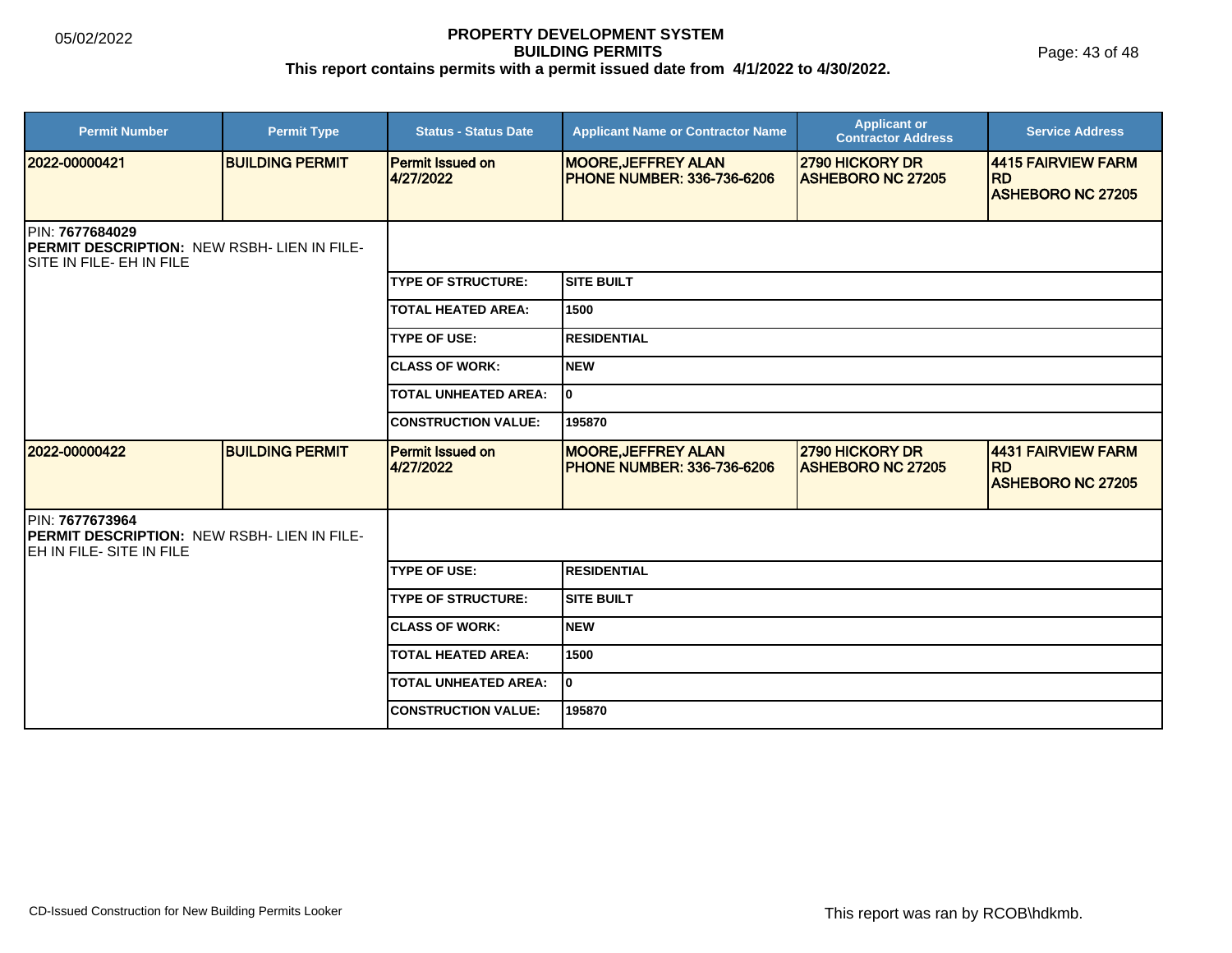# PROPERTY DEVELOPMENT SYSTEM
## BUILDING PERMITS
### This report contains permits with a permit issued date from 4/1/2022 to 4/30/2022.

| Permit Number | Permit Type | Status - Status Date | Applicant Name or Contractor Name | Applicant or Contractor Address | Service Address |
|---|---|---|---|---|---|
| 2022-00000421 | BUILDING PERMIT | Permit Issued on 4/27/2022 | MOORE,JEFFREY ALAN PHONE NUMBER: 336-736-6206 | 2790 HICKORY DR ASHEBORO NC 27205 | 4415 FAIRVIEW FARM RD ASHEBORO NC 27205 |

PIN: **7677684029**
**PERMIT DESCRIPTION:** NEW RSBH- LIEN IN FILE- SITE IN FILE- EH IN FILE

| | |
|---|---|
| TYPE OF STRUCTURE: | SITE BUILT |
| TOTAL HEATED AREA: | 1500 |
| TYPE OF USE: | RESIDENTIAL |
| CLASS OF WORK: | NEW |
| TOTAL UNHEATED AREA: | 0 |
| CONSTRUCTION VALUE: | 195870 |

| Permit Number | Permit Type | Status - Status Date | Applicant Name or Contractor Name | Applicant or Contractor Address | Service Address |
|---|---|---|---|---|---|
| 2022-00000422 | BUILDING PERMIT | Permit Issued on 4/27/2022 | MOORE,JEFFREY ALAN PHONE NUMBER: 336-736-6206 | 2790 HICKORY DR ASHEBORO NC 27205 | 4431 FAIRVIEW FARM RD ASHEBORO NC 27205 |

PIN: **7677673964**
**PERMIT DESCRIPTION:** NEW RSBH- LIEN IN FILE- EH IN FILE- SITE IN FILE

| | |
|---|---|
| TYPE OF USE: | RESIDENTIAL |
| TYPE OF STRUCTURE: | SITE BUILT |
| CLASS OF WORK: | NEW |
| TOTAL HEATED AREA: | 1500 |
| TOTAL UNHEATED AREA: | 0 |
| CONSTRUCTION VALUE: | 195870 |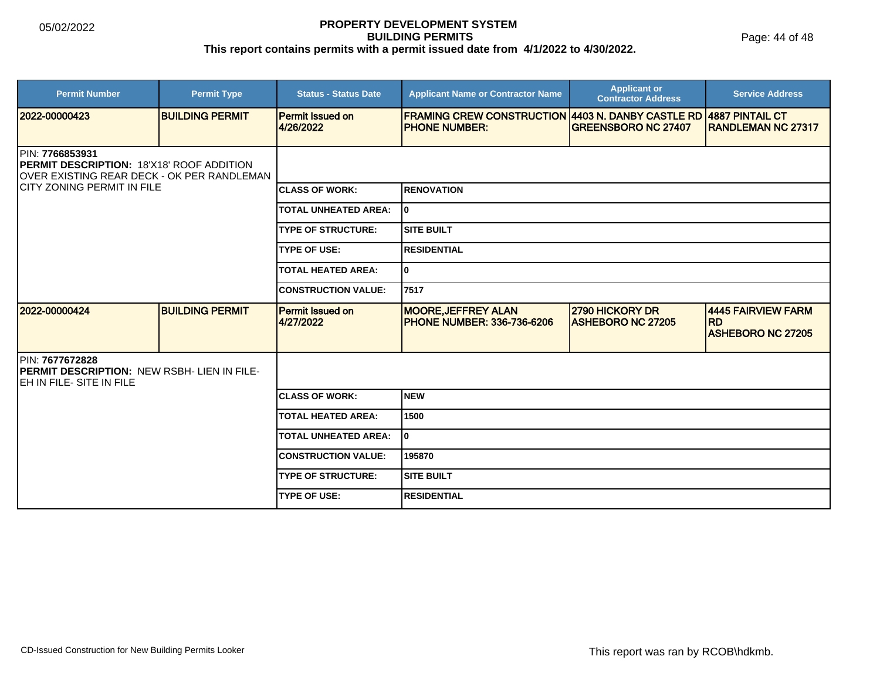# PROPERTY DEVELOPMENT SYSTEM
## BUILDING PERMITS
### This report contains permits with a permit issued date from 4/1/2022 to 4/30/2022.

05/02/2022

| Permit Number | Permit Type | Status - Status Date | Applicant Name or Contractor Name | Applicant or Contractor Address | Service Address |
|---|---|---|---|---|---|
| 2022-00000423 | BUILDING PERMIT | Permit Issued on 4/26/2022 | FRAMING CREW CONSTRUCTION PHONE NUMBER: | 4403 N. DANBY CASTLE RD GREENSBORO NC 27407 | 4887 PINTAIL CT RANDLEMAN NC 27317 |

PIN: **7766853931**
**PERMIT DESCRIPTION:** 18'X18' ROOF ADDITION OVER EXISTING REAR DECK - OK PER RANDLEMAN CITY ZONING PERMIT IN FILE

| | |
|---|---|
| CLASS OF WORK: | RENOVATION |
| TOTAL UNHEATED AREA: | 0 |
| TYPE OF STRUCTURE: | SITE BUILT |
| TYPE OF USE: | RESIDENTIAL |
| TOTAL HEATED AREA: | 0 |
| CONSTRUCTION VALUE: | 7517 |

| Permit Number | Permit Type | Status - Status Date | Applicant Name or Contractor Name | Applicant or Contractor Address | Service Address |
|---|---|---|---|---|---|
| 2022-00000424 | BUILDING PERMIT | Permit Issued on 4/27/2022 | MOORE,JEFFREY ALAN PHONE NUMBER: 336-736-6206 | 2790 HICKORY DR ASHEBORO NC 27205 | 4445 FAIRVIEW FARM RD ASHEBORO NC 27205 |

PIN: **7677672828**
**PERMIT DESCRIPTION:** NEW RSBH- LIEN IN FILE- EH IN FILE- SITE IN FILE

| | |
|---|---|
| CLASS OF WORK: | NEW |
| TOTAL HEATED AREA: | 1500 |
| TOTAL UNHEATED AREA: | 0 |
| CONSTRUCTION VALUE: | 195870 |
| TYPE OF STRUCTURE: | SITE BUILT |
| TYPE OF USE: | RESIDENTIAL |

CD-Issued Construction for New Building Permits Looker

This report was ran by RCOB\hdkmb.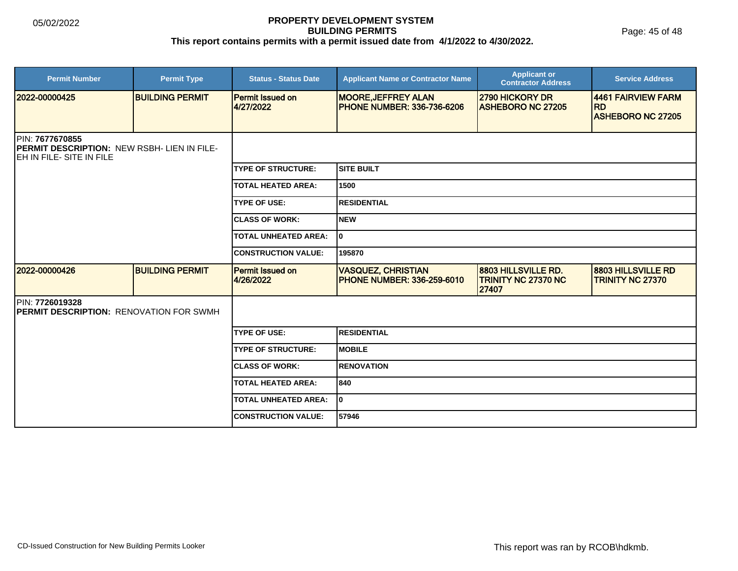# PROPERTY DEVELOPMENT SYSTEM
## BUILDING PERMITS
**This report contains permits with a permit issued date from 4/1/2022 to 4/30/2022.**

05/02/2022

| Permit Number | Permit Type | Status - Status Date | Applicant Name or Contractor Name | Applicant or Contractor Address | Service Address |
|---|---|---|---|---|---|
| 2022-00000425 | BUILDING PERMIT | Permit Issued on 4/27/2022 | MOORE,JEFFREY ALAN PHONE NUMBER: 336-736-6206 | 2790 HICKORY DR ASHEBORO NC 27205 | 4461 FAIRVIEW FARM RD ASHEBORO NC 27205 |

PIN: **7677670855**
**PERMIT DESCRIPTION:** NEW RSBH- LIEN IN FILE- EH IN FILE- SITE IN FILE

| | |
|---|---|
| TYPE OF STRUCTURE: | SITE BUILT |
| TOTAL HEATED AREA: | 1500 |
| TYPE OF USE: | RESIDENTIAL |
| CLASS OF WORK: | NEW |
| TOTAL UNHEATED AREA: | 0 |
| CONSTRUCTION VALUE: | 195870 |

| Permit Number | Permit Type | Status - Status Date | Applicant Name or Contractor Name | Applicant or Contractor Address | Service Address |
|---|---|---|---|---|---|
| 2022-00000426 | BUILDING PERMIT | Permit Issued on 4/26/2022 | VASQUEZ, CHRISTIAN PHONE NUMBER: 336-259-6010 | 8803 HILLSVILLE RD. TRINITY NC 27370 NC 27407 | 8803 HILLSVILLE RD TRINITY NC 27370 |

PIN: **7726019328**
**PERMIT DESCRIPTION:** RENOVATION FOR SWMH

| | |
|---|---|
| TYPE OF USE: | RESIDENTIAL |
| TYPE OF STRUCTURE: | MOBILE |
| CLASS OF WORK: | RENOVATION |
| TOTAL HEATED AREA: | 840 |
| TOTAL UNHEATED AREA: | 0 |
| CONSTRUCTION VALUE: | 57946 |

CD-Issued Construction for New Building Permits Looker

This report was ran by RCOB\hdkmb.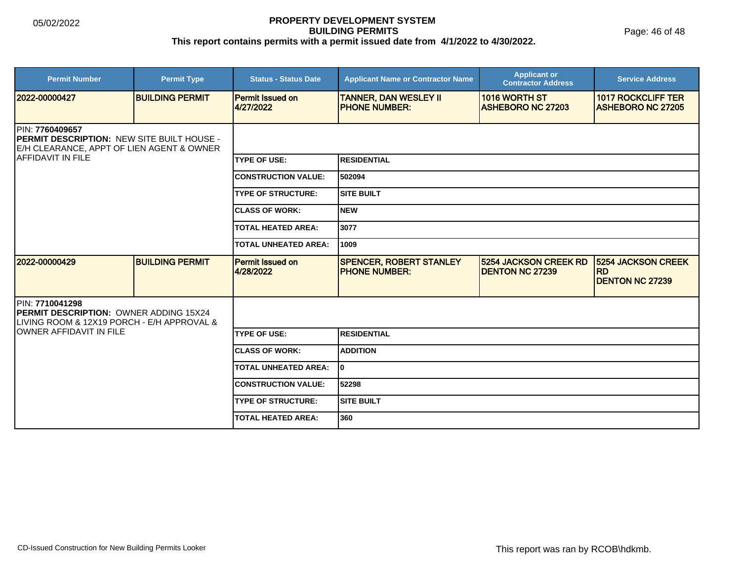# PROPERTY DEVELOPMENT SYSTEM
## BUILDING PERMITS
### This report contains permits with a permit issued date from 4/1/2022 to 4/30/2022.

05/02/2022

| Permit Number | Permit Type | Status - Status Date | Applicant Name or Contractor Name | Applicant or Contractor Address | Service Address |
|---|---|---|---|---|---|
| 2022-00000427 | BUILDING PERMIT | Permit Issued on 4/27/2022 | TANNER, DAN WESLEY II PHONE NUMBER: | 1016 WORTH ST ASHEBORO NC 27203 | 1017 ROCKCLIFF TER ASHEBORO NC 27205 |

PIN: **7760409657**
**PERMIT DESCRIPTION:** NEW SITE BUILT HOUSE - E/H CLEARANCE, APPT OF LIEN AGENT & OWNER AFFIDAVIT IN FILE

| | |
|---|---|
| TYPE OF USE: | RESIDENTIAL |
| CONSTRUCTION VALUE: | 502094 |
| TYPE OF STRUCTURE: | SITE BUILT |
| CLASS OF WORK: | NEW |
| TOTAL HEATED AREA: | 3077 |
| TOTAL UNHEATED AREA: | 1009 |

| Permit Number | Permit Type | Status - Status Date | Applicant Name or Contractor Name | Applicant or Contractor Address | Service Address |
|---|---|---|---|---|---|
| 2022-00000429 | BUILDING PERMIT | Permit Issued on 4/28/2022 | SPENCER, ROBERT STANLEY PHONE NUMBER: | 5254 JACKSON CREEK RD DENTON NC 27239 | 5254 JACKSON CREEK RD DENTON NC 27239 |

PIN: **7710041298**
**PERMIT DESCRIPTION:** OWNER ADDING 15X24 LIVING ROOM & 12X19 PORCH - E/H APPROVAL & OWNER AFFIDAVIT IN FILE

| | |
|---|---|
| TYPE OF USE: | RESIDENTIAL |
| CLASS OF WORK: | ADDITION |
| TOTAL UNHEATED AREA: | 0 |
| CONSTRUCTION VALUE: | 52298 |
| TYPE OF STRUCTURE: | SITE BUILT |
| TOTAL HEATED AREA: | 360 |

CD-Issued Construction for New Building Permits Looker

This report was ran by RCOB\hdkmb.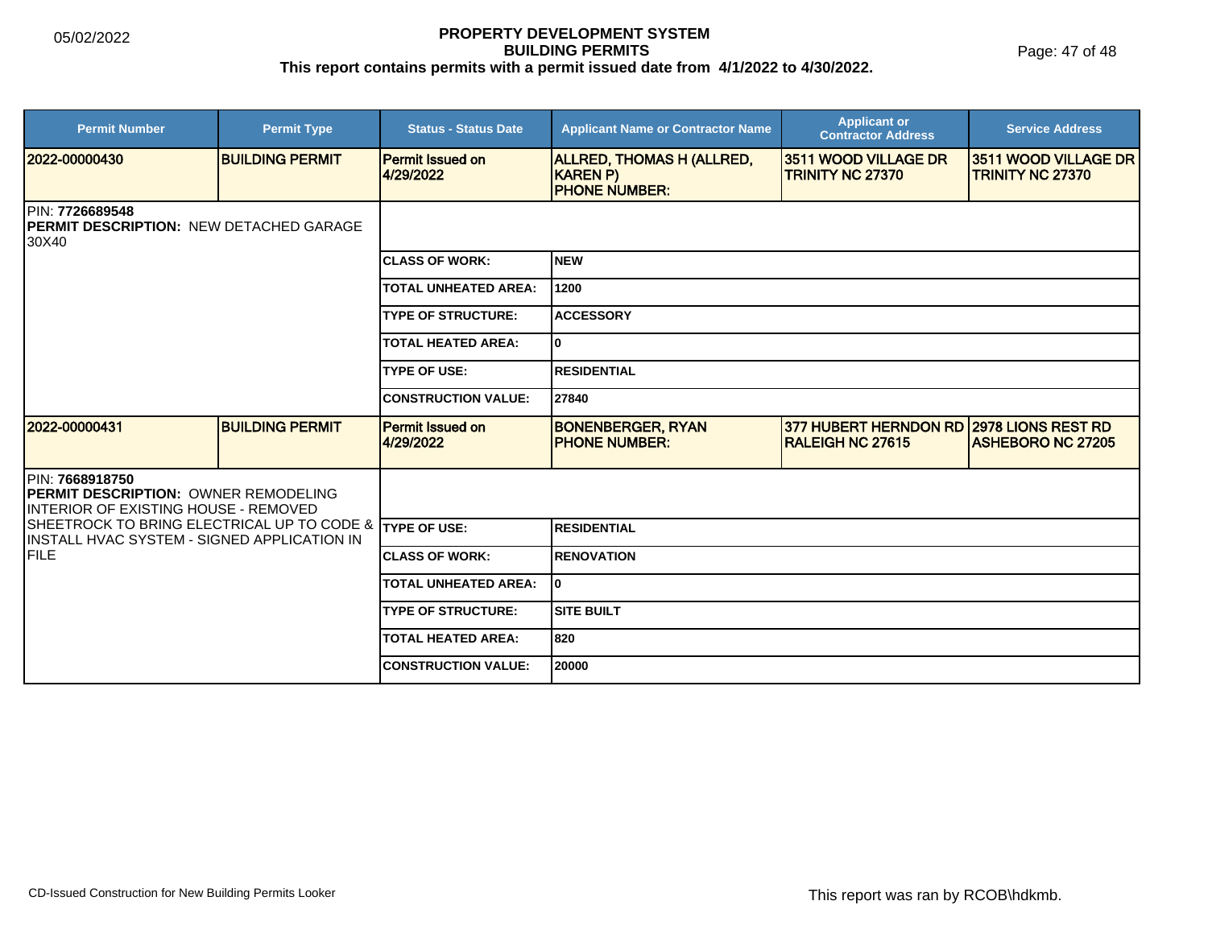**PROPERTY DEVELOPMENT SYSTEM**
**BUILDING PERMITS**
**This report contains permits with a permit issued date from 4/1/2022 to 4/30/2022.**

| Permit Number | Permit Type | Status - Status Date | Applicant Name or Contractor Name | Applicant or Contractor Address | Service Address |
|---|---|---|---|---|---|
| 2022-00000430 | BUILDING PERMIT | Permit Issued on 4/29/2022 | ALLRED, THOMAS H (ALLRED, KAREN P) PHONE NUMBER: | 3511 WOOD VILLAGE DR TRINITY NC 27370 | 3511 WOOD VILLAGE DR TRINITY NC 27370 |

PIN: **7726689548**
**PERMIT DESCRIPTION:** NEW DETACHED GARAGE 30X40

| | |
|---|---|
| CLASS OF WORK: | NEW |
| TOTAL UNHEATED AREA: | 1200 |
| TYPE OF STRUCTURE: | ACCESSORY |
| TOTAL HEATED AREA: | 0 |
| TYPE OF USE: | RESIDENTIAL |
| CONSTRUCTION VALUE: | 27840 |

| Permit Number | Permit Type | Status - Status Date | Applicant Name or Contractor Name | Applicant or Contractor Address | Service Address |
|---|---|---|---|---|---|
| 2022-00000431 | BUILDING PERMIT | Permit Issued on 4/29/2022 | BONENBERGER, RYAN PHONE NUMBER: | 377 HUBERT HERNDON RD RALEIGH NC 27615 | 2978 LIONS REST RD ASHEBORO NC 27205 |

PIN: **7668918750**
**PERMIT DESCRIPTION:** OWNER REMODELING INTERIOR OF EXISTING HOUSE - REMOVED SHEETROCK TO BRING ELECTRICAL UP TO CODE & INSTALL HVAC SYSTEM - SIGNED APPLICATION IN FILE

| | |
|---|---|
| TYPE OF USE: | RESIDENTIAL |
| CLASS OF WORK: | RENOVATION |
| TOTAL UNHEATED AREA: | 0 |
| TYPE OF STRUCTURE: | SITE BUILT |
| TOTAL HEATED AREA: | 820 |
| CONSTRUCTION VALUE: | 20000 |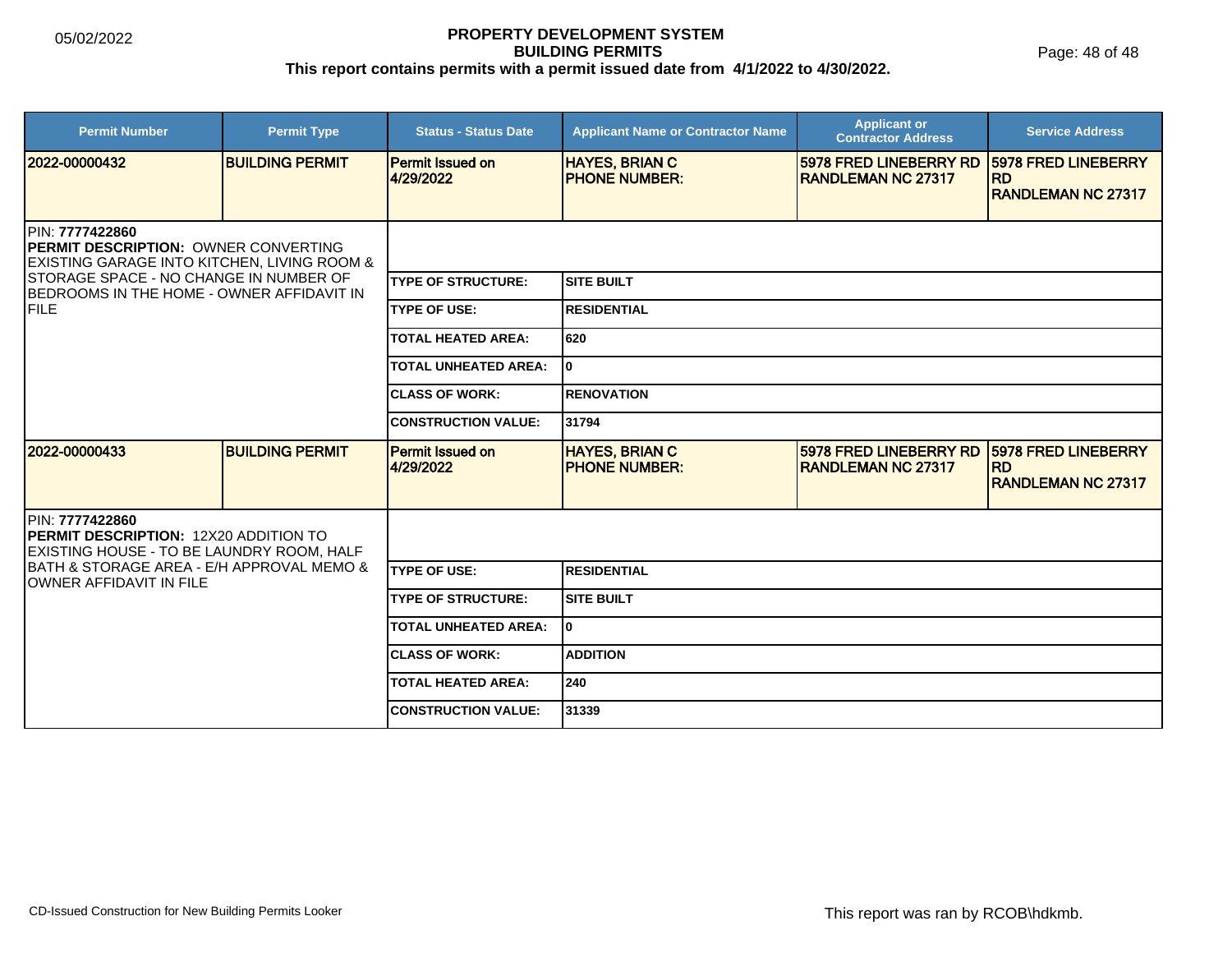**PROPERTY DEVELOPMENT SYSTEM**
**BUILDING PERMITS**
**This report contains permits with a permit issued date from 4/1/2022 to 4/30/2022.**

| Permit Number | Permit Type | Status - Status Date | Applicant Name or Contractor Name | Applicant or Contractor Address | Service Address |
|---|---|---|---|---|---|
| 2022-00000432 | BUILDING PERMIT | Permit Issued on 4/29/2022 | HAYES, BRIAN C PHONE NUMBER: | 5978 FRED LINEBERRY RD RANDLEMAN NC 27317 | 5978 FRED LINEBERRY RD RANDLEMAN NC 27317 |

PIN: **7777422860**
**PERMIT DESCRIPTION:** OWNER CONVERTING EXISTING GARAGE INTO KITCHEN, LIVING ROOM & STORAGE SPACE - NO CHANGE IN NUMBER OF BEDROOMS IN THE HOME - OWNER AFFIDAVIT IN FILE

| | |
|---|---|
| TYPE OF STRUCTURE: | SITE BUILT |
| TYPE OF USE: | RESIDENTIAL |
| TOTAL HEATED AREA: | 620 |
| TOTAL UNHEATED AREA: | 0 |
| CLASS OF WORK: | RENOVATION |
| CONSTRUCTION VALUE: | 31794 |

| Permit Number | Permit Type | Status - Status Date | Applicant Name or Contractor Name | Applicant or Contractor Address | Service Address |
|---|---|---|---|---|---|
| 2022-00000433 | BUILDING PERMIT | Permit Issued on 4/29/2022 | HAYES, BRIAN C PHONE NUMBER: | 5978 FRED LINEBERRY RD RANDLEMAN NC 27317 | 5978 FRED LINEBERRY RD RANDLEMAN NC 27317 |

PIN: **7777422860**
**PERMIT DESCRIPTION:** 12X20 ADDITION TO EXISTING HOUSE - TO BE LAUNDRY ROOM, HALF BATH & STORAGE AREA - E/H APPROVAL MEMO & OWNER AFFIDAVIT IN FILE

| | |
|---|---|
| TYPE OF USE: | RESIDENTIAL |
| TYPE OF STRUCTURE: | SITE BUILT |
| TOTAL UNHEATED AREA: | 0 |
| CLASS OF WORK: | ADDITION |
| TOTAL HEATED AREA: | 240 |
| CONSTRUCTION VALUE: | 31339 |